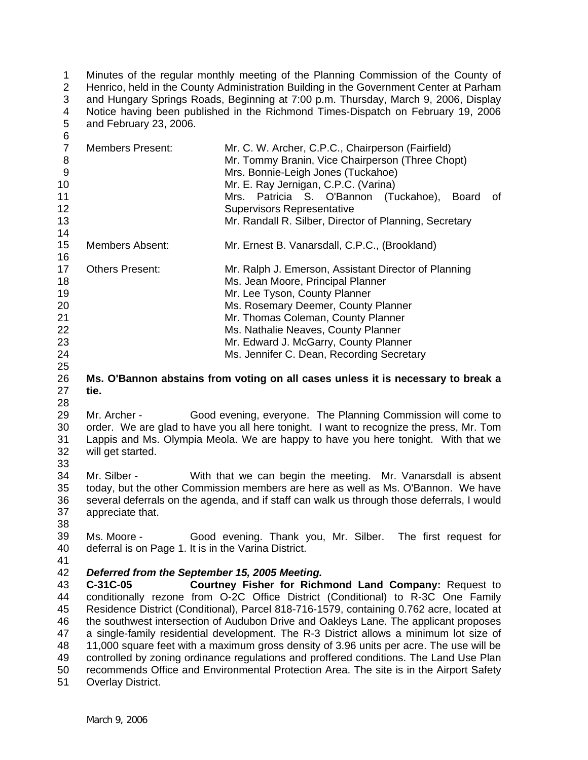Minutes of the regular monthly meeting of the Planning Commission of the County of Henrico, held in the County Administration Building in the Government Center at Parham and Hungary Springs Roads, Beginning at 7:00 p.m. Thursday, March 9, 2006, Display Notice having been published in the Richmond Times-Dispatch on February 19, 2006 and February 23, 2006.

| | |
|---|---|
| Members Present: | Mr. C. W. Archer, C.P.C., Chairperson (Fairfield) |
| | Mr. Tommy Branin, Vice Chairperson (Three Chopt) |
| | Mrs. Bonnie-Leigh Jones (Tuckahoe) |
| | Mr. E. Ray Jernigan, C.P.C. (Varina) |
| | Mrs. Patricia S. O'Bannon (Tuckahoe), Board of Supervisors Representative |
| | Mr. Randall R. Silber, Director of Planning, Secretary |
| Members Absent: | Mr. Ernest B. Vanarsdall, C.P.C., (Brookland) |
| Others Present: | Mr. Ralph J. Emerson, Assistant Director of Planning |
| | Ms. Jean Moore, Principal Planner |
| | Mr. Lee Tyson, County Planner |
| | Ms. Rosemary Deemer, County Planner |
| | Mr. Thomas Coleman, County Planner |
| | Ms. Nathalie Neaves, County Planner |
| | Mr. Edward J. McGarry, County Planner |
| | Ms. Jennifer C. Dean, Recording Secretary |

**Ms. O'Bannon abstains from voting on all cases unless it is necessary to break a tie.**

Mr. Archer - Good evening, everyone. The Planning Commission will come to order. We are glad to have you all here tonight. I want to recognize the press, Mr. Tom Lappis and Ms. Olympia Meola. We are happy to have you here tonight. With that we will get started.

Mr. Silber - With that we can begin the meeting. Mr. Vanarsdall is absent today, but the other Commission members are here as well as Ms. O'Bannon. We have several deferrals on the agenda, and if staff can walk us through those deferrals, I would appreciate that.

Ms. Moore - Good evening. Thank you, Mr. Silber. The first request for deferral is on Page 1. It is in the Varina District.

***Deferred from the September 15, 2005 Meeting.***
**C-31C-05 Courtney Fisher for Richmond Land Company:** Request to conditionally rezone from O-2C Office District (Conditional) to R-3C One Family Residence District (Conditional), Parcel 818-716-1579, containing 0.762 acre, located at the southwest intersection of Audubon Drive and Oakleys Lane. The applicant proposes a single-family residential development. The R-3 District allows a minimum lot size of 11,000 square feet with a maximum gross density of 3.96 units per acre. The use will be controlled by zoning ordinance regulations and proffered conditions. The Land Use Plan recommends Office and Environmental Protection Area. The site is in the Airport Safety Overlay District.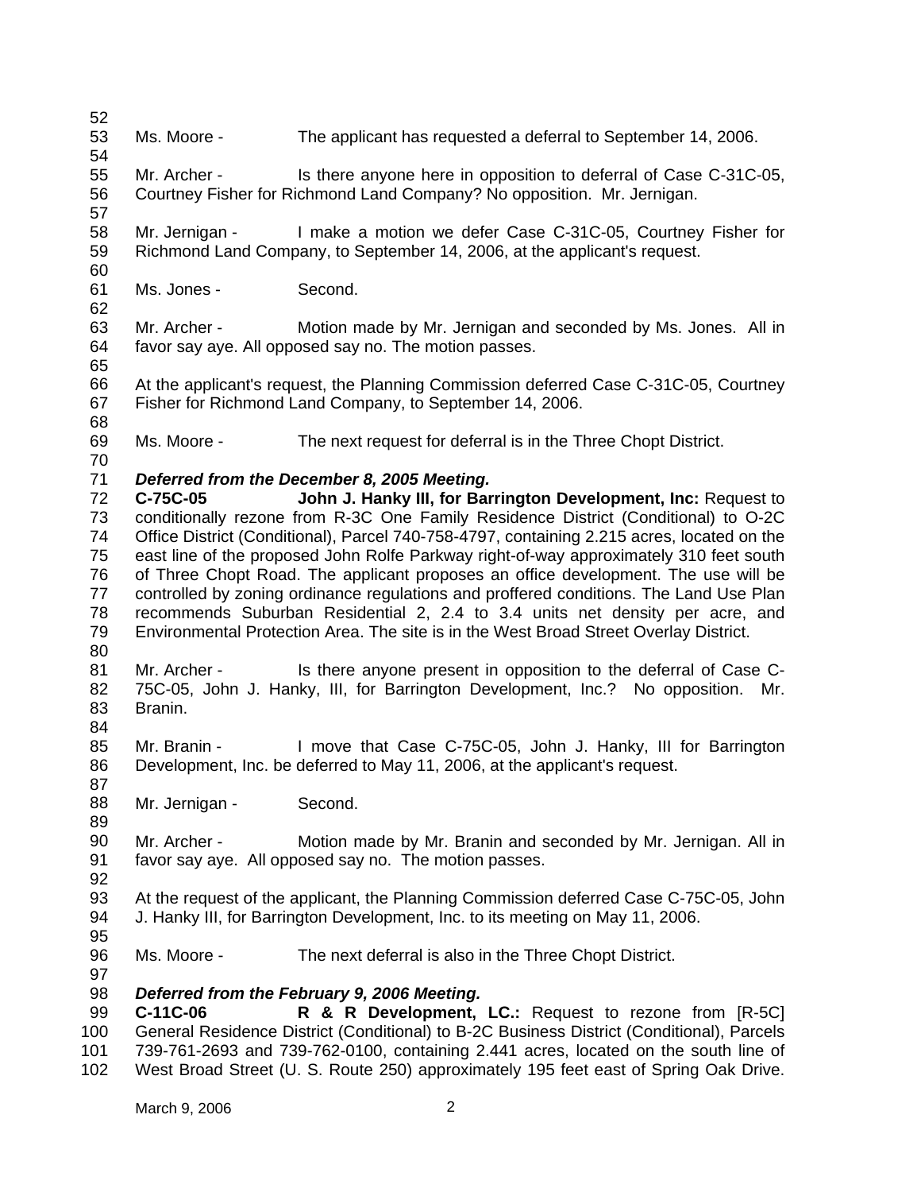Ms. Moore - The applicant has requested a deferral to September 14, 2006.

Mr. Archer - Is there anyone here in opposition to deferral of Case C-31C-05, Courtney Fisher for Richmond Land Company? No opposition. Mr. Jernigan.

Mr. Jernigan - I make a motion we defer Case C-31C-05, Courtney Fisher for Richmond Land Company, to September 14, 2006, at the applicant's request.

Ms. Jones - Second.

Mr. Archer - Motion made by Mr. Jernigan and seconded by Ms. Jones. All in favor say aye. All opposed say no. The motion passes.

At the applicant's request, the Planning Commission deferred Case C-31C-05, Courtney Fisher for Richmond Land Company, to September 14, 2006.

Ms. Moore - The next request for deferral is in the Three Chopt District.

***Deferred from the December 8, 2005 Meeting.***
**C-75C-05 John J. Hanky III, for Barrington Development, Inc:** Request to conditionally rezone from R-3C One Family Residence District (Conditional) to O-2C Office District (Conditional), Parcel 740-758-4797, containing 2.215 acres, located on the east line of the proposed John Rolfe Parkway right-of-way approximately 310 feet south of Three Chopt Road. The applicant proposes an office development. The use will be controlled by zoning ordinance regulations and proffered conditions. The Land Use Plan recommends Suburban Residential 2, 2.4 to 3.4 units net density per acre, and Environmental Protection Area. The site is in the West Broad Street Overlay District.

Mr. Archer - Is there anyone present in opposition to the deferral of Case C-75C-05, John J. Hanky, III, for Barrington Development, Inc.? No opposition. Mr. Branin.

Mr. Branin - I move that Case C-75C-05, John J. Hanky, III for Barrington Development, Inc. be deferred to May 11, 2006, at the applicant's request.

Mr. Jernigan - Second.

Mr. Archer - Motion made by Mr. Branin and seconded by Mr. Jernigan. All in favor say aye. All opposed say no. The motion passes.

At the request of the applicant, the Planning Commission deferred Case C-75C-05, John J. Hanky III, for Barrington Development, Inc. to its meeting on May 11, 2006.

Ms. Moore - The next deferral is also in the Three Chopt District.

***Deferred from the February 9, 2006 Meeting.***
**C-11C-06 R & R Development, LC.:** Request to rezone from [R-5C] General Residence District (Conditional) to B-2C Business District (Conditional), Parcels 739-761-2693 and 739-762-0100, containing 2.441 acres, located on the south line of West Broad Street (U. S. Route 250) approximately 195 feet east of Spring Oak Drive.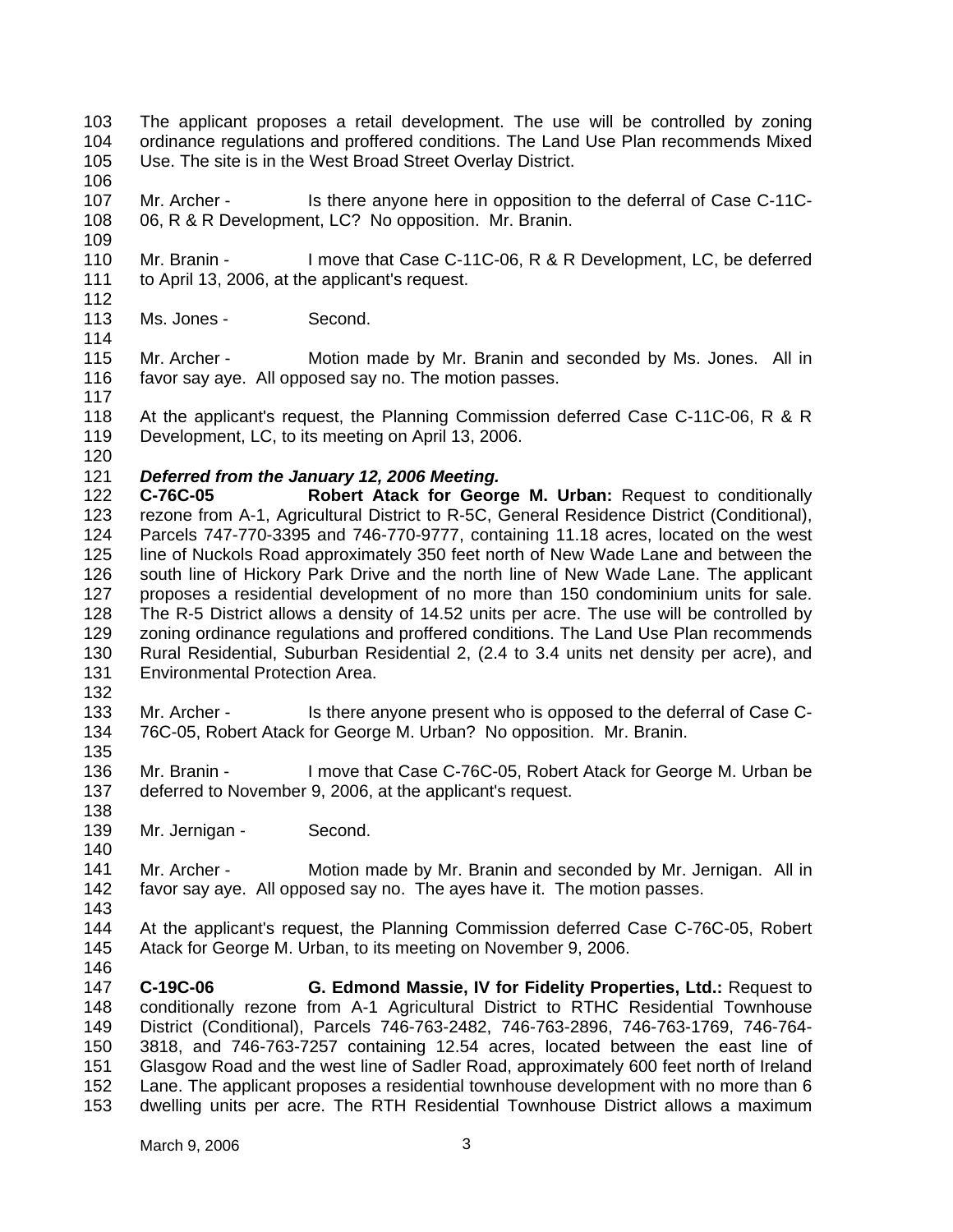The applicant proposes a retail development. The use will be controlled by zoning ordinance regulations and proffered conditions. The Land Use Plan recommends Mixed Use. The site is in the West Broad Street Overlay District.

Mr. Archer - Is there anyone here in opposition to the deferral of Case C-11C-06, R & R Development, LC? No opposition. Mr. Branin.

Mr. Branin - I move that Case C-11C-06, R & R Development, LC, be deferred to April 13, 2006, at the applicant's request.

Ms. Jones - Second.

Mr. Archer - Motion made by Mr. Branin and seconded by Ms. Jones. All in favor say aye. All opposed say no. The motion passes.

At the applicant's request, the Planning Commission deferred Case C-11C-06, R & R Development, LC, to its meeting on April 13, 2006.

***Deferred from the January 12, 2006 Meeting.***

**C-76C-05 Robert Atack for George M. Urban:** Request to conditionally rezone from A-1, Agricultural District to R-5C, General Residence District (Conditional), Parcels 747-770-3395 and 746-770-9777, containing 11.18 acres, located on the west line of Nuckols Road approximately 350 feet north of New Wade Lane and between the south line of Hickory Park Drive and the north line of New Wade Lane. The applicant proposes a residential development of no more than 150 condominium units for sale. The R-5 District allows a density of 14.52 units per acre. The use will be controlled by zoning ordinance regulations and proffered conditions. The Land Use Plan recommends Rural Residential, Suburban Residential 2, (2.4 to 3.4 units net density per acre), and Environmental Protection Area.

Mr. Archer - Is there anyone present who is opposed to the deferral of Case C-76C-05, Robert Atack for George M. Urban? No opposition. Mr. Branin.

Mr. Branin - I move that Case C-76C-05, Robert Atack for George M. Urban be deferred to November 9, 2006, at the applicant's request.

Mr. Jernigan - Second.

Mr. Archer - Motion made by Mr. Branin and seconded by Mr. Jernigan. All in favor say aye. All opposed say no. The ayes have it. The motion passes.

At the applicant's request, the Planning Commission deferred Case C-76C-05, Robert Atack for George M. Urban, to its meeting on November 9, 2006.

**C-19C-06 G. Edmond Massie, IV for Fidelity Properties, Ltd.:** Request to conditionally rezone from A-1 Agricultural District to RTHC Residential Townhouse District (Conditional), Parcels 746-763-2482, 746-763-2896, 746-763-1769, 746-764-3818, and 746-763-7257 containing 12.54 acres, located between the east line of Glasgow Road and the west line of Sadler Road, approximately 600 feet north of Ireland Lane. The applicant proposes a residential townhouse development with no more than 6 dwelling units per acre. The RTH Residential Townhouse District allows a maximum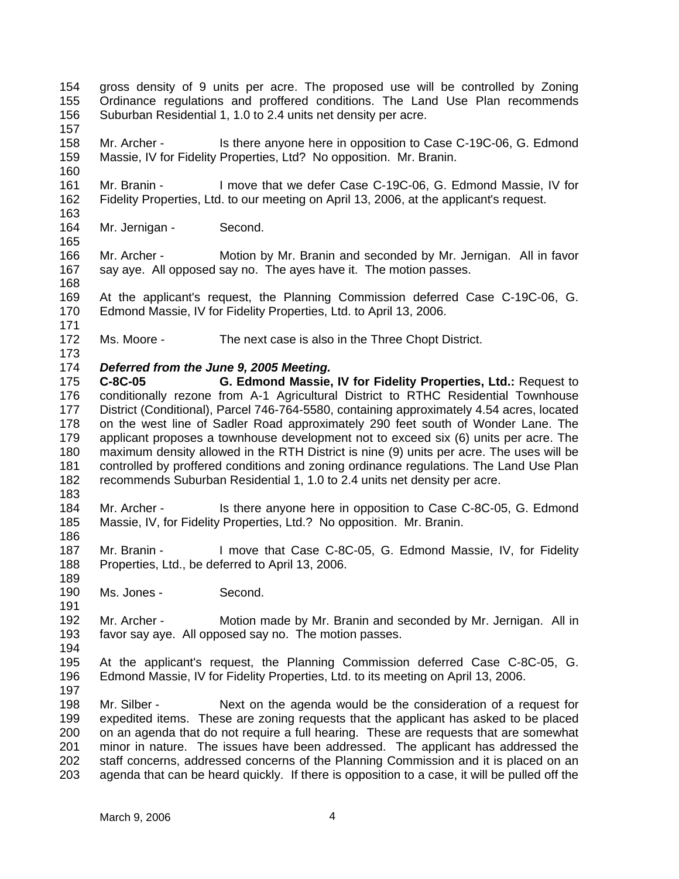gross density of 9 units per acre. The proposed use will be controlled by Zoning Ordinance regulations and proffered conditions. The Land Use Plan recommends Suburban Residential 1, 1.0 to 2.4 units net density per acre.

Mr. Archer - Is there anyone here in opposition to Case C-19C-06, G. Edmond Massie, IV for Fidelity Properties, Ltd? No opposition. Mr. Branin.

Mr. Branin - I move that we defer Case C-19C-06, G. Edmond Massie, IV for Fidelity Properties, Ltd. to our meeting on April 13, 2006, at the applicant's request.

Mr. Jernigan - Second.

Mr. Archer - Motion by Mr. Branin and seconded by Mr. Jernigan. All in favor say aye. All opposed say no. The ayes have it. The motion passes.

At the applicant's request, the Planning Commission deferred Case C-19C-06, G. Edmond Massie, IV for Fidelity Properties, Ltd. to April 13, 2006.

Ms. Moore - The next case is also in the Three Chopt District.

***Deferred from the June 9, 2005 Meeting.***

**C-8C-05 G. Edmond Massie, IV for Fidelity Properties, Ltd.:** Request to conditionally rezone from A-1 Agricultural District to RTHC Residential Townhouse District (Conditional), Parcel 746-764-5580, containing approximately 4.54 acres, located on the west line of Sadler Road approximately 290 feet south of Wonder Lane. The applicant proposes a townhouse development not to exceed six (6) units per acre. The maximum density allowed in the RTH District is nine (9) units per acre. The uses will be controlled by proffered conditions and zoning ordinance regulations. The Land Use Plan recommends Suburban Residential 1, 1.0 to 2.4 units net density per acre.

Mr. Archer - Is there anyone here in opposition to Case C-8C-05, G. Edmond Massie, IV, for Fidelity Properties, Ltd.? No opposition. Mr. Branin.

Mr. Branin - I move that Case C-8C-05, G. Edmond Massie, IV, for Fidelity Properties, Ltd., be deferred to April 13, 2006.

Ms. Jones - Second.

Mr. Archer - Motion made by Mr. Branin and seconded by Mr. Jernigan. All in favor say aye. All opposed say no. The motion passes.

At the applicant's request, the Planning Commission deferred Case C-8C-05, G. Edmond Massie, IV for Fidelity Properties, Ltd. to its meeting on April 13, 2006.

Mr. Silber - Next on the agenda would be the consideration of a request for expedited items. These are zoning requests that the applicant has asked to be placed on an agenda that do not require a full hearing. These are requests that are somewhat minor in nature. The issues have been addressed. The applicant has addressed the staff concerns, addressed concerns of the Planning Commission and it is placed on an agenda that can be heard quickly. If there is opposition to a case, it will be pulled off the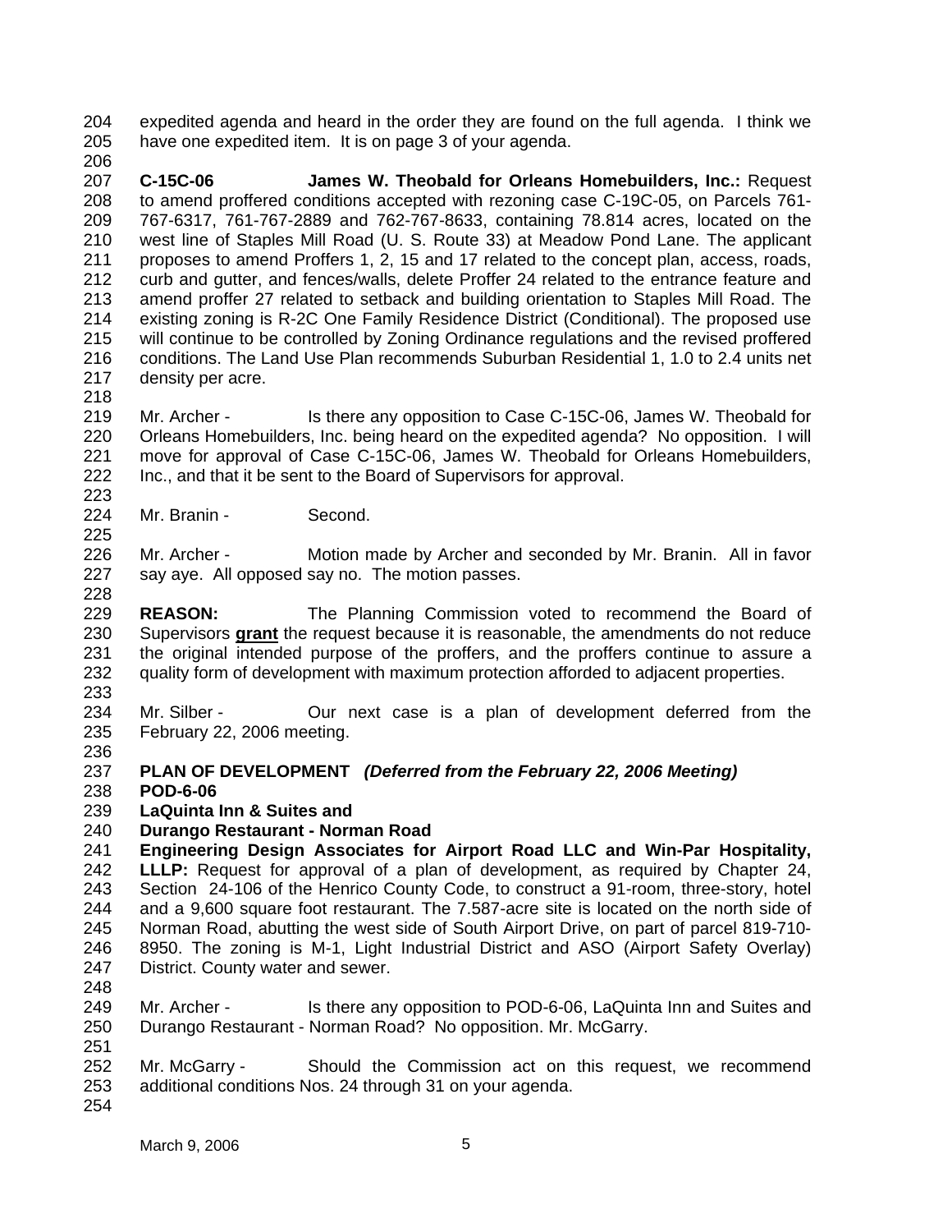expedited agenda and heard in the order they are found on the full agenda. I think we have one expedited item. It is on page 3 of your agenda.

**C-15C-06** **James W. Theobald for Orleans Homebuilders, Inc.:** Request to amend proffered conditions accepted with rezoning case C-19C-05, on Parcels 761-767-6317, 761-767-2889 and 762-767-8633, containing 78.814 acres, located on the west line of Staples Mill Road (U. S. Route 33) at Meadow Pond Lane. The applicant proposes to amend Proffers 1, 2, 15 and 17 related to the concept plan, access, roads, curb and gutter, and fences/walls, delete Proffer 24 related to the entrance feature and amend proffer 27 related to setback and building orientation to Staples Mill Road. The existing zoning is R-2C One Family Residence District (Conditional). The proposed use will continue to be controlled by Zoning Ordinance regulations and the revised proffered conditions. The Land Use Plan recommends Suburban Residential 1, 1.0 to 2.4 units net density per acre.

Mr. Archer - Is there any opposition to Case C-15C-06, James W. Theobald for Orleans Homebuilders, Inc. being heard on the expedited agenda? No opposition. I will move for approval of Case C-15C-06, James W. Theobald for Orleans Homebuilders, Inc., and that it be sent to the Board of Supervisors for approval.

Mr. Branin - Second.

Mr. Archer - Motion made by Archer and seconded by Mr. Branin. All in favor say aye. All opposed say no. The motion passes.

**REASON:** The Planning Commission voted to recommend the Board of Supervisors **grant** the request because it is reasonable, the amendments do not reduce the original intended purpose of the proffers, and the proffers continue to assure a quality form of development with maximum protection afforded to adjacent properties.

Mr. Silber - Our next case is a plan of development deferred from the February 22, 2006 meeting.

**PLAN OF DEVELOPMENT** ***(Deferred from the February 22, 2006 Meeting)***
**POD-6-06**
**LaQuinta Inn & Suites and**
**Durango Restaurant - Norman Road**
**Engineering Design Associates for Airport Road LLC and Win-Par Hospitality, LLLP:** Request for approval of a plan of development, as required by Chapter 24, Section 24-106 of the Henrico County Code, to construct a 91-room, three-story, hotel and a 9,600 square foot restaurant. The 7.587-acre site is located on the north side of Norman Road, abutting the west side of South Airport Drive, on part of parcel 819-710-8950. The zoning is M-1, Light Industrial District and ASO (Airport Safety Overlay) District. County water and sewer.

Mr. Archer - Is there any opposition to POD-6-06, LaQuinta Inn and Suites and Durango Restaurant - Norman Road? No opposition. Mr. McGarry.

Mr. McGarry - Should the Commission act on this request, we recommend additional conditions Nos. 24 through 31 on your agenda.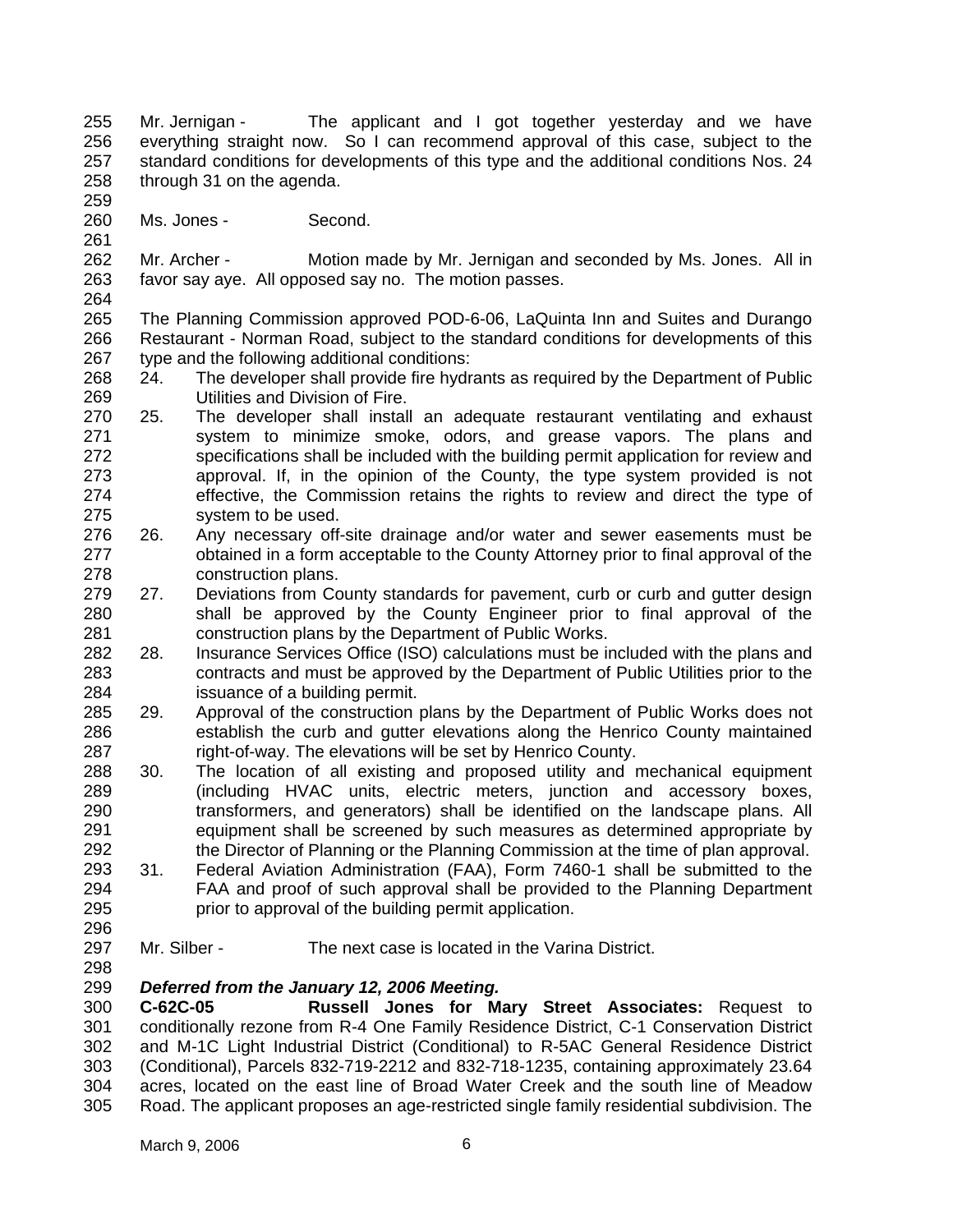Mr. Jernigan - The applicant and I got together yesterday and we have everything straight now. So I can recommend approval of this case, subject to the standard conditions for developments of this type and the additional conditions Nos. 24 through 31 on the agenda.

Ms. Jones - Second.

Mr. Archer - Motion made by Mr. Jernigan and seconded by Ms. Jones. All in favor say aye. All opposed say no. The motion passes.

The Planning Commission approved POD-6-06, LaQuinta Inn and Suites and Durango Restaurant - Norman Road, subject to the standard conditions for developments of this type and the following additional conditions:

24. The developer shall provide fire hydrants as required by the Department of Public Utilities and Division of Fire.
25. The developer shall install an adequate restaurant ventilating and exhaust system to minimize smoke, odors, and grease vapors. The plans and specifications shall be included with the building permit application for review and approval. If, in the opinion of the County, the type system provided is not effective, the Commission retains the rights to review and direct the type of system to be used.
26. Any necessary off-site drainage and/or water and sewer easements must be obtained in a form acceptable to the County Attorney prior to final approval of the construction plans.
27. Deviations from County standards for pavement, curb or curb and gutter design shall be approved by the County Engineer prior to final approval of the construction plans by the Department of Public Works.
28. Insurance Services Office (ISO) calculations must be included with the plans and contracts and must be approved by the Department of Public Utilities prior to the issuance of a building permit.
29. Approval of the construction plans by the Department of Public Works does not establish the curb and gutter elevations along the Henrico County maintained right-of-way. The elevations will be set by Henrico County.
30. The location of all existing and proposed utility and mechanical equipment (including HVAC units, electric meters, junction and accessory boxes, transformers, and generators) shall be identified on the landscape plans. All equipment shall be screened by such measures as determined appropriate by the Director of Planning or the Planning Commission at the time of plan approval.
31. Federal Aviation Administration (FAA), Form 7460-1 shall be submitted to the FAA and proof of such approval shall be provided to the Planning Department prior to approval of the building permit application.

Mr. Silber - The next case is located in the Varina District.

***Deferred from the January 12, 2006 Meeting.***

**C-62C-05 Russell Jones for Mary Street Associates:** Request to conditionally rezone from R-4 One Family Residence District, C-1 Conservation District and M-1C Light Industrial District (Conditional) to R-5AC General Residence District (Conditional), Parcels 832-719-2212 and 832-718-1235, containing approximately 23.64 acres, located on the east line of Broad Water Creek and the south line of Meadow Road. The applicant proposes an age-restricted single family residential subdivision. The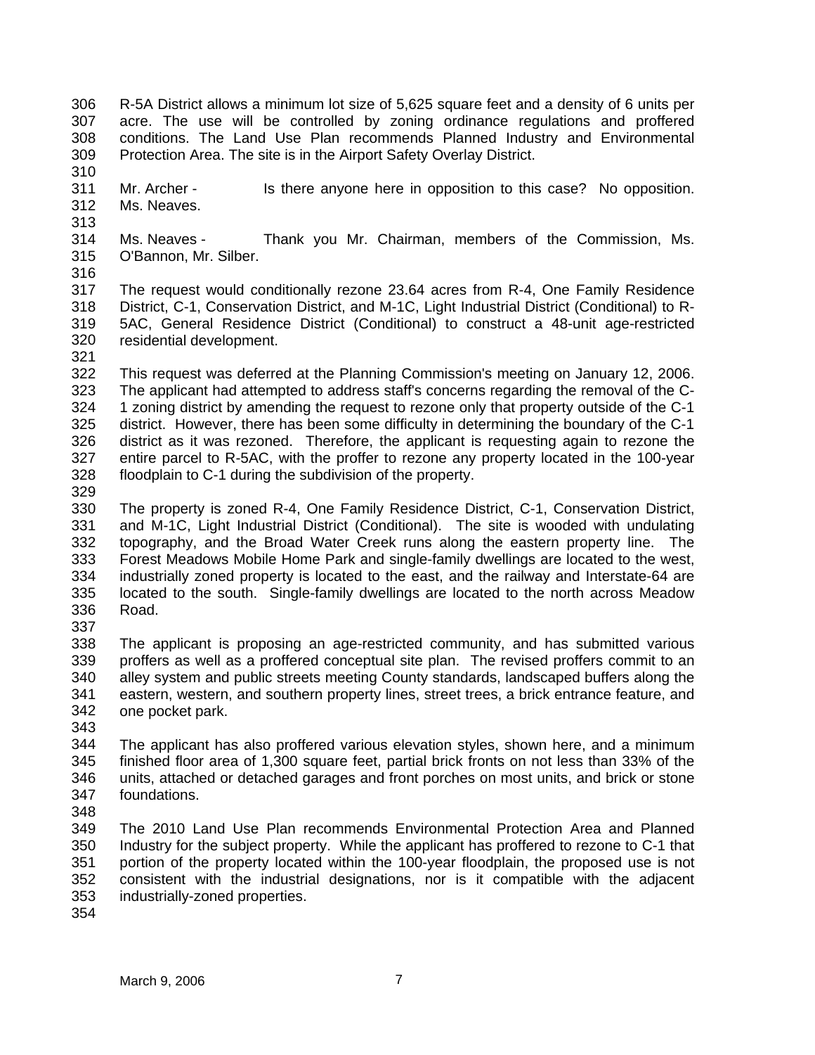R-5A District allows a minimum lot size of 5,625 square feet and a density of 6 units per acre. The use will be controlled by zoning ordinance regulations and proffered conditions. The Land Use Plan recommends Planned Industry and Environmental Protection Area. The site is in the Airport Safety Overlay District.

Mr. Archer - Is there anyone here in opposition to this case? No opposition. Ms. Neaves.

Ms. Neaves - Thank you Mr. Chairman, members of the Commission, Ms. O'Bannon, Mr. Silber.

The request would conditionally rezone 23.64 acres from R-4, One Family Residence District, C-1, Conservation District, and M-1C, Light Industrial District (Conditional) to R-5AC, General Residence District (Conditional) to construct a 48-unit age-restricted residential development.

This request was deferred at the Planning Commission's meeting on January 12, 2006. The applicant had attempted to address staff's concerns regarding the removal of the C-1 zoning district by amending the request to rezone only that property outside of the C-1 district. However, there has been some difficulty in determining the boundary of the C-1 district as it was rezoned. Therefore, the applicant is requesting again to rezone the entire parcel to R-5AC, with the proffer to rezone any property located in the 100-year floodplain to C-1 during the subdivision of the property.

The property is zoned R-4, One Family Residence District, C-1, Conservation District, and M-1C, Light Industrial District (Conditional). The site is wooded with undulating topography, and the Broad Water Creek runs along the eastern property line. The Forest Meadows Mobile Home Park and single-family dwellings are located to the west, industrially zoned property is located to the east, and the railway and Interstate-64 are located to the south. Single-family dwellings are located to the north across Meadow Road.

The applicant is proposing an age-restricted community, and has submitted various proffers as well as a proffered conceptual site plan. The revised proffers commit to an alley system and public streets meeting County standards, landscaped buffers along the eastern, western, and southern property lines, street trees, a brick entrance feature, and one pocket park.

The applicant has also proffered various elevation styles, shown here, and a minimum finished floor area of 1,300 square feet, partial brick fronts on not less than 33% of the units, attached or detached garages and front porches on most units, and brick or stone foundations.

The 2010 Land Use Plan recommends Environmental Protection Area and Planned Industry for the subject property. While the applicant has proffered to rezone to C-1 that portion of the property located within the 100-year floodplain, the proposed use is not consistent with the industrial designations, nor is it compatible with the adjacent industrially-zoned properties.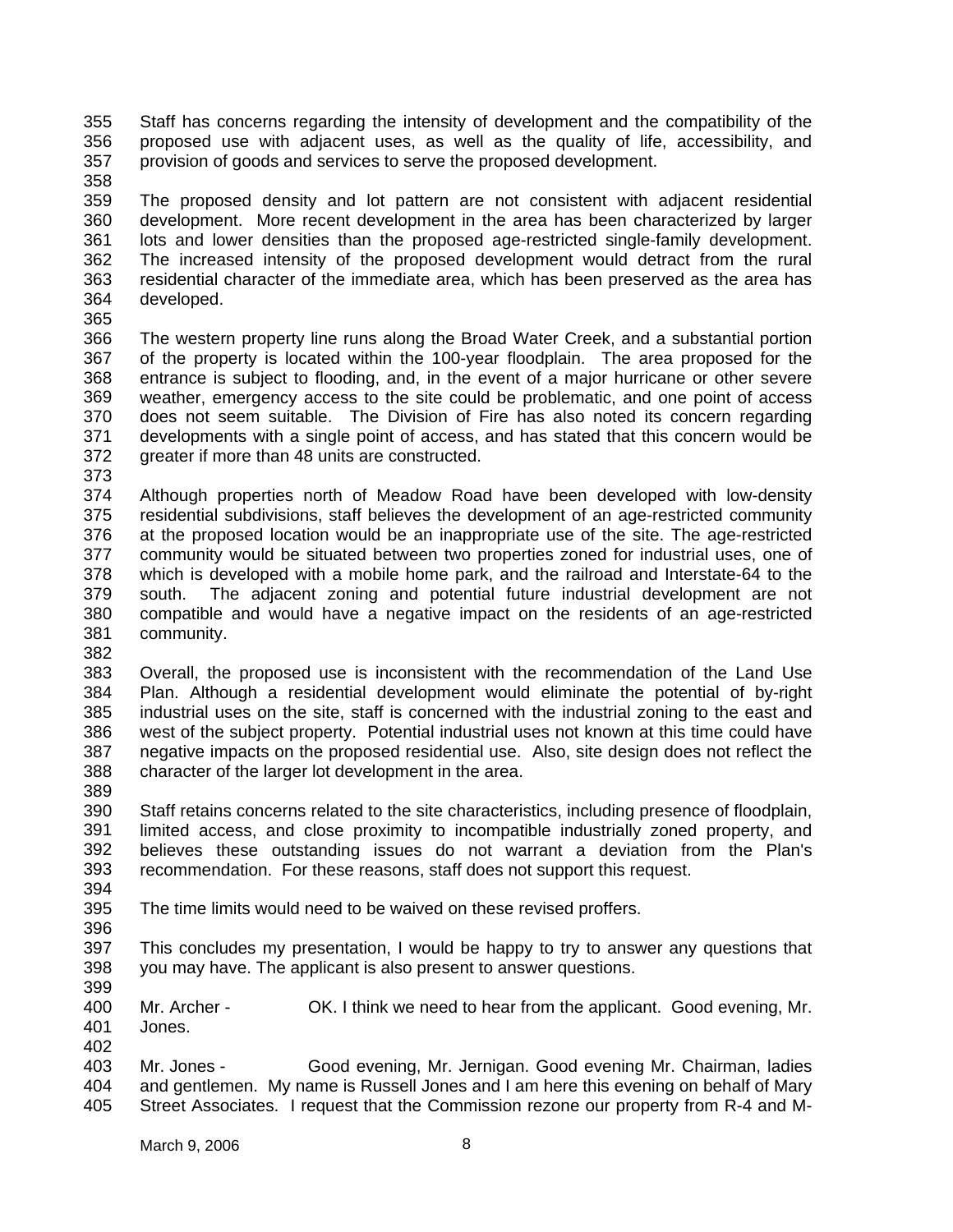Staff has concerns regarding the intensity of development and the compatibility of the proposed use with adjacent uses, as well as the quality of life, accessibility, and provision of goods and services to serve the proposed development.

The proposed density and lot pattern are not consistent with adjacent residential development. More recent development in the area has been characterized by larger lots and lower densities than the proposed age-restricted single-family development. The increased intensity of the proposed development would detract from the rural residential character of the immediate area, which has been preserved as the area has developed.

The western property line runs along the Broad Water Creek, and a substantial portion of the property is located within the 100-year floodplain. The area proposed for the entrance is subject to flooding, and, in the event of a major hurricane or other severe weather, emergency access to the site could be problematic, and one point of access does not seem suitable. The Division of Fire has also noted its concern regarding developments with a single point of access, and has stated that this concern would be greater if more than 48 units are constructed.

Although properties north of Meadow Road have been developed with low-density residential subdivisions, staff believes the development of an age-restricted community at the proposed location would be an inappropriate use of the site. The age-restricted community would be situated between two properties zoned for industrial uses, one of which is developed with a mobile home park, and the railroad and Interstate-64 to the south. The adjacent zoning and potential future industrial development are not compatible and would have a negative impact on the residents of an age-restricted community.

Overall, the proposed use is inconsistent with the recommendation of the Land Use Plan. Although a residential development would eliminate the potential of by-right industrial uses on the site, staff is concerned with the industrial zoning to the east and west of the subject property. Potential industrial uses not known at this time could have negative impacts on the proposed residential use. Also, site design does not reflect the character of the larger lot development in the area.

Staff retains concerns related to the site characteristics, including presence of floodplain, limited access, and close proximity to incompatible industrially zoned property, and believes these outstanding issues do not warrant a deviation from the Plan's recommendation. For these reasons, staff does not support this request.

The time limits would need to be waived on these revised proffers.

This concludes my presentation, I would be happy to try to answer any questions that you may have. The applicant is also present to answer questions.

Mr. Archer - OK. I think we need to hear from the applicant. Good evening, Mr. Jones.

Mr. Jones - Good evening, Mr. Jernigan. Good evening Mr. Chairman, ladies and gentlemen. My name is Russell Jones and I am here this evening on behalf of Mary Street Associates. I request that the Commission rezone our property from R-4 and M-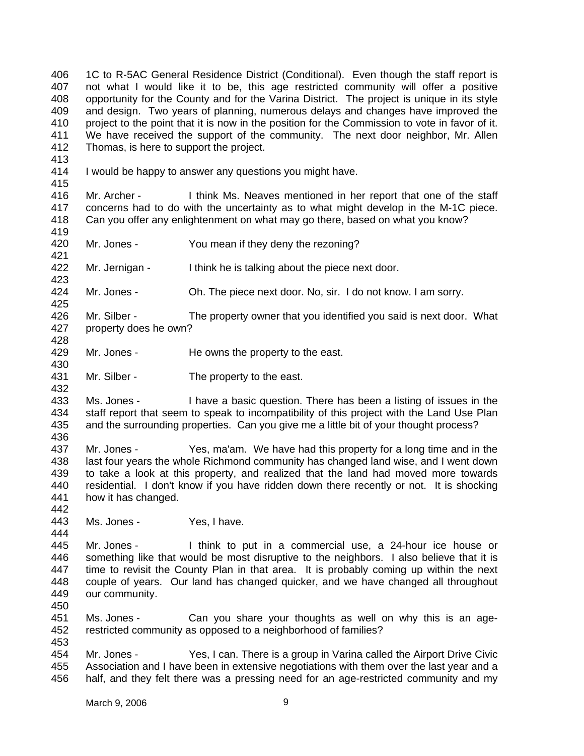1C to R-5AC General Residence District (Conditional). Even though the staff report is not what I would like it to be, this age restricted community will offer a positive opportunity for the County and for the Varina District. The project is unique in its style and design. Two years of planning, numerous delays and changes have improved the project to the point that it is now in the position for the Commission to vote in favor of it. We have received the support of the community. The next door neighbor, Mr. Allen Thomas, is here to support the project.

I would be happy to answer any questions you might have.

Mr. Archer - I think Ms. Neaves mentioned in her report that one of the staff concerns had to do with the uncertainty as to what might develop in the M-1C piece. Can you offer any enlightenment on what may go there, based on what you know?

Mr. Jones - You mean if they deny the rezoning?

Mr. Jernigan - I think he is talking about the piece next door.

Mr. Jones - Oh. The piece next door. No, sir. I do not know. I am sorry.

Mr. Silber - The property owner that you identified you said is next door. What property does he own?

Mr. Jones - He owns the property to the east.

Mr. Silber - The property to the east.

Ms. Jones - I have a basic question. There has been a listing of issues in the staff report that seem to speak to incompatibility of this project with the Land Use Plan and the surrounding properties. Can you give me a little bit of your thought process?

Mr. Jones - Yes, ma'am. We have had this property for a long time and in the last four years the whole Richmond community has changed land wise, and I went down to take a look at this property, and realized that the land had moved more towards residential. I don't know if you have ridden down there recently or not. It is shocking how it has changed.

Ms. Jones - Yes, I have.

Mr. Jones - I think to put in a commercial use, a 24-hour ice house or something like that would be most disruptive to the neighbors. I also believe that it is time to revisit the County Plan in that area. It is probably coming up within the next couple of years. Our land has changed quicker, and we have changed all throughout our community.

Ms. Jones - Can you share your thoughts as well on why this is an age-restricted community as opposed to a neighborhood of families?

Mr. Jones - Yes, I can. There is a group in Varina called the Airport Drive Civic Association and I have been in extensive negotiations with them over the last year and a half, and they felt there was a pressing need for an age-restricted community and my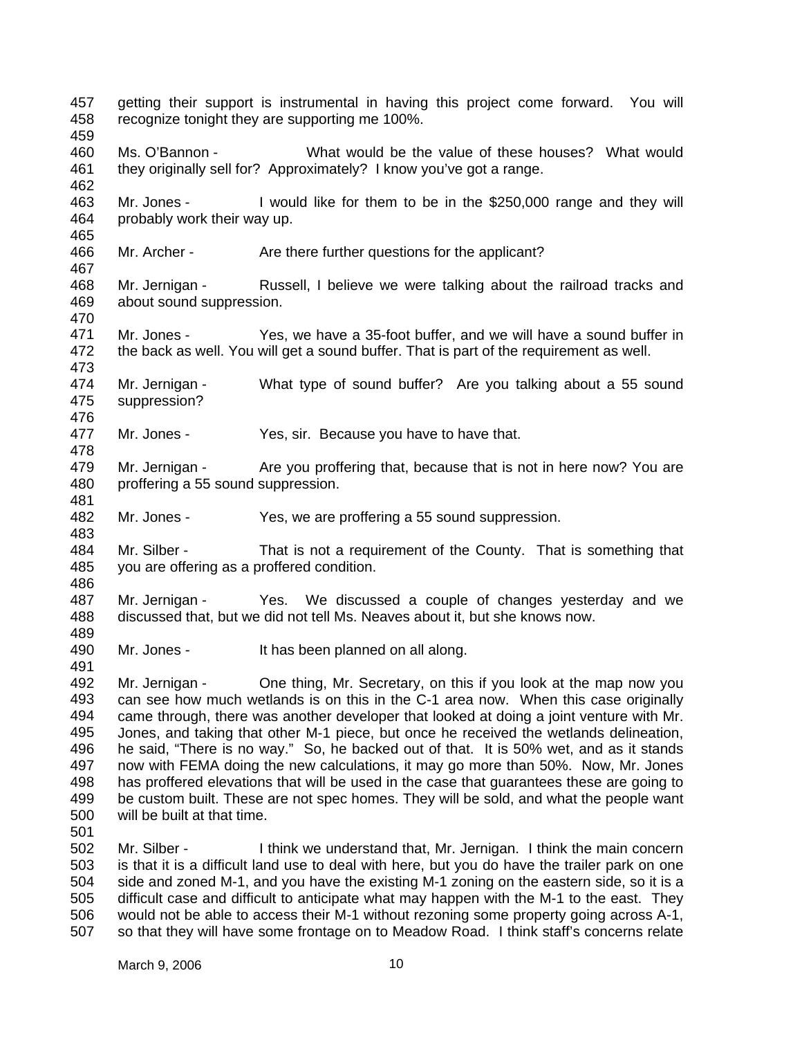getting their support is instrumental in having this project come forward. You will recognize tonight they are supporting me 100%.

Ms. O'Bannon - What would be the value of these houses? What would they originally sell for? Approximately? I know you've got a range.

Mr. Jones - I would like for them to be in the $250,000 range and they will probably work their way up.

Mr. Archer - Are there further questions for the applicant?

Mr. Jernigan - Russell, I believe we were talking about the railroad tracks and about sound suppression.

Mr. Jones - Yes, we have a 35-foot buffer, and we will have a sound buffer in the back as well. You will get a sound buffer. That is part of the requirement as well.

Mr. Jernigan - What type of sound buffer? Are you talking about a 55 sound suppression?

Mr. Jones - Yes, sir. Because you have to have that.

Mr. Jernigan - Are you proffering that, because that is not in here now? You are proffering a 55 sound suppression.

Mr. Jones - Yes, we are proffering a 55 sound suppression.

Mr. Silber - That is not a requirement of the County. That is something that you are offering as a proffered condition.

Mr. Jernigan - Yes. We discussed a couple of changes yesterday and we discussed that, but we did not tell Ms. Neaves about it, but she knows now.

Mr. Jones - It has been planned on all along.

Mr. Jernigan - One thing, Mr. Secretary, on this if you look at the map now you can see how much wetlands is on this in the C-1 area now. When this case originally came through, there was another developer that looked at doing a joint venture with Mr. Jones, and taking that other M-1 piece, but once he received the wetlands delineation, he said, "There is no way." So, he backed out of that. It is 50% wet, and as it stands now with FEMA doing the new calculations, it may go more than 50%. Now, Mr. Jones has proffered elevations that will be used in the case that guarantees these are going to be custom built. These are not spec homes. They will be sold, and what the people want will be built at that time.

Mr. Silber - I think we understand that, Mr. Jernigan. I think the main concern is that it is a difficult land use to deal with here, but you do have the trailer park on one side and zoned M-1, and you have the existing M-1 zoning on the eastern side, so it is a difficult case and difficult to anticipate what may happen with the M-1 to the east. They would not be able to access their M-1 without rezoning some property going across A-1, so that they will have some frontage on to Meadow Road. I think staff's concerns relate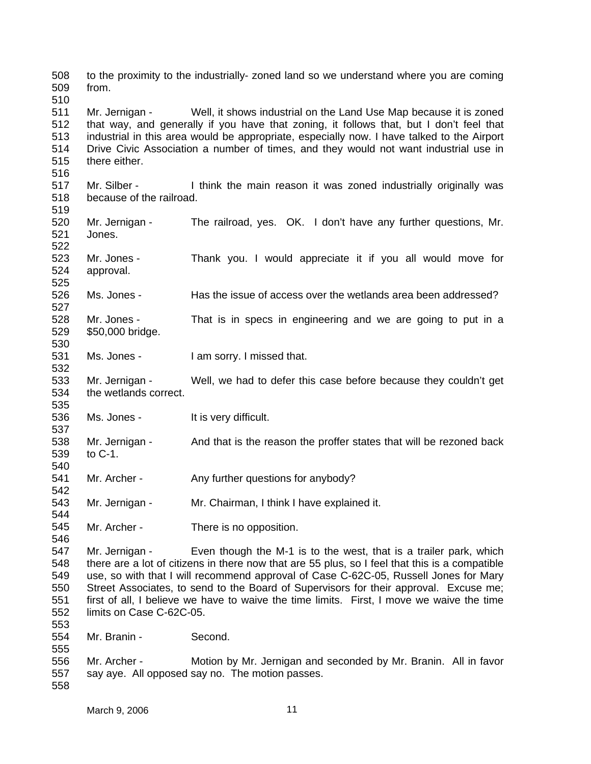to the proximity to the industrially- zoned land so we understand where you are coming from.

Mr. Jernigan - Well, it shows industrial on the Land Use Map because it is zoned that way, and generally if you have that zoning, it follows that, but I don't feel that industrial in this area would be appropriate, especially now. I have talked to the Airport Drive Civic Association a number of times, and they would not want industrial use in there either.

Mr. Silber - I think the main reason it was zoned industrially originally was because of the railroad.

Mr. Jernigan - The railroad, yes. OK. I don't have any further questions, Mr. Jones.

Mr. Jones - Thank you. I would appreciate it if you all would move for approval.

Ms. Jones - Has the issue of access over the wetlands area been addressed?

Mr. Jones - That is in specs in engineering and we are going to put in a $50,000 bridge.

Ms. Jones - I am sorry. I missed that.

Mr. Jernigan - Well, we had to defer this case before because they couldn't get the wetlands correct.

Ms. Jones - It is very difficult.

Mr. Jernigan - And that is the reason the proffer states that will be rezoned back to C-1.

Mr. Archer - Any further questions for anybody?

Mr. Jernigan - Mr. Chairman, I think I have explained it.

Mr. Archer - There is no opposition.

Mr. Jernigan - Even though the M-1 is to the west, that is a trailer park, which there are a lot of citizens in there now that are 55 plus, so I feel that this is a compatible use, so with that I will recommend approval of Case C-62C-05, Russell Jones for Mary Street Associates, to send to the Board of Supervisors for their approval. Excuse me; first of all, I believe we have to waive the time limits. First, I move we waive the time limits on Case C-62C-05.

Mr. Branin - Second.

Mr. Archer - Motion by Mr. Jernigan and seconded by Mr. Branin. All in favor say aye. All opposed say no. The motion passes.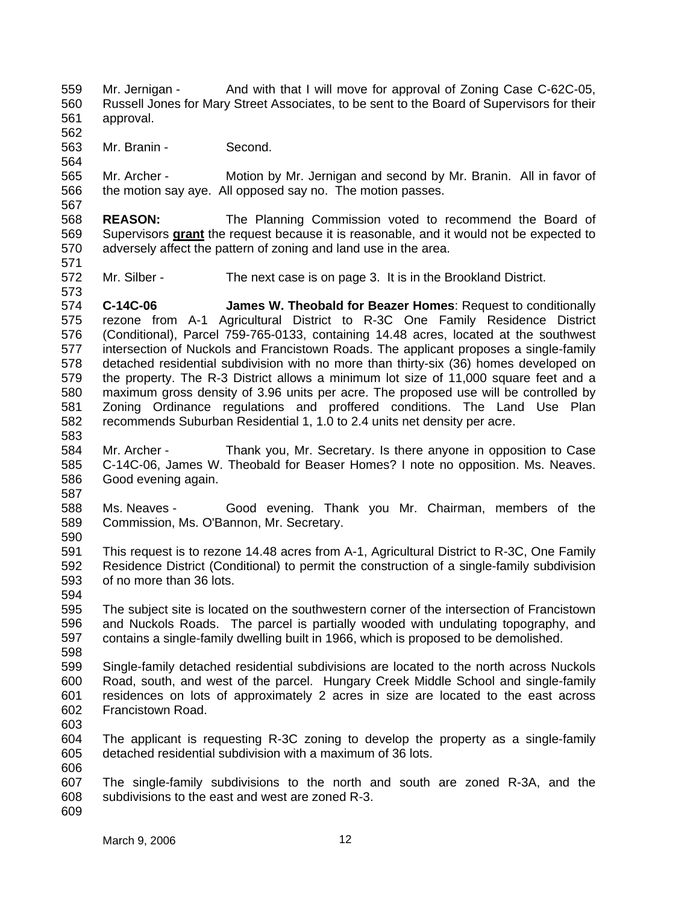Mr. Jernigan - And with that I will move for approval of Zoning Case C-62C-05, Russell Jones for Mary Street Associates, to be sent to the Board of Supervisors for their approval.

Mr. Branin - Second.

Mr. Archer - Motion by Mr. Jernigan and second by Mr. Branin. All in favor of the motion say aye. All opposed say no. The motion passes.

**REASON:** The Planning Commission voted to recommend the Board of Supervisors **grant** the request because it is reasonable, and it would not be expected to adversely affect the pattern of zoning and land use in the area.

Mr. Silber - The next case is on page 3. It is in the Brookland District.

**C-14C-06 James W. Theobald for Beazer Homes**: Request to conditionally rezone from A-1 Agricultural District to R-3C One Family Residence District (Conditional), Parcel 759-765-0133, containing 14.48 acres, located at the southwest intersection of Nuckols and Francistown Roads. The applicant proposes a single-family detached residential subdivision with no more than thirty-six (36) homes developed on the property. The R-3 District allows a minimum lot size of 11,000 square feet and a maximum gross density of 3.96 units per acre. The proposed use will be controlled by Zoning Ordinance regulations and proffered conditions. The Land Use Plan recommends Suburban Residential 1, 1.0 to 2.4 units net density per acre.

Mr. Archer - Thank you, Mr. Secretary. Is there anyone in opposition to Case C-14C-06, James W. Theobald for Beaser Homes? I note no opposition. Ms. Neaves. Good evening again.

Ms. Neaves - Good evening. Thank you Mr. Chairman, members of the Commission, Ms. O'Bannon, Mr. Secretary.

This request is to rezone 14.48 acres from A-1, Agricultural District to R-3C, One Family Residence District (Conditional) to permit the construction of a single-family subdivision of no more than 36 lots.

The subject site is located on the southwestern corner of the intersection of Francistown and Nuckols Roads. The parcel is partially wooded with undulating topography, and contains a single-family dwelling built in 1966, which is proposed to be demolished.

Single-family detached residential subdivisions are located to the north across Nuckols Road, south, and west of the parcel. Hungary Creek Middle School and single-family residences on lots of approximately 2 acres in size are located to the east across Francistown Road.

The applicant is requesting R-3C zoning to develop the property as a single-family detached residential subdivision with a maximum of 36 lots.

The single-family subdivisions to the north and south are zoned R-3A, and the subdivisions to the east and west are zoned R-3.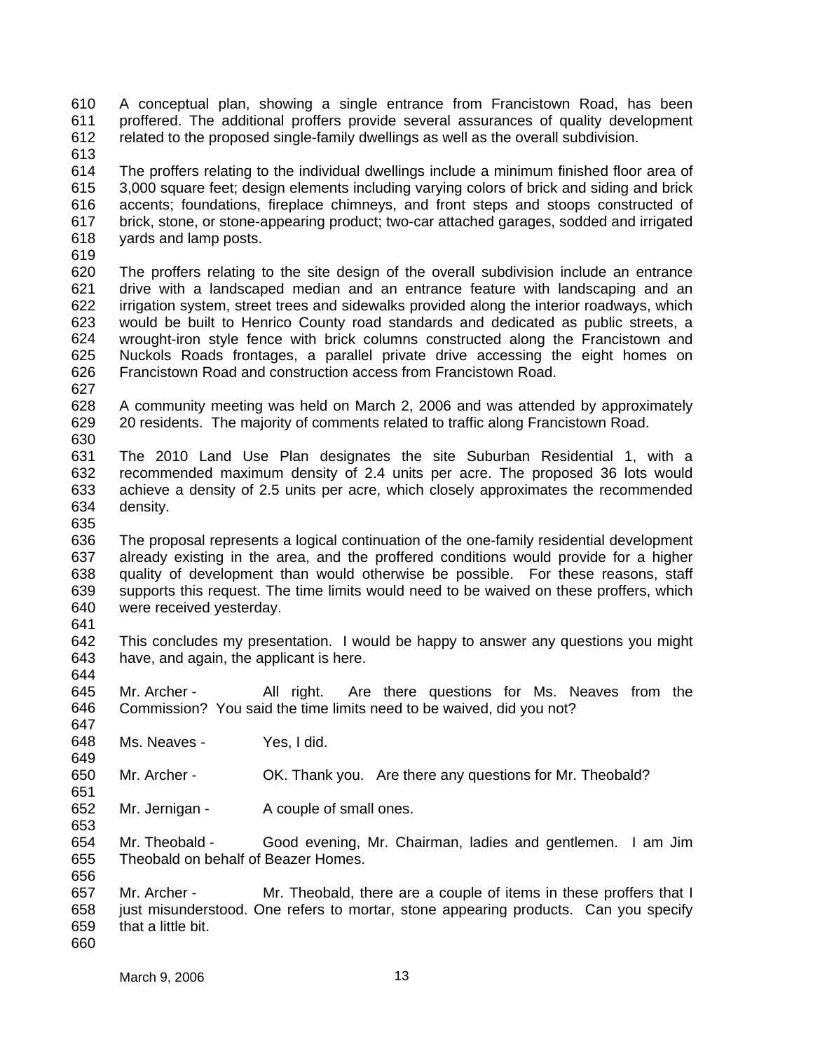A conceptual plan, showing a single entrance from Francistown Road, has been proffered. The additional proffers provide several assurances of quality development related to the proposed single-family dwellings as well as the overall subdivision.

The proffers relating to the individual dwellings include a minimum finished floor area of 3,000 square feet; design elements including varying colors of brick and siding and brick accents; foundations, fireplace chimneys, and front steps and stoops constructed of brick, stone, or stone-appearing product; two-car attached garages, sodded and irrigated yards and lamp posts.

The proffers relating to the site design of the overall subdivision include an entrance drive with a landscaped median and an entrance feature with landscaping and an irrigation system, street trees and sidewalks provided along the interior roadways, which would be built to Henrico County road standards and dedicated as public streets, a wrought-iron style fence with brick columns constructed along the Francistown and Nuckols Roads frontages, a parallel private drive accessing the eight homes on Francistown Road and construction access from Francistown Road.

A community meeting was held on March 2, 2006 and was attended by approximately 20 residents. The majority of comments related to traffic along Francistown Road.

The 2010 Land Use Plan designates the site Suburban Residential 1, with a recommended maximum density of 2.4 units per acre. The proposed 36 lots would achieve a density of 2.5 units per acre, which closely approximates the recommended density.

The proposal represents a logical continuation of the one-family residential development already existing in the area, and the proffered conditions would provide for a higher quality of development than would otherwise be possible. For these reasons, staff supports this request. The time limits would need to be waived on these proffers, which were received yesterday.

This concludes my presentation. I would be happy to answer any questions you might have, and again, the applicant is here.

Mr. Archer - All right. Are there questions for Ms. Neaves from the Commission? You said the time limits need to be waived, did you not?

Ms. Neaves - Yes, I did.

Mr. Archer - OK. Thank you. Are there any questions for Mr. Theobald?

Mr. Jernigan - A couple of small ones.

Mr. Theobald - Good evening, Mr. Chairman, ladies and gentlemen. I am Jim Theobald on behalf of Beazer Homes.

Mr. Archer - Mr. Theobald, there are a couple of items in these proffers that I just misunderstood. One refers to mortar, stone appearing products. Can you specify that a little bit.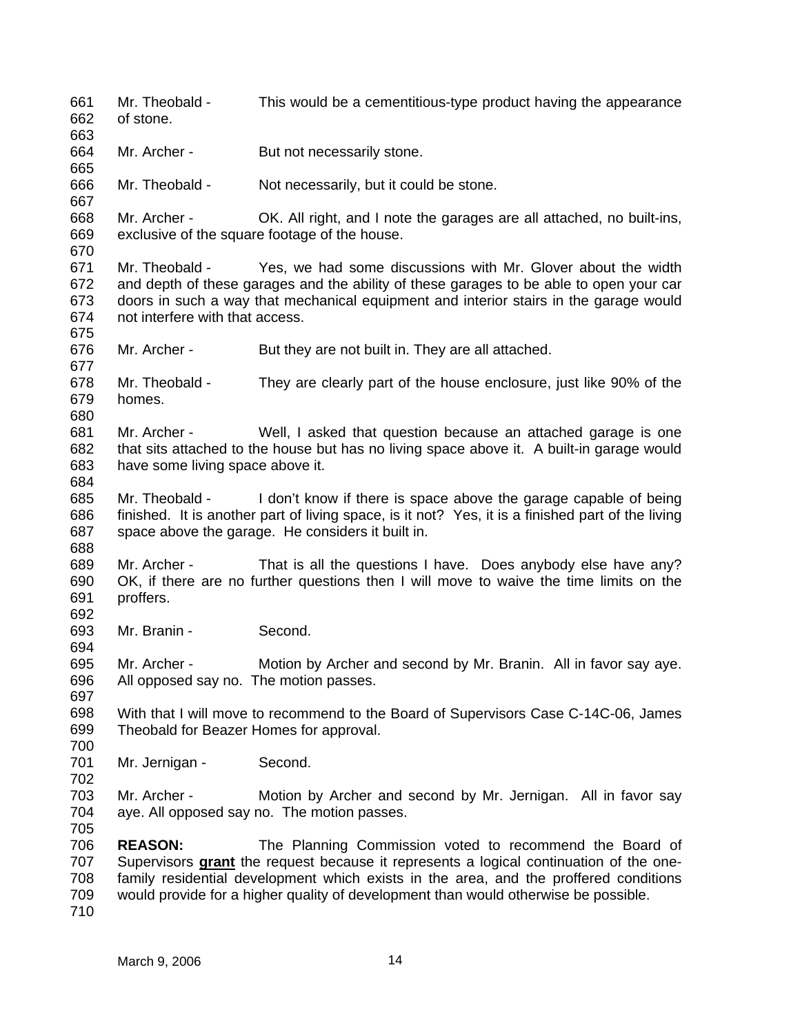Mr. Theobald - This would be a cementitious-type product having the appearance of stone.

Mr. Archer - But not necessarily stone.

Mr. Theobald - Not necessarily, but it could be stone.

Mr. Archer - OK. All right, and I note the garages are all attached, no built-ins, exclusive of the square footage of the house.

Mr. Theobald - Yes, we had some discussions with Mr. Glover about the width and depth of these garages and the ability of these garages to be able to open your car doors in such a way that mechanical equipment and interior stairs in the garage would not interfere with that access.

Mr. Archer - But they are not built in. They are all attached.

Mr. Theobald - They are clearly part of the house enclosure, just like 90% of the homes.

Mr. Archer - Well, I asked that question because an attached garage is one that sits attached to the house but has no living space above it. A built-in garage would have some living space above it.

Mr. Theobald - I don't know if there is space above the garage capable of being finished. It is another part of living space, is it not? Yes, it is a finished part of the living space above the garage. He considers it built in.

Mr. Archer - That is all the questions I have. Does anybody else have any? OK, if there are no further questions then I will move to waive the time limits on the proffers.

Mr. Branin - Second.

Mr. Archer - Motion by Archer and second by Mr. Branin. All in favor say aye. All opposed say no. The motion passes.

With that I will move to recommend to the Board of Supervisors Case C-14C-06, James Theobald for Beazer Homes for approval.

Mr. Jernigan - Second.

Mr. Archer - Motion by Archer and second by Mr. Jernigan. All in favor say aye. All opposed say no. The motion passes.

**REASON:** The Planning Commission voted to recommend the Board of Supervisors **grant** the request because it represents a logical continuation of the one-family residential development which exists in the area, and the proffered conditions would provide for a higher quality of development than would otherwise be possible.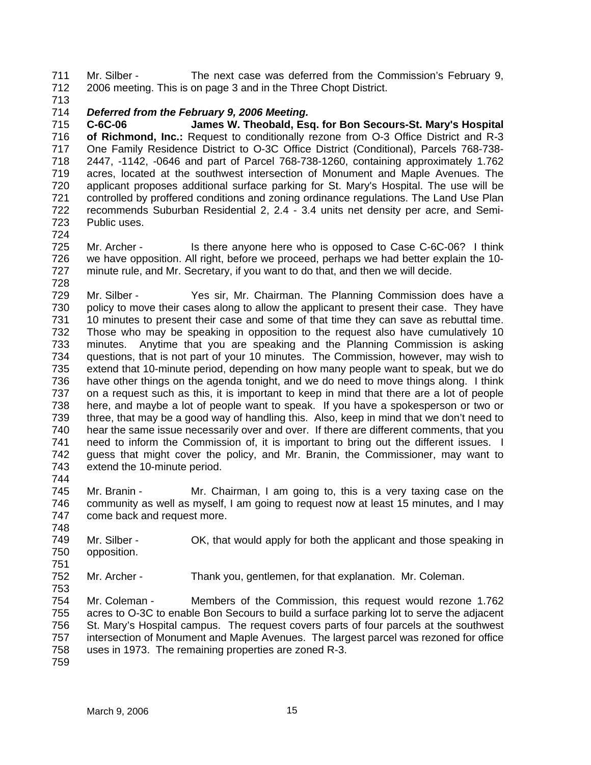Mr. Silber - The next case was deferred from the Commission's February 9, 2006 meeting. This is on page 3 and in the Three Chopt District.

***Deferred from the February 9, 2006 Meeting.***

**C-6C-06 James W. Theobald, Esq. for Bon Secours-St. Mary's Hospital of Richmond, Inc.:** Request to conditionally rezone from O-3 Office District and R-3 One Family Residence District to O-3C Office District (Conditional), Parcels 768-738-2447, -1142, -0646 and part of Parcel 768-738-1260, containing approximately 1.762 acres, located at the southwest intersection of Monument and Maple Avenues. The applicant proposes additional surface parking for St. Mary's Hospital. The use will be controlled by proffered conditions and zoning ordinance regulations. The Land Use Plan recommends Suburban Residential 2, 2.4 - 3.4 units net density per acre, and Semi-Public uses.

Mr. Archer - Is there anyone here who is opposed to Case C-6C-06? I think we have opposition. All right, before we proceed, perhaps we had better explain the 10-minute rule, and Mr. Secretary, if you want to do that, and then we will decide.

Mr. Silber - Yes sir, Mr. Chairman. The Planning Commission does have a policy to move their cases along to allow the applicant to present their case. They have 10 minutes to present their case and some of that time they can save as rebuttal time. Those who may be speaking in opposition to the request also have cumulatively 10 minutes. Anytime that you are speaking and the Planning Commission is asking questions, that is not part of your 10 minutes. The Commission, however, may wish to extend that 10-minute period, depending on how many people want to speak, but we do have other things on the agenda tonight, and we do need to move things along. I think on a request such as this, it is important to keep in mind that there are a lot of people here, and maybe a lot of people want to speak. If you have a spokesperson or two or three, that may be a good way of handling this. Also, keep in mind that we don't need to hear the same issue necessarily over and over. If there are different comments, that you need to inform the Commission of, it is important to bring out the different issues. I guess that might cover the policy, and Mr. Branin, the Commissioner, may want to extend the 10-minute period.

Mr. Branin - Mr. Chairman, I am going to, this is a very taxing case on the community as well as myself, I am going to request now at least 15 minutes, and I may come back and request more.

Mr. Silber - OK, that would apply for both the applicant and those speaking in opposition.

Mr. Archer - Thank you, gentlemen, for that explanation. Mr. Coleman.

Mr. Coleman - Members of the Commission, this request would rezone 1.762 acres to O-3C to enable Bon Secours to build a surface parking lot to serve the adjacent St. Mary's Hospital campus. The request covers parts of four parcels at the southwest intersection of Monument and Maple Avenues. The largest parcel was rezoned for office uses in 1973. The remaining properties are zoned R-3.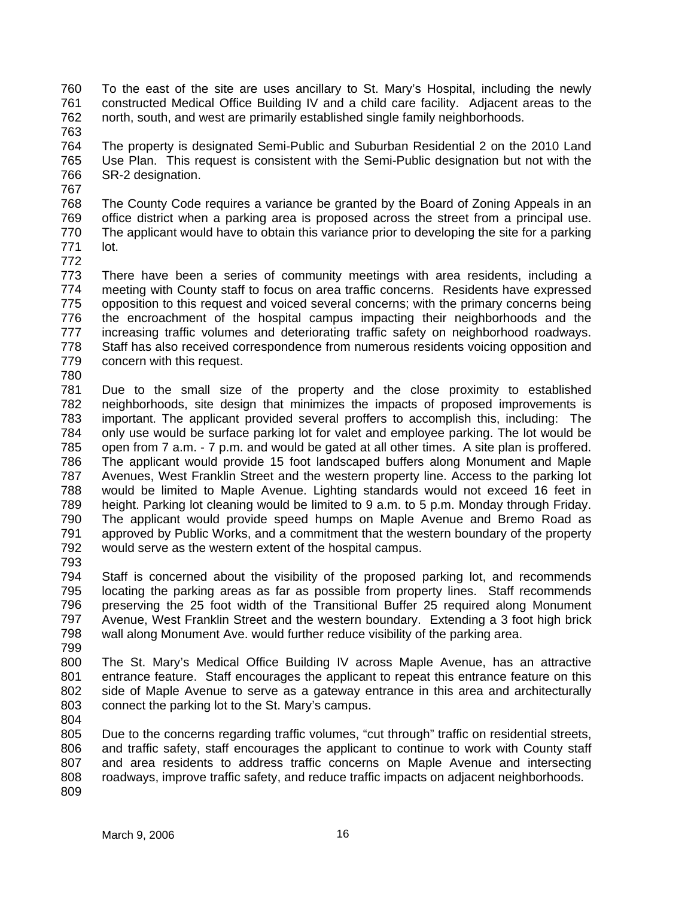To the east of the site are uses ancillary to St. Mary's Hospital, including the newly constructed Medical Office Building IV and a child care facility. Adjacent areas to the north, south, and west are primarily established single family neighborhoods.

The property is designated Semi-Public and Suburban Residential 2 on the 2010 Land Use Plan. This request is consistent with the Semi-Public designation but not with the SR-2 designation.

The County Code requires a variance be granted by the Board of Zoning Appeals in an office district when a parking area is proposed across the street from a principal use. The applicant would have to obtain this variance prior to developing the site for a parking lot.

There have been a series of community meetings with area residents, including a meeting with County staff to focus on area traffic concerns. Residents have expressed opposition to this request and voiced several concerns; with the primary concerns being the encroachment of the hospital campus impacting their neighborhoods and the increasing traffic volumes and deteriorating traffic safety on neighborhood roadways. Staff has also received correspondence from numerous residents voicing opposition and concern with this request.

Due to the small size of the property and the close proximity to established neighborhoods, site design that minimizes the impacts of proposed improvements is important. The applicant provided several proffers to accomplish this, including: The only use would be surface parking lot for valet and employee parking. The lot would be open from 7 a.m. - 7 p.m. and would be gated at all other times. A site plan is proffered. The applicant would provide 15 foot landscaped buffers along Monument and Maple Avenues, West Franklin Street and the western property line. Access to the parking lot would be limited to Maple Avenue. Lighting standards would not exceed 16 feet in height. Parking lot cleaning would be limited to 9 a.m. to 5 p.m. Monday through Friday. The applicant would provide speed humps on Maple Avenue and Bremo Road as approved by Public Works, and a commitment that the western boundary of the property would serve as the western extent of the hospital campus.

Staff is concerned about the visibility of the proposed parking lot, and recommends locating the parking areas as far as possible from property lines. Staff recommends preserving the 25 foot width of the Transitional Buffer 25 required along Monument Avenue, West Franklin Street and the western boundary. Extending a 3 foot high brick wall along Monument Ave. would further reduce visibility of the parking area.

The St. Mary's Medical Office Building IV across Maple Avenue, has an attractive entrance feature. Staff encourages the applicant to repeat this entrance feature on this side of Maple Avenue to serve as a gateway entrance in this area and architecturally connect the parking lot to the St. Mary's campus.

Due to the concerns regarding traffic volumes, "cut through" traffic on residential streets, and traffic safety, staff encourages the applicant to continue to work with County staff and area residents to address traffic concerns on Maple Avenue and intersecting roadways, improve traffic safety, and reduce traffic impacts on adjacent neighborhoods.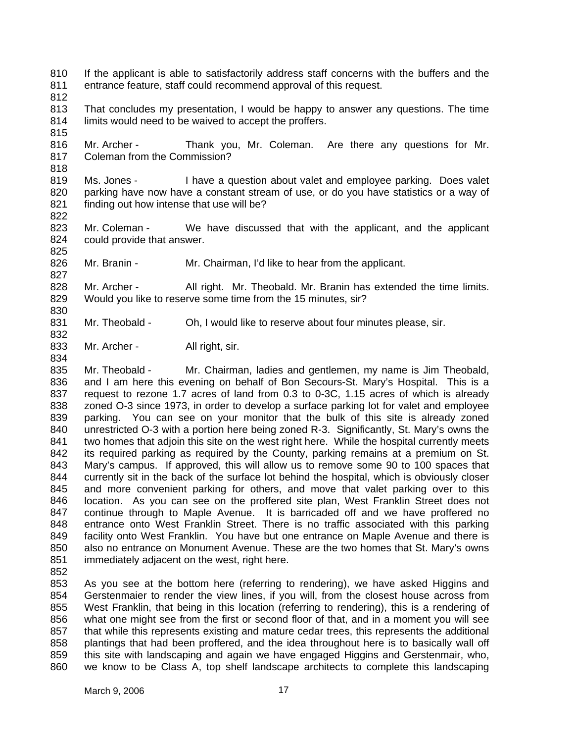If the applicant is able to satisfactorily address staff concerns with the buffers and the entrance feature, staff could recommend approval of this request.

That concludes my presentation, I would be happy to answer any questions. The time limits would need to be waived to accept the proffers.

Mr. Archer - Thank you, Mr. Coleman. Are there any questions for Mr. Coleman from the Commission?

Ms. Jones - I have a question about valet and employee parking. Does valet parking have now have a constant stream of use, or do you have statistics or a way of finding out how intense that use will be?

Mr. Coleman - We have discussed that with the applicant, and the applicant could provide that answer.

Mr. Branin - Mr. Chairman, I'd like to hear from the applicant.

Mr. Archer - All right. Mr. Theobald. Mr. Branin has extended the time limits. Would you like to reserve some time from the 15 minutes, sir?

Mr. Theobald - Oh, I would like to reserve about four minutes please, sir.

Mr. Archer - All right, sir.

Mr. Theobald - Mr. Chairman, ladies and gentlemen, my name is Jim Theobald, and I am here this evening on behalf of Bon Secours-St. Mary's Hospital. This is a request to rezone 1.7 acres of land from 0.3 to 0-3C, 1.15 acres of which is already zoned O-3 since 1973, in order to develop a surface parking lot for valet and employee parking. You can see on your monitor that the bulk of this site is already zoned unrestricted O-3 with a portion here being zoned R-3. Significantly, St. Mary's owns the two homes that adjoin this site on the west right here. While the hospital currently meets its required parking as required by the County, parking remains at a premium on St. Mary's campus. If approved, this will allow us to remove some 90 to 100 spaces that currently sit in the back of the surface lot behind the hospital, which is obviously closer and more convenient parking for others, and move that valet parking over to this location. As you can see on the proffered site plan, West Franklin Street does not continue through to Maple Avenue. It is barricaded off and we have proffered no entrance onto West Franklin Street. There is no traffic associated with this parking facility onto West Franklin. You have but one entrance on Maple Avenue and there is also no entrance on Monument Avenue. These are the two homes that St. Mary's owns immediately adjacent on the west, right here.

As you see at the bottom here (referring to rendering), we have asked Higgins and Gerstenmaier to render the view lines, if you will, from the closest house across from West Franklin, that being in this location (referring to rendering), this is a rendering of what one might see from the first or second floor of that, and in a moment you will see that while this represents existing and mature cedar trees, this represents the additional plantings that had been proffered, and the idea throughout here is to basically wall off this site with landscaping and again we have engaged Higgins and Gerstenmair, who, we know to be Class A, top shelf landscape architects to complete this landscaping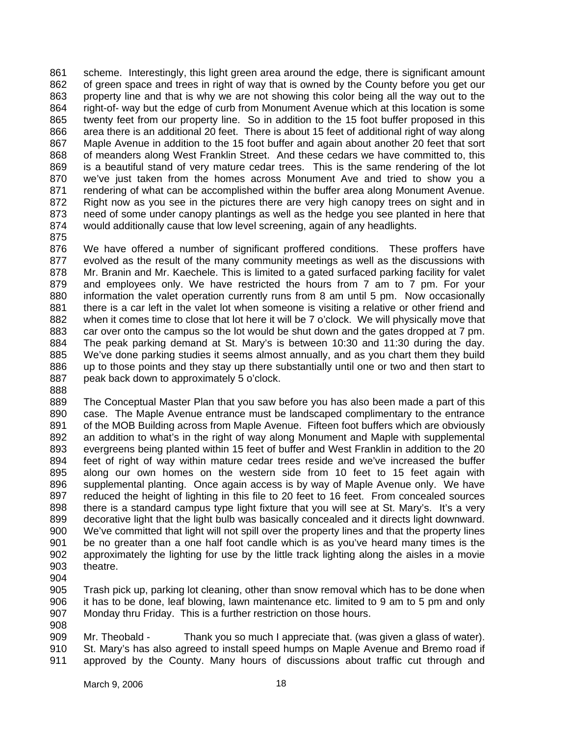scheme. Interestingly, this light green area around the edge, there is significant amount of green space and trees in right of way that is owned by the County before you get our property line and that is why we are not showing this color being all the way out to the right-of- way but the edge of curb from Monument Avenue which at this location is some twenty feet from our property line. So in addition to the 15 foot buffer proposed in this area there is an additional 20 feet. There is about 15 feet of additional right of way along Maple Avenue in addition to the 15 foot buffer and again about another 20 feet that sort of meanders along West Franklin Street. And these cedars we have committed to, this is a beautiful stand of very mature cedar trees. This is the same rendering of the lot we've just taken from the homes across Monument Ave and tried to show you a rendering of what can be accomplished within the buffer area along Monument Avenue. Right now as you see in the pictures there are very high canopy trees on sight and in need of some under canopy plantings as well as the hedge you see planted in here that would additionally cause that low level screening, again of any headlights.

We have offered a number of significant proffered conditions. These proffers have evolved as the result of the many community meetings as well as the discussions with Mr. Branin and Mr. Kaechele. This is limited to a gated surfaced parking facility for valet and employees only. We have restricted the hours from 7 am to 7 pm. For your information the valet operation currently runs from 8 am until 5 pm. Now occasionally there is a car left in the valet lot when someone is visiting a relative or other friend and when it comes time to close that lot here it will be 7 o'clock. We will physically move that car over onto the campus so the lot would be shut down and the gates dropped at 7 pm. The peak parking demand at St. Mary's is between 10:30 and 11:30 during the day. We've done parking studies it seems almost annually, and as you chart them they build up to those points and they stay up there substantially until one or two and then start to peak back down to approximately 5 o'clock.

The Conceptual Master Plan that you saw before you has also been made a part of this case. The Maple Avenue entrance must be landscaped complimentary to the entrance of the MOB Building across from Maple Avenue. Fifteen foot buffers which are obviously an addition to what's in the right of way along Monument and Maple with supplemental evergreens being planted within 15 feet of buffer and West Franklin in addition to the 20 feet of right of way within mature cedar trees reside and we've increased the buffer along our own homes on the western side from 10 feet to 15 feet again with supplemental planting. Once again access is by way of Maple Avenue only. We have reduced the height of lighting in this file to 20 feet to 16 feet. From concealed sources there is a standard campus type light fixture that you will see at St. Mary's. It's a very decorative light that the light bulb was basically concealed and it directs light downward. We've committed that light will not spill over the property lines and that the property lines be no greater than a one half foot candle which is as you've heard many times is the approximately the lighting for use by the little track lighting along the aisles in a movie theatre.

Trash pick up, parking lot cleaning, other than snow removal which has to be done when it has to be done, leaf blowing, lawn maintenance etc. limited to 9 am to 5 pm and only Monday thru Friday. This is a further restriction on those hours.

Mr. Theobald - Thank you so much I appreciate that. (was given a glass of water). St. Mary's has also agreed to install speed humps on Maple Avenue and Bremo road if approved by the County. Many hours of discussions about traffic cut through and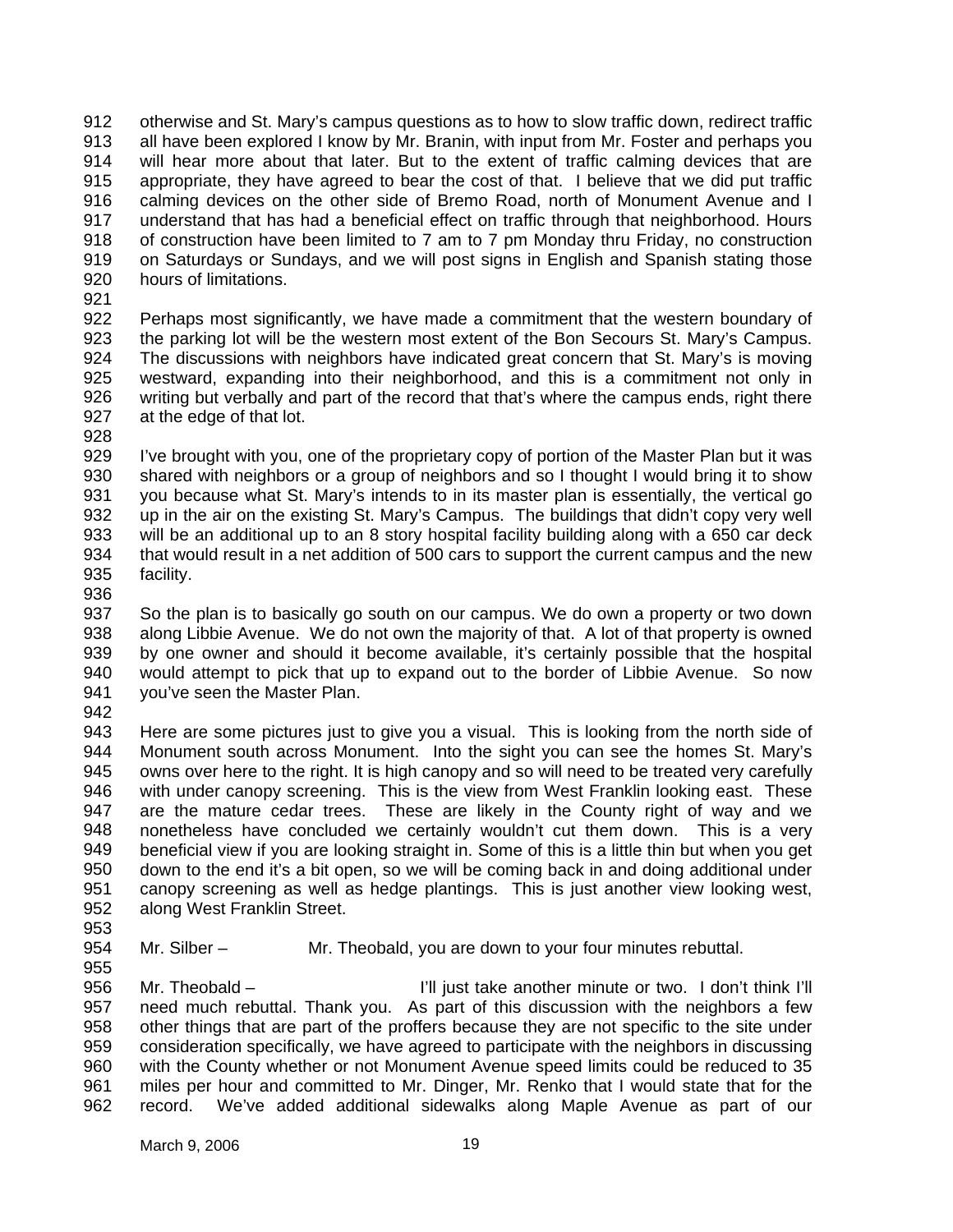otherwise and St. Mary's campus questions as to how to slow traffic down, redirect traffic all have been explored I know by Mr. Branin, with input from Mr. Foster and perhaps you will hear more about that later. But to the extent of traffic calming devices that are appropriate, they have agreed to bear the cost of that. I believe that we did put traffic calming devices on the other side of Bremo Road, north of Monument Avenue and I understand that has had a beneficial effect on traffic through that neighborhood. Hours of construction have been limited to 7 am to 7 pm Monday thru Friday, no construction on Saturdays or Sundays, and we will post signs in English and Spanish stating those hours of limitations.

Perhaps most significantly, we have made a commitment that the western boundary of the parking lot will be the western most extent of the Bon Secours St. Mary's Campus. The discussions with neighbors have indicated great concern that St. Mary's is moving westward, expanding into their neighborhood, and this is a commitment not only in writing but verbally and part of the record that that's where the campus ends, right there at the edge of that lot.

I've brought with you, one of the proprietary copy of portion of the Master Plan but it was shared with neighbors or a group of neighbors and so I thought I would bring it to show you because what St. Mary's intends to in its master plan is essentially, the vertical go up in the air on the existing St. Mary's Campus. The buildings that didn't copy very well will be an additional up to an 8 story hospital facility building along with a 650 car deck that would result in a net addition of 500 cars to support the current campus and the new facility.

So the plan is to basically go south on our campus. We do own a property or two down along Libbie Avenue. We do not own the majority of that. A lot of that property is owned by one owner and should it become available, it's certainly possible that the hospital would attempt to pick that up to expand out to the border of Libbie Avenue. So now you've seen the Master Plan.

Here are some pictures just to give you a visual. This is looking from the north side of Monument south across Monument. Into the sight you can see the homes St. Mary's owns over here to the right. It is high canopy and so will need to be treated very carefully with under canopy screening. This is the view from West Franklin looking east. These are the mature cedar trees. These are likely in the County right of way and we nonetheless have concluded we certainly wouldn't cut them down. This is a very beneficial view if you are looking straight in. Some of this is a little thin but when you get down to the end it's a bit open, so we will be coming back in and doing additional under canopy screening as well as hedge plantings. This is just another view looking west, along West Franklin Street.

Mr. Silber – Mr. Theobald, you are down to your four minutes rebuttal.

Mr. Theobald – I'll just take another minute or two. I don't think I'll need much rebuttal. Thank you. As part of this discussion with the neighbors a few other things that are part of the proffers because they are not specific to the site under consideration specifically, we have agreed to participate with the neighbors in discussing with the County whether or not Monument Avenue speed limits could be reduced to 35 miles per hour and committed to Mr. Dinger, Mr. Renko that I would state that for the record. We've added additional sidewalks along Maple Avenue as part of our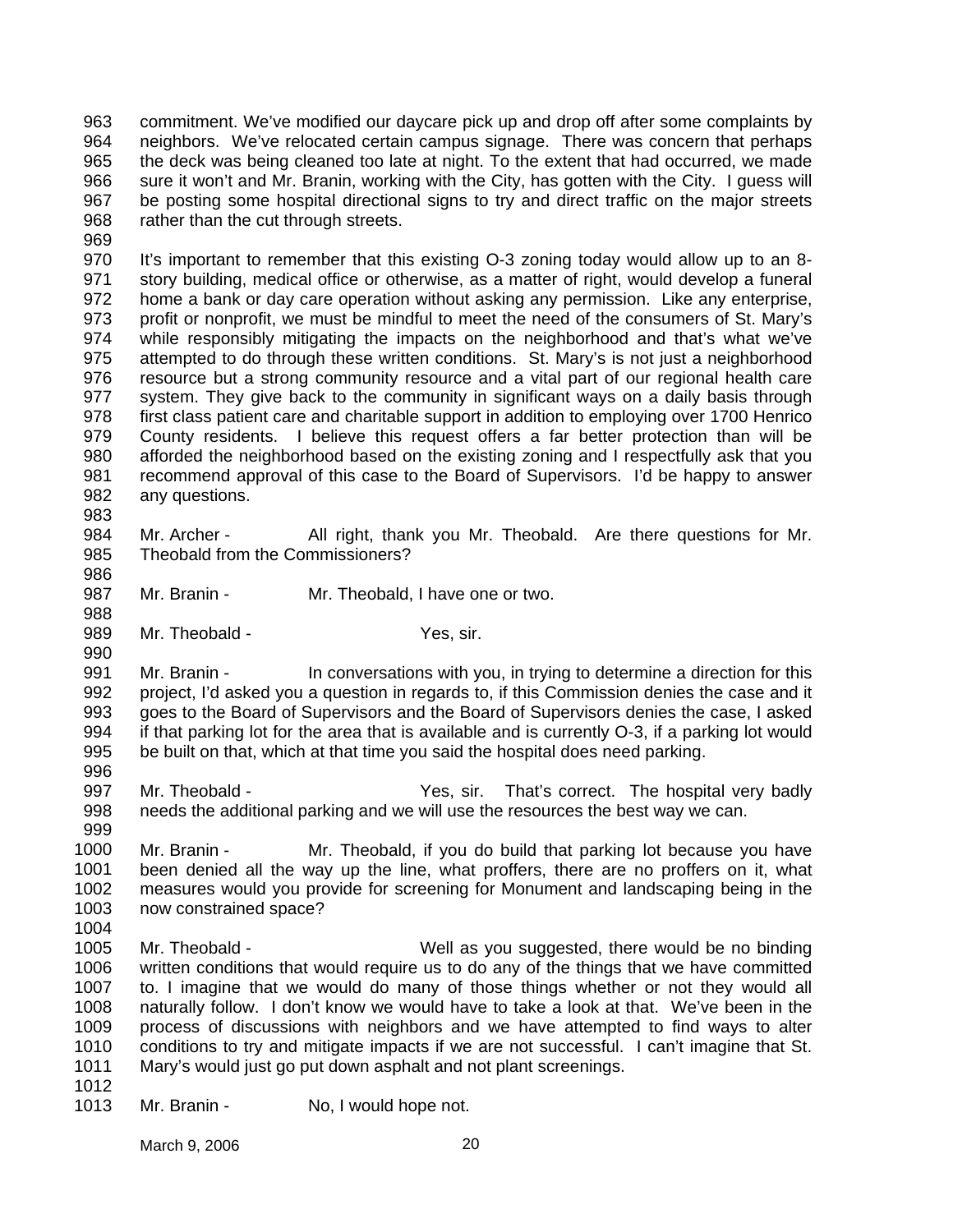commitment. We've modified our daycare pick up and drop off after some complaints by neighbors. We've relocated certain campus signage. There was concern that perhaps the deck was being cleaned too late at night. To the extent that had occurred, we made sure it won't and Mr. Branin, working with the City, has gotten with the City. I guess will be posting some hospital directional signs to try and direct traffic on the major streets rather than the cut through streets.

It's important to remember that this existing O-3 zoning today would allow up to an 8-story building, medical office or otherwise, as a matter of right, would develop a funeral home a bank or day care operation without asking any permission. Like any enterprise, profit or nonprofit, we must be mindful to meet the need of the consumers of St. Mary's while responsibly mitigating the impacts on the neighborhood and that's what we've attempted to do through these written conditions. St. Mary's is not just a neighborhood resource but a strong community resource and a vital part of our regional health care system. They give back to the community in significant ways on a daily basis through first class patient care and charitable support in addition to employing over 1700 Henrico County residents. I believe this request offers a far better protection than will be afforded the neighborhood based on the existing zoning and I respectfully ask that you recommend approval of this case to the Board of Supervisors. I'd be happy to answer any questions.

Mr. Archer - All right, thank you Mr. Theobald. Are there questions for Mr. Theobald from the Commissioners?

Mr. Branin - Mr. Theobald, I have one or two.

Mr. Theobald - Yes, sir.

Mr. Branin - In conversations with you, in trying to determine a direction for this project, I'd asked you a question in regards to, if this Commission denies the case and it goes to the Board of Supervisors and the Board of Supervisors denies the case, I asked if that parking lot for the area that is available and is currently O-3, if a parking lot would be built on that, which at that time you said the hospital does need parking.

Mr. Theobald - Yes, sir. That's correct. The hospital very badly needs the additional parking and we will use the resources the best way we can.

Mr. Branin - Mr. Theobald, if you do build that parking lot because you have been denied all the way up the line, what proffers, there are no proffers on it, what measures would you provide for screening for Monument and landscaping being in the now constrained space?

Mr. Theobald - Well as you suggested, there would be no binding written conditions that would require us to do any of the things that we have committed to. I imagine that we would do many of those things whether or not they would all naturally follow. I don't know we would have to take a look at that. We've been in the process of discussions with neighbors and we have attempted to find ways to alter conditions to try and mitigate impacts if we are not successful. I can't imagine that St. Mary's would just go put down asphalt and not plant screenings.

Mr. Branin - No, I would hope not.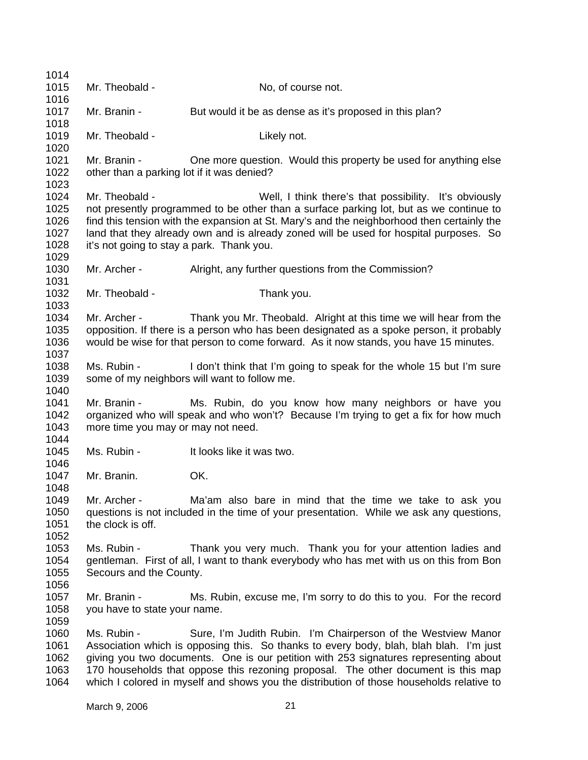Mr. Theobald - No, of course not.

Mr. Branin - But would it be as dense as it's proposed in this plan?

Mr. Theobald - Likely not.

Mr. Branin - One more question. Would this property be used for anything else other than a parking lot if it was denied?

Mr. Theobald - Well, I think there's that possibility. It's obviously not presently programmed to be other than a surface parking lot, but as we continue to find this tension with the expansion at St. Mary's and the neighborhood then certainly the land that they already own and is already zoned will be used for hospital purposes. So it's not going to stay a park. Thank you.

Mr. Archer - Alright, any further questions from the Commission?

Mr. Theobald - Thank you.

Mr. Archer - Thank you Mr. Theobald. Alright at this time we will hear from the opposition. If there is a person who has been designated as a spoke person, it probably would be wise for that person to come forward. As it now stands, you have 15 minutes.

Ms. Rubin - I don't think that I'm going to speak for the whole 15 but I'm sure some of my neighbors will want to follow me.

Mr. Branin - Ms. Rubin, do you know how many neighbors or have you organized who will speak and who won't? Because I'm trying to get a fix for how much more time you may or may not need.

Ms. Rubin - It looks like it was two.

Mr. Branin. OK.

Mr. Archer - Ma'am also bare in mind that the time we take to ask you questions is not included in the time of your presentation. While we ask any questions, the clock is off.

Ms. Rubin - Thank you very much. Thank you for your attention ladies and gentleman. First of all, I want to thank everybody who has met with us on this from Bon Secours and the County.

Mr. Branin - Ms. Rubin, excuse me, I'm sorry to do this to you. For the record you have to state your name.

Ms. Rubin - Sure, I'm Judith Rubin. I'm Chairperson of the Westview Manor Association which is opposing this. So thanks to every body, blah, blah blah. I'm just giving you two documents. One is our petition with 253 signatures representing about 170 households that oppose this rezoning proposal. The other document is this map which I colored in myself and shows you the distribution of those households relative to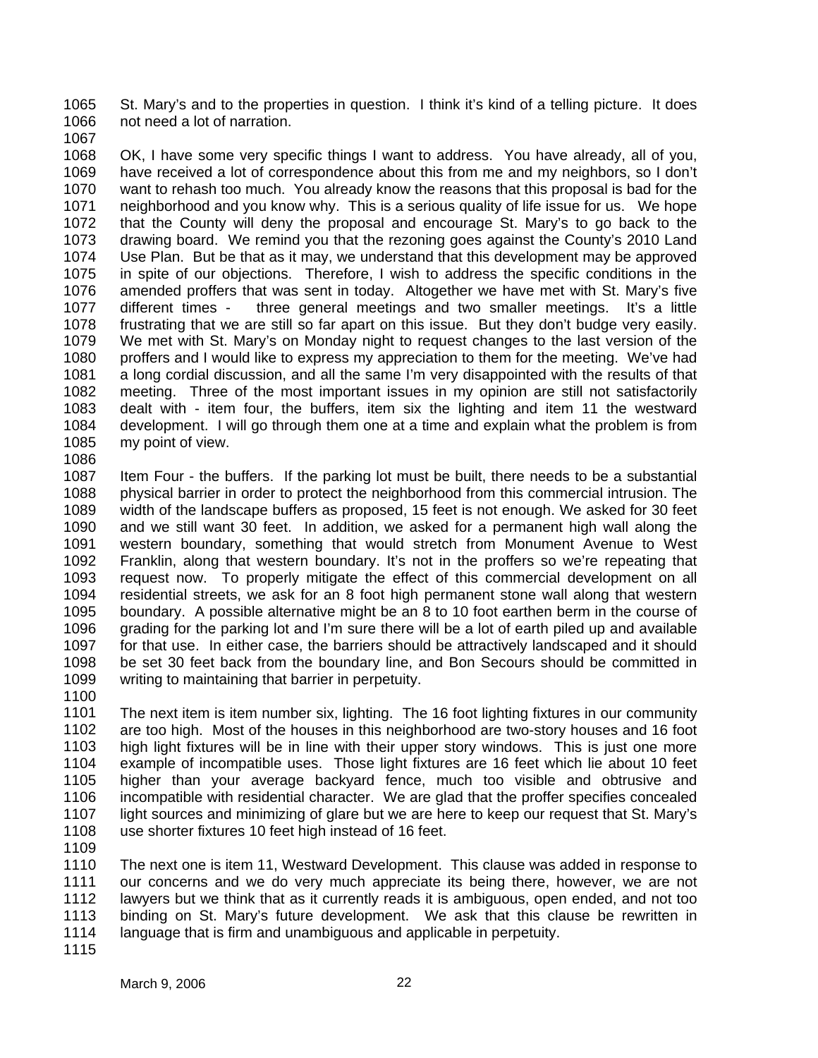St. Mary's and to the properties in question. I think it's kind of a telling picture. It does not need a lot of narration.

OK, I have some very specific things I want to address. You have already, all of you, have received a lot of correspondence about this from me and my neighbors, so I don't want to rehash too much. You already know the reasons that this proposal is bad for the neighborhood and you know why. This is a serious quality of life issue for us. We hope that the County will deny the proposal and encourage St. Mary's to go back to the drawing board. We remind you that the rezoning goes against the County's 2010 Land Use Plan. But be that as it may, we understand that this development may be approved in spite of our objections. Therefore, I wish to address the specific conditions in the amended proffers that was sent in today. Altogether we have met with St. Mary's five different times - three general meetings and two smaller meetings. It's a little frustrating that we are still so far apart on this issue. But they don't budge very easily. We met with St. Mary's on Monday night to request changes to the last version of the proffers and I would like to express my appreciation to them for the meeting. We've had a long cordial discussion, and all the same I'm very disappointed with the results of that meeting. Three of the most important issues in my opinion are still not satisfactorily dealt with - item four, the buffers, item six the lighting and item 11 the westward development. I will go through them one at a time and explain what the problem is from my point of view.

Item Four - the buffers. If the parking lot must be built, there needs to be a substantial physical barrier in order to protect the neighborhood from this commercial intrusion. The width of the landscape buffers as proposed, 15 feet is not enough. We asked for 30 feet and we still want 30 feet. In addition, we asked for a permanent high wall along the western boundary, something that would stretch from Monument Avenue to West Franklin, along that western boundary. It's not in the proffers so we're repeating that request now. To properly mitigate the effect of this commercial development on all residential streets, we ask for an 8 foot high permanent stone wall along that western boundary. A possible alternative might be an 8 to 10 foot earthen berm in the course of grading for the parking lot and I'm sure there will be a lot of earth piled up and available for that use. In either case, the barriers should be attractively landscaped and it should be set 30 feet back from the boundary line, and Bon Secours should be committed in writing to maintaining that barrier in perpetuity.

The next item is item number six, lighting. The 16 foot lighting fixtures in our community are too high. Most of the houses in this neighborhood are two-story houses and 16 foot high light fixtures will be in line with their upper story windows. This is just one more example of incompatible uses. Those light fixtures are 16 feet which lie about 10 feet higher than your average backyard fence, much too visible and obtrusive and incompatible with residential character. We are glad that the proffer specifies concealed light sources and minimizing of glare but we are here to keep our request that St. Mary's use shorter fixtures 10 feet high instead of 16 feet.

The next one is item 11, Westward Development. This clause was added in response to our concerns and we do very much appreciate its being there, however, we are not lawyers but we think that as it currently reads it is ambiguous, open ended, and not too binding on St. Mary's future development. We ask that this clause be rewritten in language that is firm and unambiguous and applicable in perpetuity.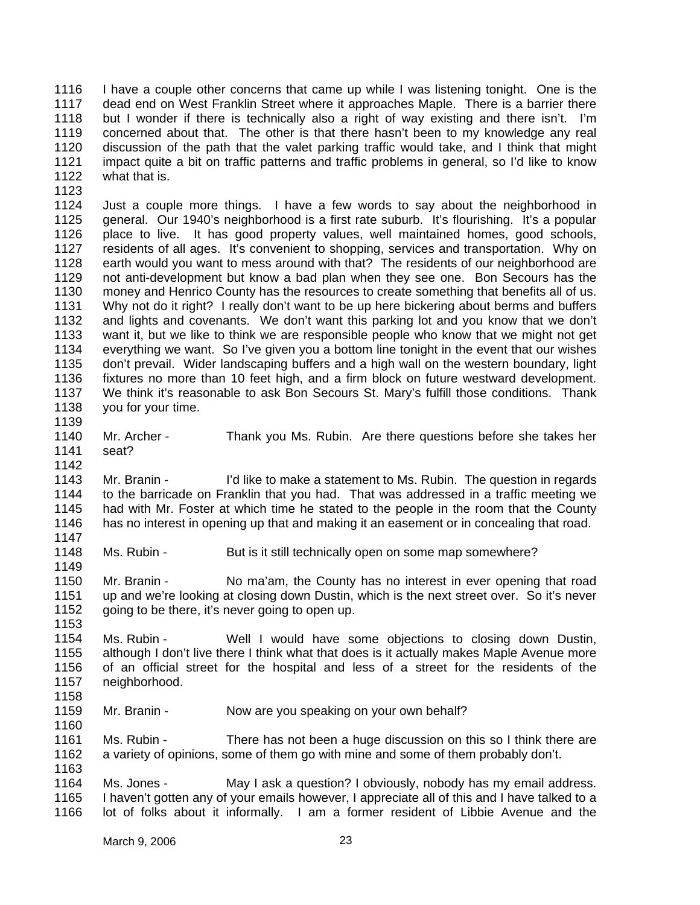I have a couple other concerns that came up while I was listening tonight. One is the dead end on West Franklin Street where it approaches Maple. There is a barrier there but I wonder if there is technically also a right of way existing and there isn't. I'm concerned about that. The other is that there hasn't been to my knowledge any real discussion of the path that the valet parking traffic would take, and I think that might impact quite a bit on traffic patterns and traffic problems in general, so I'd like to know what that is.

Just a couple more things. I have a few words to say about the neighborhood in general. Our 1940's neighborhood is a first rate suburb. It's flourishing. It's a popular place to live. It has good property values, well maintained homes, good schools, residents of all ages. It's convenient to shopping, services and transportation. Why on earth would you want to mess around with that? The residents of our neighborhood are not anti-development but know a bad plan when they see one. Bon Secours has the money and Henrico County has the resources to create something that benefits all of us. Why not do it right? I really don't want to be up here bickering about berms and buffers and lights and covenants. We don't want this parking lot and you know that we don't want it, but we like to think we are responsible people who know that we might not get everything we want. So I've given you a bottom line tonight in the event that our wishes don't prevail. Wider landscaping buffers and a high wall on the western boundary, light fixtures no more than 10 feet high, and a firm block on future westward development. We think it's reasonable to ask Bon Secours St. Mary's fulfill those conditions. Thank you for your time.

Mr. Archer - Thank you Ms. Rubin. Are there questions before she takes her seat?

Mr. Branin - I'd like to make a statement to Ms. Rubin. The question in regards to the barricade on Franklin that you had. That was addressed in a traffic meeting we had with Mr. Foster at which time he stated to the people in the room that the County has no interest in opening up that and making it an easement or in concealing that road.

Ms. Rubin - But is it still technically open on some map somewhere?

Mr. Branin - No ma'am, the County has no interest in ever opening that road up and we're looking at closing down Dustin, which is the next street over. So it's never going to be there, it's never going to open up.

Ms. Rubin - Well I would have some objections to closing down Dustin, although I don't live there I think what that does is it actually makes Maple Avenue more of an official street for the hospital and less of a street for the residents of the neighborhood.

Mr. Branin - Now are you speaking on your own behalf?

Ms. Rubin - There has not been a huge discussion on this so I think there are a variety of opinions, some of them go with mine and some of them probably don't.

Ms. Jones - May I ask a question? I obviously, nobody has my email address. I haven't gotten any of your emails however, I appreciate all of this and I have talked to a lot of folks about it informally. I am a former resident of Libbie Avenue and the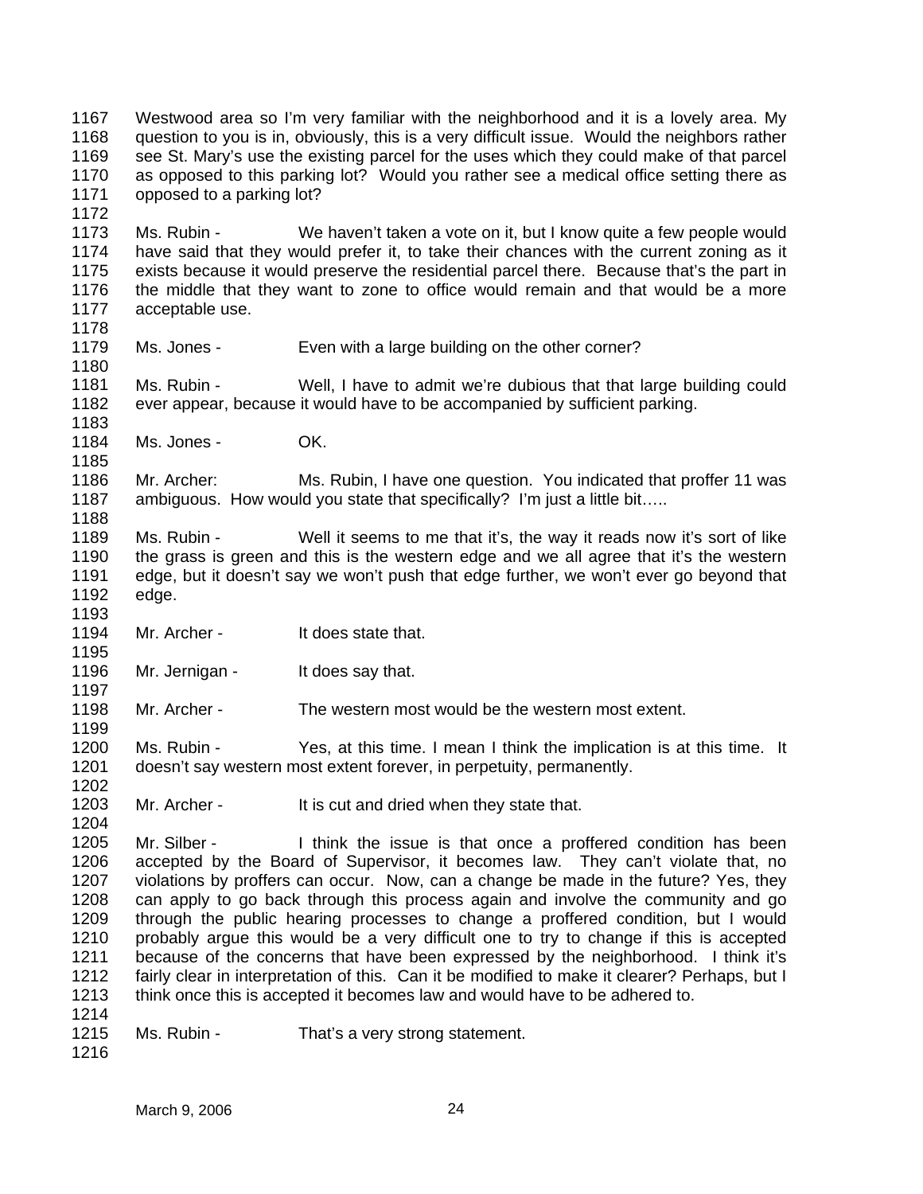Westwood area so I'm very familiar with the neighborhood and it is a lovely area. My question to you is in, obviously, this is a very difficult issue. Would the neighbors rather see St. Mary's use the existing parcel for the uses which they could make of that parcel as opposed to this parking lot? Would you rather see a medical office setting there as opposed to a parking lot?

Ms. Rubin - We haven't taken a vote on it, but I know quite a few people would have said that they would prefer it, to take their chances with the current zoning as it exists because it would preserve the residential parcel there. Because that's the part in the middle that they want to zone to office would remain and that would be a more acceptable use.

Ms. Jones - Even with a large building on the other corner?

Ms. Rubin - Well, I have to admit we're dubious that that large building could ever appear, because it would have to be accompanied by sufficient parking.

Ms. Jones - OK.

Mr. Archer: Ms. Rubin, I have one question. You indicated that proffer 11 was ambiguous. How would you state that specifically? I'm just a little bit…..

Ms. Rubin - Well it seems to me that it's, the way it reads now it's sort of like the grass is green and this is the western edge and we all agree that it's the western edge, but it doesn't say we won't push that edge further, we won't ever go beyond that edge.

Mr. Archer - It does state that.

Mr. Jernigan - It does say that.

Mr. Archer - The western most would be the western most extent.

Ms. Rubin - Yes, at this time. I mean I think the implication is at this time. It doesn't say western most extent forever, in perpetuity, permanently.

Mr. Archer - It is cut and dried when they state that.

Mr. Silber - I think the issue is that once a proffered condition has been accepted by the Board of Supervisor, it becomes law. They can't violate that, no violations by proffers can occur. Now, can a change be made in the future? Yes, they can apply to go back through this process again and involve the community and go through the public hearing processes to change a proffered condition, but I would probably argue this would be a very difficult one to try to change if this is accepted because of the concerns that have been expressed by the neighborhood. I think it's fairly clear in interpretation of this. Can it be modified to make it clearer? Perhaps, but I think once this is accepted it becomes law and would have to be adhered to.

Ms. Rubin - That's a very strong statement.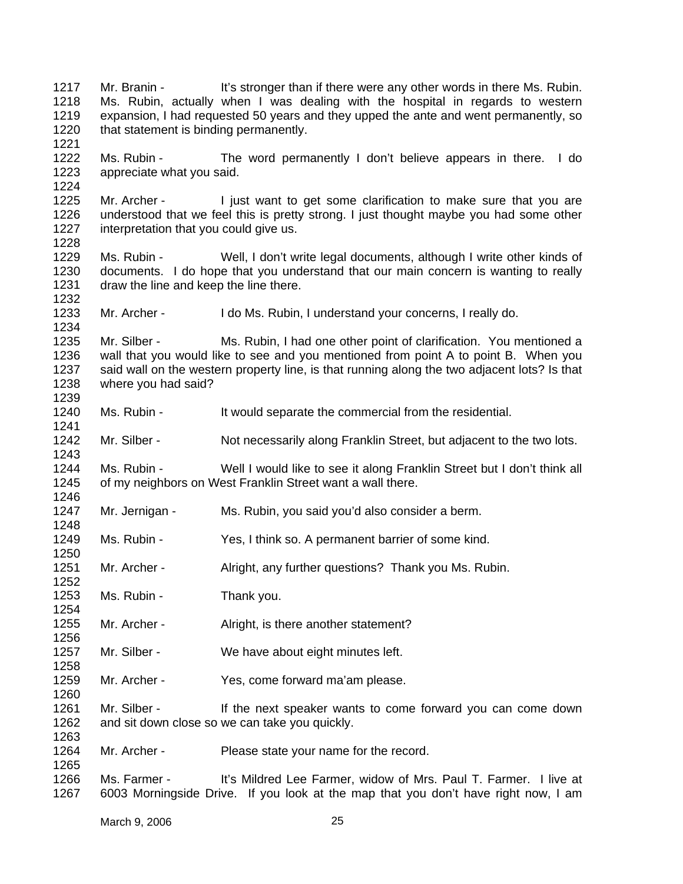1217 Mr. Branin - It's stronger than if there were any other words in there Ms. Rubin.
1218 Ms. Rubin, actually when I was dealing with the hospital in regards to western
1219 expansion, I had requested 50 years and they upped the ante and went permanently, so
1220 that statement is binding permanently.
1221
1222 Ms. Rubin - The word permanently I don't believe appears in there. I do
1223 appreciate what you said.
1224
1225 Mr. Archer - I just want to get some clarification to make sure that you are
1226 understood that we feel this is pretty strong. I just thought maybe you had some other
1227 interpretation that you could give us.
1228
1229 Ms. Rubin - Well, I don't write legal documents, although I write other kinds of
1230 documents. I do hope that you understand that our main concern is wanting to really
1231 draw the line and keep the line there.
1232
1233 Mr. Archer - I do Ms. Rubin, I understand your concerns, I really do.
1234
1235 Mr. Silber - Ms. Rubin, I had one other point of clarification. You mentioned a
1236 wall that you would like to see and you mentioned from point A to point B. When you
1237 said wall on the western property line, is that running along the two adjacent lots? Is that
1238 where you had said?
1239
1240 Ms. Rubin - It would separate the commercial from the residential.
1241
1242 Mr. Silber - Not necessarily along Franklin Street, but adjacent to the two lots.
1243
1244 Ms. Rubin - Well I would like to see it along Franklin Street but I don't think all
1245 of my neighbors on West Franklin Street want a wall there.
1246
1247 Mr. Jernigan - Ms. Rubin, you said you'd also consider a berm.
1248
1249 Ms. Rubin - Yes, I think so. A permanent barrier of some kind.
1250
1251 Mr. Archer - Alright, any further questions? Thank you Ms. Rubin.
1252
1253 Ms. Rubin - Thank you.
1254
1255 Mr. Archer - Alright, is there another statement?
1256
1257 Mr. Silber - We have about eight minutes left.
1258
1259 Mr. Archer - Yes, come forward ma'am please.
1260
1261 Mr. Silber - If the next speaker wants to come forward you can come down
1262 and sit down close so we can take you quickly.
1263
1264 Mr. Archer - Please state your name for the record.
1265
1266 Ms. Farmer - It's Mildred Lee Farmer, widow of Mrs. Paul T. Farmer. I live at
1267 6003 Morningside Drive. If you look at the map that you don't have right now, I am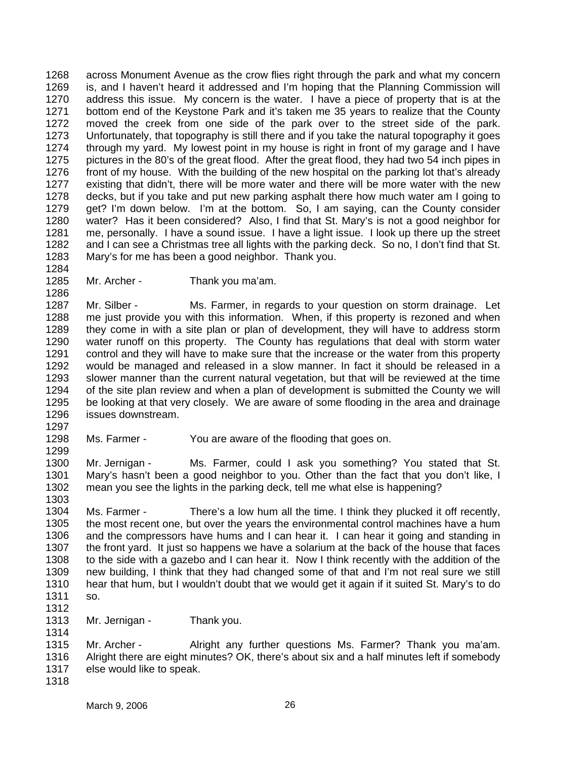across Monument Avenue as the crow flies right through the park and what my concern is, and I haven't heard it addressed and I'm hoping that the Planning Commission will address this issue. My concern is the water. I have a piece of property that is at the bottom end of the Keystone Park and it's taken me 35 years to realize that the County moved the creek from one side of the park over to the street side of the park. Unfortunately, that topography is still there and if you take the natural topography it goes through my yard. My lowest point in my house is right in front of my garage and I have pictures in the 80's of the great flood. After the great flood, they had two 54 inch pipes in front of my house. With the building of the new hospital on the parking lot that's already existing that didn't, there will be more water and there will be more water with the new decks, but if you take and put new parking asphalt there how much water am I going to get? I'm down below. I'm at the bottom. So, I am saying, can the County consider water? Has it been considered? Also, I find that St. Mary's is not a good neighbor for me, personally. I have a sound issue. I have a light issue. I look up there up the street and I can see a Christmas tree all lights with the parking deck. So no, I don't find that St. Mary's for me has been a good neighbor. Thank you.

Mr. Archer - Thank you ma'am.

Mr. Silber - Ms. Farmer, in regards to your question on storm drainage. Let me just provide you with this information. When, if this property is rezoned and when they come in with a site plan or plan of development, they will have to address storm water runoff on this property. The County has regulations that deal with storm water control and they will have to make sure that the increase or the water from this property would be managed and released in a slow manner. In fact it should be released in a slower manner than the current natural vegetation, but that will be reviewed at the time of the site plan review and when a plan of development is submitted the County we will be looking at that very closely. We are aware of some flooding in the area and drainage issues downstream.

Ms. Farmer - You are aware of the flooding that goes on.

Mr. Jernigan - Ms. Farmer, could I ask you something? You stated that St. Mary's hasn't been a good neighbor to you. Other than the fact that you don't like, I mean you see the lights in the parking deck, tell me what else is happening?

Ms. Farmer - There's a low hum all the time. I think they plucked it off recently, the most recent one, but over the years the environmental control machines have a hum and the compressors have hums and I can hear it. I can hear it going and standing in the front yard. It just so happens we have a solarium at the back of the house that faces to the side with a gazebo and I can hear it. Now I think recently with the addition of the new building, I think that they had changed some of that and I'm not real sure we still hear that hum, but I wouldn't doubt that we would get it again if it suited St. Mary's to do so.

Mr. Jernigan - Thank you.

Mr. Archer - Alright any further questions Ms. Farmer? Thank you ma'am. Alright there are eight minutes? OK, there's about six and a half minutes left if somebody else would like to speak.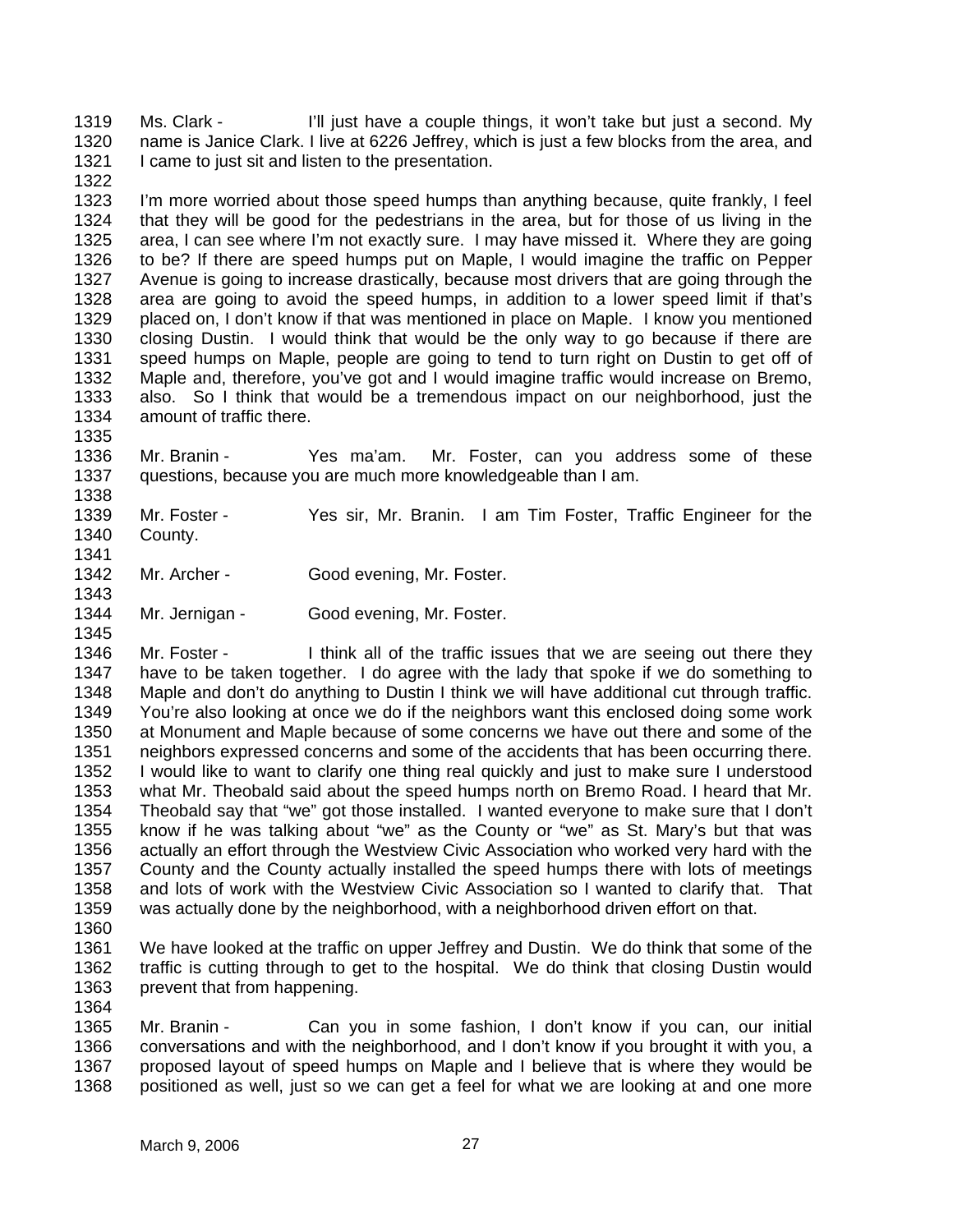1319 Ms. Clark - I'll just have a couple things, it won't take but just a second. My
1320 name is Janice Clark. I live at 6226 Jeffrey, which is just a few blocks from the area, and
1321 I came to just sit and listen to the presentation.
1322
1323 I'm more worried about those speed humps than anything because, quite frankly, I feel
1324 that they will be good for the pedestrians in the area, but for those of us living in the
1325 area, I can see where I'm not exactly sure. I may have missed it. Where they are going
1326 to be? If there are speed humps put on Maple, I would imagine the traffic on Pepper
1327 Avenue is going to increase drastically, because most drivers that are going through the
1328 area are going to avoid the speed humps, in addition to a lower speed limit if that's
1329 placed on, I don't know if that was mentioned in place on Maple. I know you mentioned
1330 closing Dustin. I would think that would be the only way to go because if there are
1331 speed humps on Maple, people are going to tend to turn right on Dustin to get off of
1332 Maple and, therefore, you've got and I would imagine traffic would increase on Bremo,
1333 also. So I think that would be a tremendous impact on our neighborhood, just the
1334 amount of traffic there.
1335
1336 Mr. Branin - Yes ma'am. Mr. Foster, can you address some of these
1337 questions, because you are much more knowledgeable than I am.
1338
1339 Mr. Foster - Yes sir, Mr. Branin. I am Tim Foster, Traffic Engineer for the
1340 County.
1341
1342 Mr. Archer - Good evening, Mr. Foster.
1343
1344 Mr. Jernigan - Good evening, Mr. Foster.
1345
1346 Mr. Foster - I think all of the traffic issues that we are seeing out there they
1347 have to be taken together. I do agree with the lady that spoke if we do something to
1348 Maple and don't do anything to Dustin I think we will have additional cut through traffic.
1349 You're also looking at once we do if the neighbors want this enclosed doing some work
1350 at Monument and Maple because of some concerns we have out there and some of the
1351 neighbors expressed concerns and some of the accidents that has been occurring there.
1352 I would like to want to clarify one thing real quickly and just to make sure I understood
1353 what Mr. Theobald said about the speed humps north on Bremo Road. I heard that Mr.
1354 Theobald say that "we" got those installed. I wanted everyone to make sure that I don't
1355 know if he was talking about "we" as the County or "we" as St. Mary's but that was
1356 actually an effort through the Westview Civic Association who worked very hard with the
1357 County and the County actually installed the speed humps there with lots of meetings
1358 and lots of work with the Westview Civic Association so I wanted to clarify that. That
1359 was actually done by the neighborhood, with a neighborhood driven effort on that.
1360
1361 We have looked at the traffic on upper Jeffrey and Dustin. We do think that some of the
1362 traffic is cutting through to get to the hospital. We do think that closing Dustin would
1363 prevent that from happening.
1364
1365 Mr. Branin - Can you in some fashion, I don't know if you can, our initial
1366 conversations and with the neighborhood, and I don't know if you brought it with you, a
1367 proposed layout of speed humps on Maple and I believe that is where they would be
1368 positioned as well, just so we can get a feel for what we are looking at and one more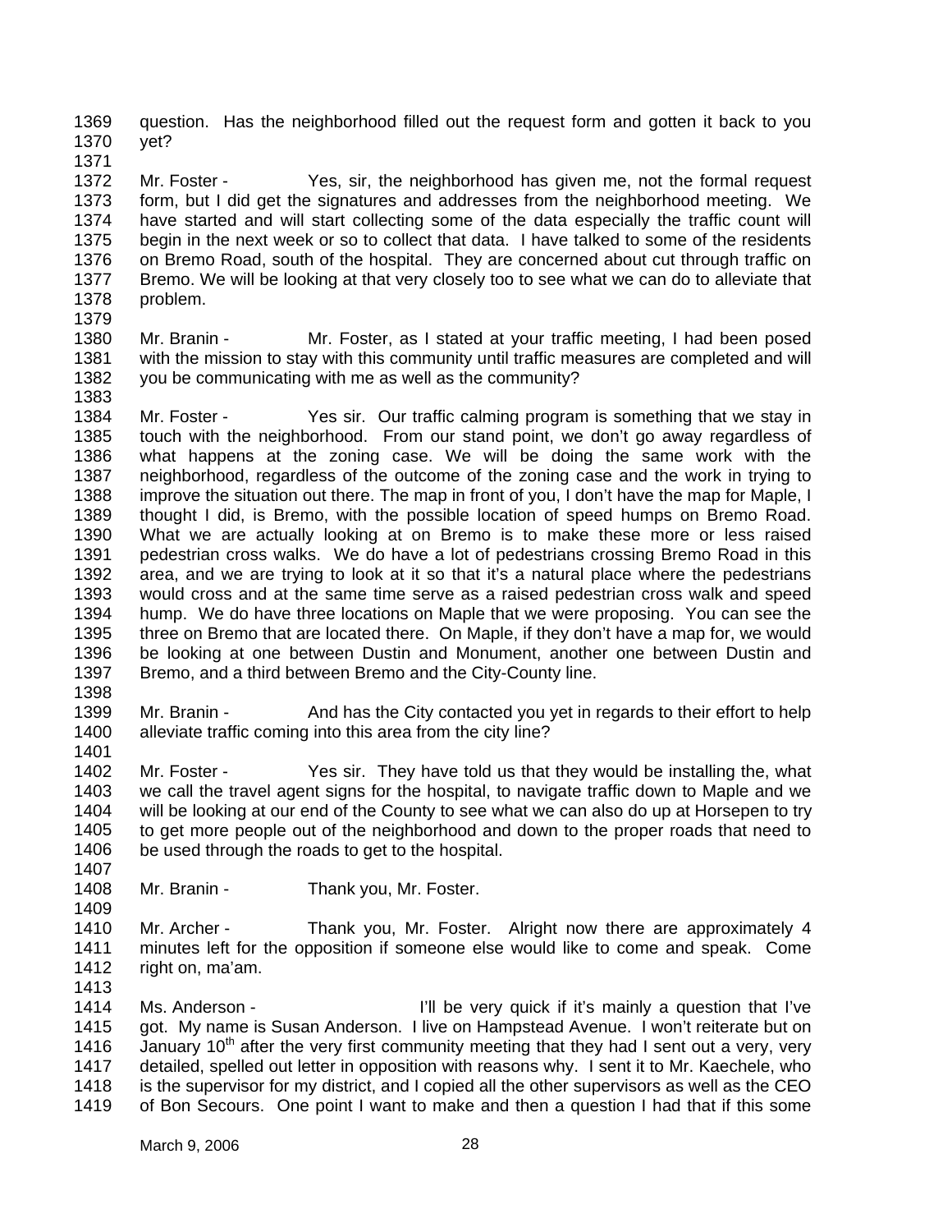question. Has the neighborhood filled out the request form and gotten it back to you yet?

Mr. Foster - Yes, sir, the neighborhood has given me, not the formal request form, but I did get the signatures and addresses from the neighborhood meeting. We have started and will start collecting some of the data especially the traffic count will begin in the next week or so to collect that data. I have talked to some of the residents on Bremo Road, south of the hospital. They are concerned about cut through traffic on Bremo. We will be looking at that very closely too to see what we can do to alleviate that problem.

Mr. Branin - Mr. Foster, as I stated at your traffic meeting, I had been posed with the mission to stay with this community until traffic measures are completed and will you be communicating with me as well as the community?

Mr. Foster - Yes sir. Our traffic calming program is something that we stay in touch with the neighborhood. From our stand point, we don't go away regardless of what happens at the zoning case. We will be doing the same work with the neighborhood, regardless of the outcome of the zoning case and the work in trying to improve the situation out there. The map in front of you, I don't have the map for Maple, I thought I did, is Bremo, with the possible location of speed humps on Bremo Road. What we are actually looking at on Bremo is to make these more or less raised pedestrian cross walks. We do have a lot of pedestrians crossing Bremo Road in this area, and we are trying to look at it so that it's a natural place where the pedestrians would cross and at the same time serve as a raised pedestrian cross walk and speed hump. We do have three locations on Maple that we were proposing. You can see the three on Bremo that are located there. On Maple, if they don't have a map for, we would be looking at one between Dustin and Monument, another one between Dustin and Bremo, and a third between Bremo and the City-County line.

Mr. Branin - And has the City contacted you yet in regards to their effort to help alleviate traffic coming into this area from the city line?

Mr. Foster - Yes sir. They have told us that they would be installing the, what we call the travel agent signs for the hospital, to navigate traffic down to Maple and we will be looking at our end of the County to see what we can also do up at Horsepen to try to get more people out of the neighborhood and down to the proper roads that need to be used through the roads to get to the hospital.

Mr. Branin - Thank you, Mr. Foster.

Mr. Archer - Thank you, Mr. Foster. Alright now there are approximately 4 minutes left for the opposition if someone else would like to come and speak. Come right on, ma'am.

Ms. Anderson - I'll be very quick if it's mainly a question that I've got. My name is Susan Anderson. I live on Hampstead Avenue. I won't reiterate but on January 10th after the very first community meeting that they had I sent out a very, very detailed, spelled out letter in opposition with reasons why. I sent it to Mr. Kaechele, who is the supervisor for my district, and I copied all the other supervisors as well as the CEO of Bon Secours. One point I want to make and then a question I had that if this some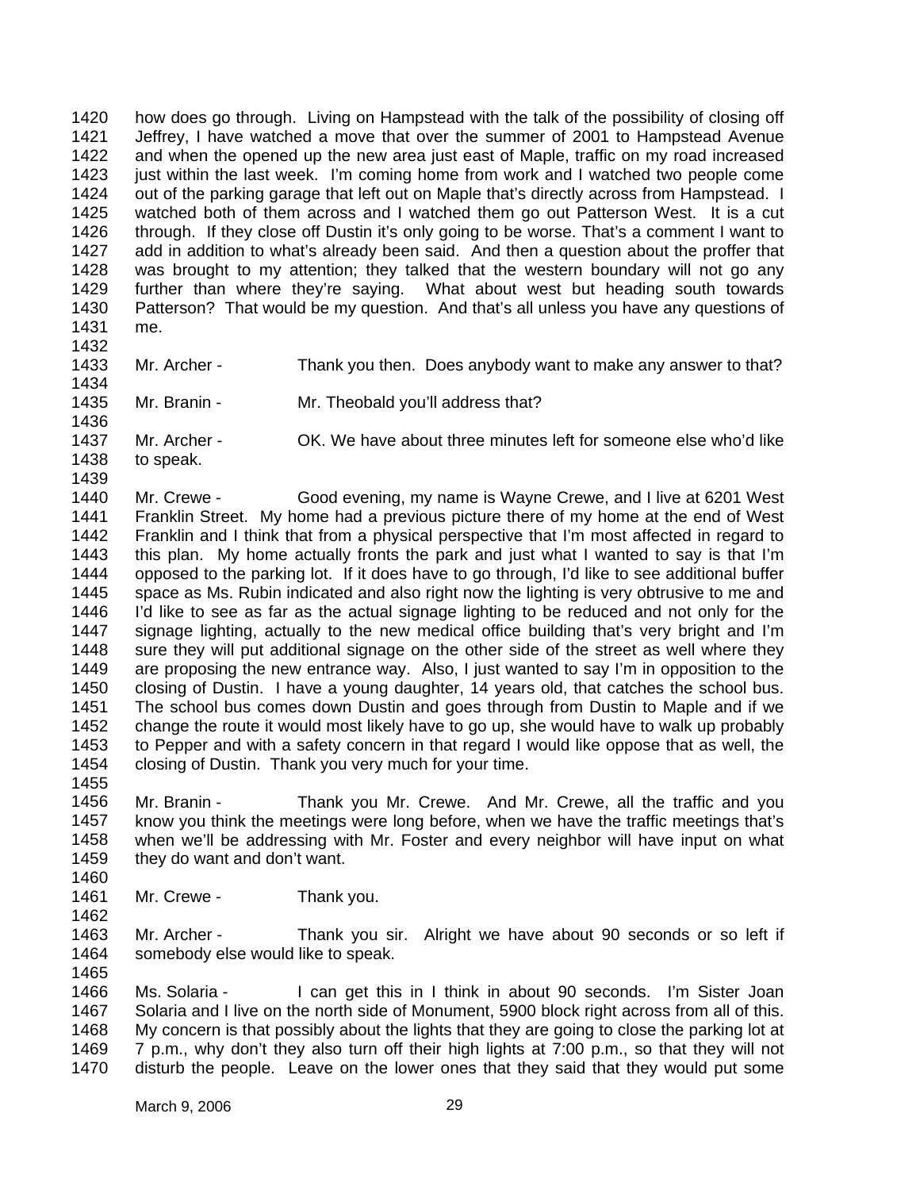how does go through. Living on Hampstead with the talk of the possibility of closing off Jeffrey, I have watched a move that over the summer of 2001 to Hampstead Avenue and when the opened up the new area just east of Maple, traffic on my road increased just within the last week. I'm coming home from work and I watched two people come out of the parking garage that left out on Maple that's directly across from Hampstead. I watched both of them across and I watched them go out Patterson West. It is a cut through. If they close off Dustin it's only going to be worse. That's a comment I want to add in addition to what's already been said. And then a question about the proffer that was brought to my attention; they talked that the western boundary will not go any further than where they're saying. What about west but heading south towards Patterson? That would be my question. And that's all unless you have any questions of me.

Mr. Archer - Thank you then. Does anybody want to make any answer to that?

Mr. Branin - Mr. Theobald you'll address that?

Mr. Archer - OK. We have about three minutes left for someone else who'd like to speak.

Mr. Crewe - Good evening, my name is Wayne Crewe, and I live at 6201 West Franklin Street. My home had a previous picture there of my home at the end of West Franklin and I think that from a physical perspective that I'm most affected in regard to this plan. My home actually fronts the park and just what I wanted to say is that I'm opposed to the parking lot. If it does have to go through, I'd like to see additional buffer space as Ms. Rubin indicated and also right now the lighting is very obtrusive to me and I'd like to see as far as the actual signage lighting to be reduced and not only for the signage lighting, actually to the new medical office building that's very bright and I'm sure they will put additional signage on the other side of the street as well where they are proposing the new entrance way. Also, I just wanted to say I'm in opposition to the closing of Dustin. I have a young daughter, 14 years old, that catches the school bus. The school bus comes down Dustin and goes through from Dustin to Maple and if we change the route it would most likely have to go up, she would have to walk up probably to Pepper and with a safety concern in that regard I would like oppose that as well, the closing of Dustin. Thank you very much for your time.

Mr. Branin - Thank you Mr. Crewe. And Mr. Crewe, all the traffic and you know you think the meetings were long before, when we have the traffic meetings that's when we'll be addressing with Mr. Foster and every neighbor will have input on what they do want and don't want.

Mr. Crewe - Thank you.

Mr. Archer - Thank you sir. Alright we have about 90 seconds or so left if somebody else would like to speak.

Ms. Solaria - I can get this in I think in about 90 seconds. I'm Sister Joan Solaria and I live on the north side of Monument, 5900 block right across from all of this. My concern is that possibly about the lights that they are going to close the parking lot at 7 p.m., why don't they also turn off their high lights at 7:00 p.m., so that they will not disturb the people. Leave on the lower ones that they said that they would put some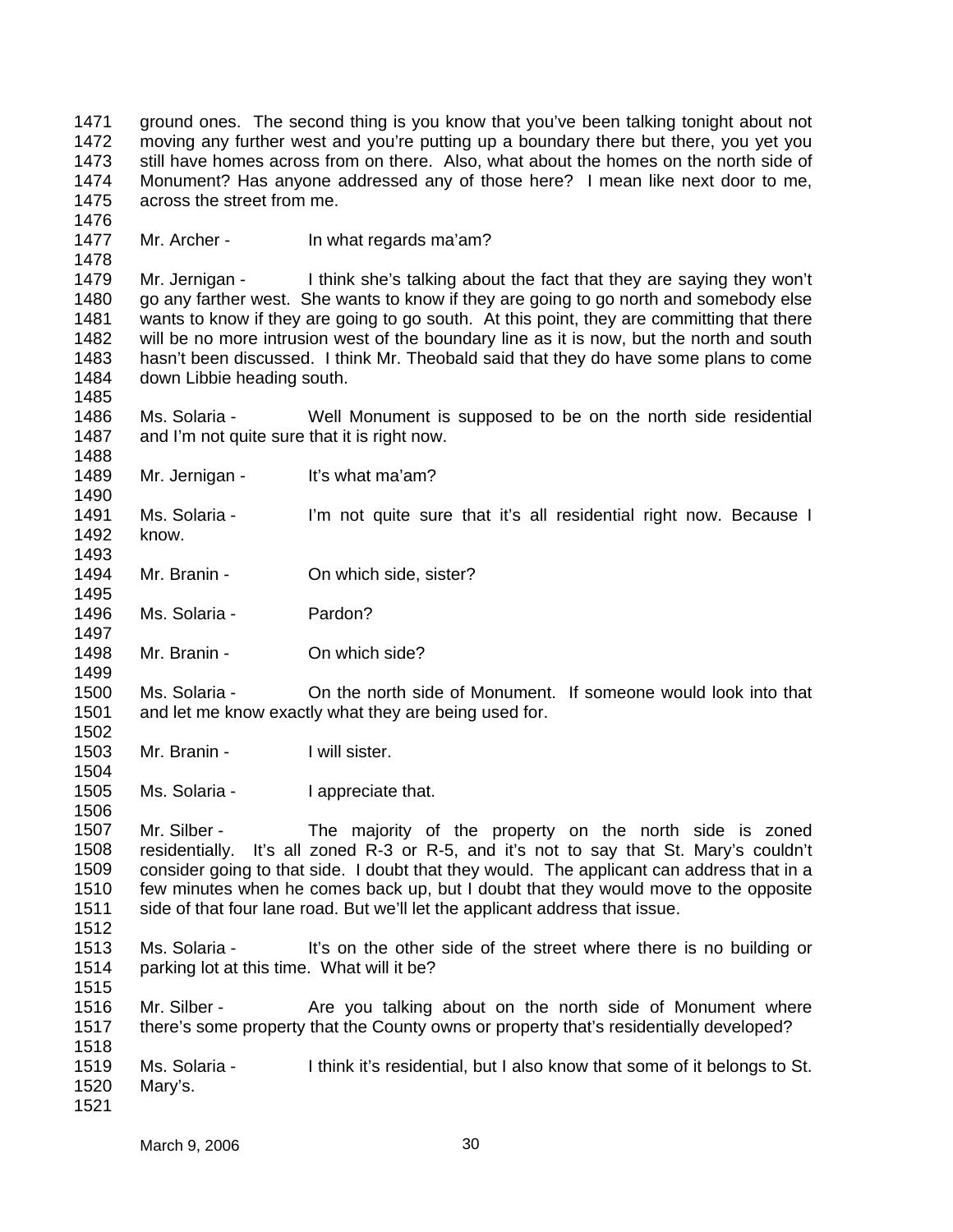ground ones. The second thing is you know that you've been talking tonight about not moving any further west and you're putting up a boundary there but there, you yet you still have homes across from on there. Also, what about the homes on the north side of Monument? Has anyone addressed any of those here? I mean like next door to me, across the street from me.

Mr. Archer - In what regards ma'am?

Mr. Jernigan - I think she's talking about the fact that they are saying they won't go any farther west. She wants to know if they are going to go north and somebody else wants to know if they are going to go south. At this point, they are committing that there will be no more intrusion west of the boundary line as it is now, but the north and south hasn't been discussed. I think Mr. Theobald said that they do have some plans to come down Libbie heading south.

Ms. Solaria - Well Monument is supposed to be on the north side residential and I'm not quite sure that it is right now.

Mr. Jernigan - It's what ma'am?

Ms. Solaria - I'm not quite sure that it's all residential right now. Because I know.

Mr. Branin - On which side, sister?

Ms. Solaria - Pardon?

Mr. Branin - On which side?

Ms. Solaria - On the north side of Monument. If someone would look into that and let me know exactly what they are being used for.

Mr. Branin - I will sister.

Ms. Solaria - I appreciate that.

Mr. Silber - The majority of the property on the north side is zoned residentially. It's all zoned R-3 or R-5, and it's not to say that St. Mary's couldn't consider going to that side. I doubt that they would. The applicant can address that in a few minutes when he comes back up, but I doubt that they would move to the opposite side of that four lane road. But we'll let the applicant address that issue.

Ms. Solaria - It's on the other side of the street where there is no building or parking lot at this time. What will it be?

Mr. Silber - Are you talking about on the north side of Monument where there's some property that the County owns or property that's residentially developed?

Ms. Solaria - I think it's residential, but I also know that some of it belongs to St. Mary's.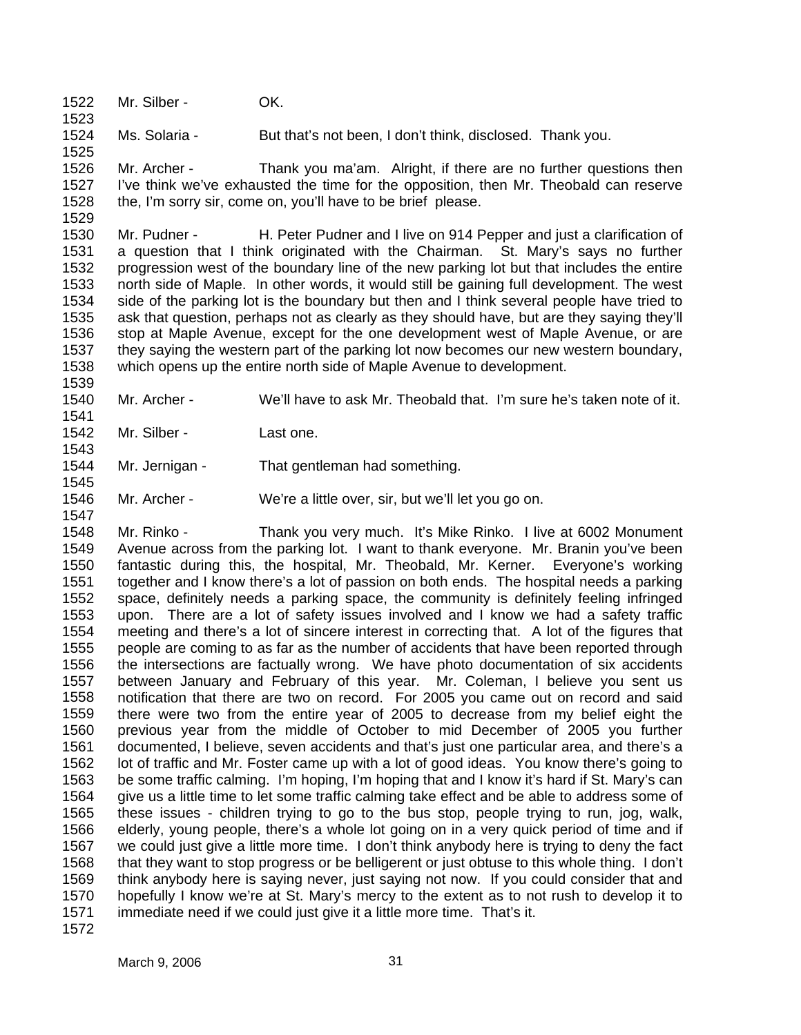Mr. Silber - OK.

Ms. Solaria - But that's not been, I don't think, disclosed. Thank you.

Mr. Archer - Thank you ma'am. Alright, if there are no further questions then I've think we've exhausted the time for the opposition, then Mr. Theobald can reserve the, I'm sorry sir, come on, you'll have to be brief please.

Mr. Pudner - H. Peter Pudner and I live on 914 Pepper and just a clarification of a question that I think originated with the Chairman. St. Mary's says no further progression west of the boundary line of the new parking lot but that includes the entire north side of Maple. In other words, it would still be gaining full development. The west side of the parking lot is the boundary but then and I think several people have tried to ask that question, perhaps not as clearly as they should have, but are they saying they'll stop at Maple Avenue, except for the one development west of Maple Avenue, or are they saying the western part of the parking lot now becomes our new western boundary, which opens up the entire north side of Maple Avenue to development.

Mr. Archer - We'll have to ask Mr. Theobald that. I'm sure he's taken note of it.

Mr. Silber - Last one.

Mr. Jernigan - That gentleman had something.

Mr. Archer - We're a little over, sir, but we'll let you go on.

Mr. Rinko - Thank you very much. It's Mike Rinko. I live at 6002 Monument Avenue across from the parking lot. I want to thank everyone. Mr. Branin you've been fantastic during this, the hospital, Mr. Theobald, Mr. Kerner. Everyone's working together and I know there's a lot of passion on both ends. The hospital needs a parking space, definitely needs a parking space, the community is definitely feeling infringed upon. There are a lot of safety issues involved and I know we had a safety traffic meeting and there's a lot of sincere interest in correcting that. A lot of the figures that people are coming to as far as the number of accidents that have been reported through the intersections are factually wrong. We have photo documentation of six accidents between January and February of this year. Mr. Coleman, I believe you sent us notification that there are two on record. For 2005 you came out on record and said there were two from the entire year of 2005 to decrease from my belief eight the previous year from the middle of October to mid December of 2005 you further documented, I believe, seven accidents and that's just one particular area, and there's a lot of traffic and Mr. Foster came up with a lot of good ideas. You know there's going to be some traffic calming. I'm hoping, I'm hoping that and I know it's hard if St. Mary's can give us a little time to let some traffic calming take effect and be able to address some of these issues - children trying to go to the bus stop, people trying to run, jog, walk, elderly, young people, there's a whole lot going on in a very quick period of time and if we could just give a little more time. I don't think anybody here is trying to deny the fact that they want to stop progress or be belligerent or just obtuse to this whole thing. I don't think anybody here is saying never, just saying not now. If you could consider that and hopefully I know we're at St. Mary's mercy to the extent as to not rush to develop it to immediate need if we could just give it a little more time. That's it.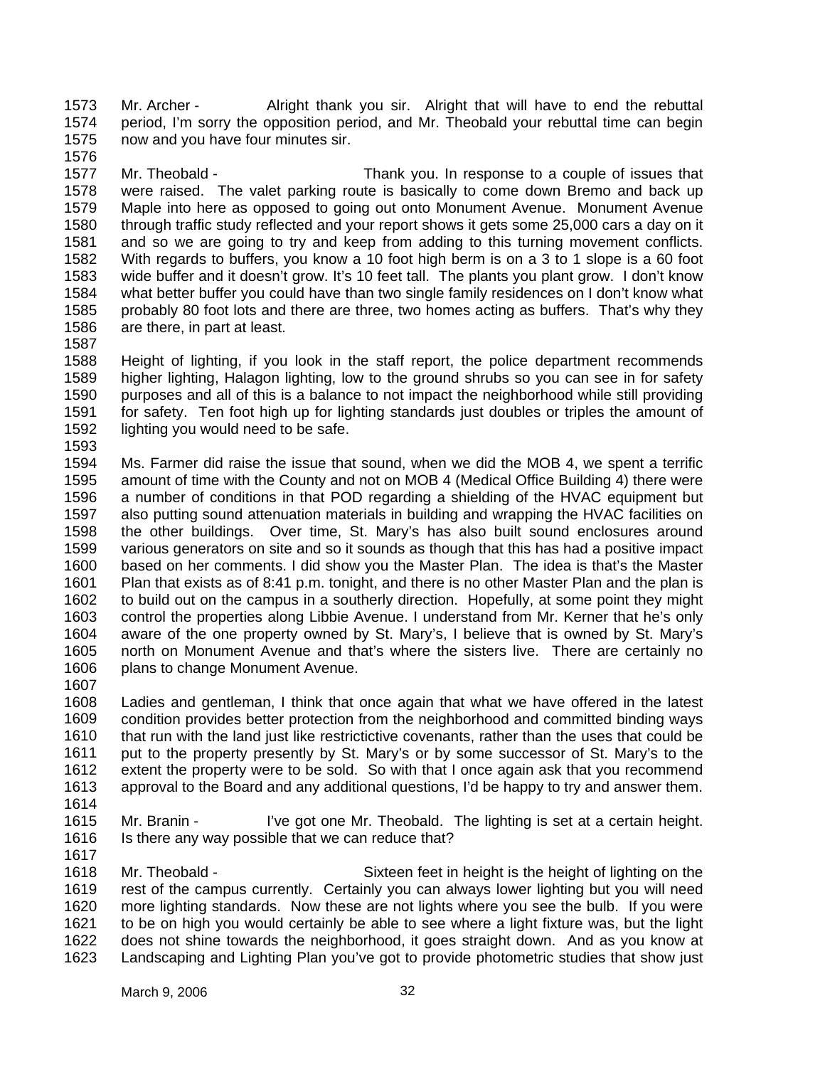1573 Mr. Archer - Alright thank you sir. Alright that will have to end the rebuttal
1574 period, I'm sorry the opposition period, and Mr. Theobald your rebuttal time can begin
1575 now and you have four minutes sir.
1576
1577 Mr. Theobald - Thank you. In response to a couple of issues that
1578 were raised. The valet parking route is basically to come down Bremo and back up
1579 Maple into here as opposed to going out onto Monument Avenue. Monument Avenue
1580 through traffic study reflected and your report shows it gets some 25,000 cars a day on it
1581 and so we are going to try and keep from adding to this turning movement conflicts.
1582 With regards to buffers, you know a 10 foot high berm is on a 3 to 1 slope is a 60 foot
1583 wide buffer and it doesn't grow. It's 10 feet tall. The plants you plant grow. I don't know
1584 what better buffer you could have than two single family residences on I don't know what
1585 probably 80 foot lots and there are three, two homes acting as buffers. That's why they
1586 are there, in part at least.
1587
1588 Height of lighting, if you look in the staff report, the police department recommends
1589 higher lighting, Halagon lighting, low to the ground shrubs so you can see in for safety
1590 purposes and all of this is a balance to not impact the neighborhood while still providing
1591 for safety. Ten foot high up for lighting standards just doubles or triples the amount of
1592 lighting you would need to be safe.
1593
1594 Ms. Farmer did raise the issue that sound, when we did the MOB 4, we spent a terrific
1595 amount of time with the County and not on MOB 4 (Medical Office Building 4) there were
1596 a number of conditions in that POD regarding a shielding of the HVAC equipment but
1597 also putting sound attenuation materials in building and wrapping the HVAC facilities on
1598 the other buildings. Over time, St. Mary's has also built sound enclosures around
1599 various generators on site and so it sounds as though that this has had a positive impact
1600 based on her comments. I did show you the Master Plan. The idea is that's the Master
1601 Plan that exists as of 8:41 p.m. tonight, and there is no other Master Plan and the plan is
1602 to build out on the campus in a southerly direction. Hopefully, at some point they might
1603 control the properties along Libbie Avenue. I understand from Mr. Kerner that he's only
1604 aware of the one property owned by St. Mary's, I believe that is owned by St. Mary's
1605 north on Monument Avenue and that's where the sisters live. There are certainly no
1606 plans to change Monument Avenue.
1607
1608 Ladies and gentleman, I think that once again that what we have offered in the latest
1609 condition provides better protection from the neighborhood and committed binding ways
1610 that run with the land just like restrictictive covenants, rather than the uses that could be
1611 put to the property presently by St. Mary's or by some successor of St. Mary's to the
1612 extent the property were to be sold. So with that I once again ask that you recommend
1613 approval to the Board and any additional questions, I'd be happy to try and answer them.
1614
1615 Mr. Branin - I've got one Mr. Theobald. The lighting is set at a certain height.
1616 Is there any way possible that we can reduce that?
1617
1618 Mr. Theobald - Sixteen feet in height is the height of lighting on the
1619 rest of the campus currently. Certainly you can always lower lighting but you will need
1620 more lighting standards. Now these are not lights where you see the bulb. If you were
1621 to be on high you would certainly be able to see where a light fixture was, but the light
1622 does not shine towards the neighborhood, it goes straight down. And as you know at
1623 Landscaping and Lighting Plan you've got to provide photometric studies that show just

March 9, 2006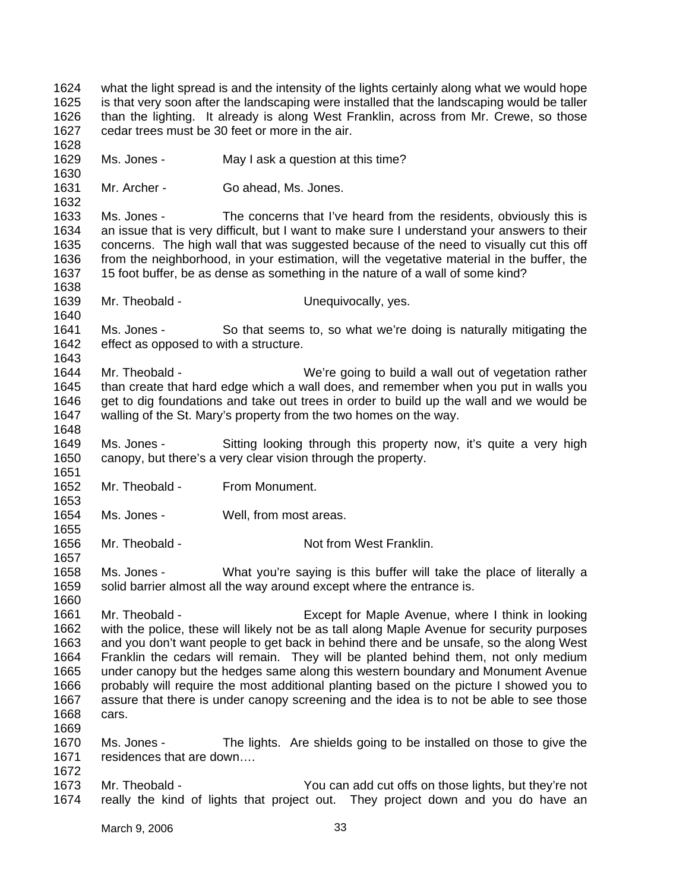1624 what the light spread is and the intensity of the lights certainly along what we would hope
1625 is that very soon after the landscaping were installed that the landscaping would be taller
1626 than the lighting. It already is along West Franklin, across from Mr. Crewe, so those
1627 cedar trees must be 30 feet or more in the air.
1628
1629 Ms. Jones - May I ask a question at this time?
1630
1631 Mr. Archer - Go ahead, Ms. Jones.
1632
1633 Ms. Jones - The concerns that I've heard from the residents, obviously this is
1634 an issue that is very difficult, but I want to make sure I understand your answers to their
1635 concerns. The high wall that was suggested because of the need to visually cut this off
1636 from the neighborhood, in your estimation, will the vegetative material in the buffer, the
1637 15 foot buffer, be as dense as something in the nature of a wall of some kind?
1638
1639 Mr. Theobald - Unequivocally, yes.
1640
1641 Ms. Jones - So that seems to, so what we're doing is naturally mitigating the
1642 effect as opposed to with a structure.
1643
1644 Mr. Theobald - We're going to build a wall out of vegetation rather
1645 than create that hard edge which a wall does, and remember when you put in walls you
1646 get to dig foundations and take out trees in order to build up the wall and we would be
1647 walling of the St. Mary's property from the two homes on the way.
1648
1649 Ms. Jones - Sitting looking through this property now, it's quite a very high
1650 canopy, but there's a very clear vision through the property.
1651
1652 Mr. Theobald - From Monument.
1653
1654 Ms. Jones - Well, from most areas.
1655
1656 Mr. Theobald - Not from West Franklin.
1657
1658 Ms. Jones - What you're saying is this buffer will take the place of literally a
1659 solid barrier almost all the way around except where the entrance is.
1660
1661 Mr. Theobald - Except for Maple Avenue, where I think in looking
1662 with the police, these will likely not be as tall along Maple Avenue for security purposes
1663 and you don't want people to get back in behind there and be unsafe, so the along West
1664 Franklin the cedars will remain. They will be planted behind them, not only medium
1665 under canopy but the hedges same along this western boundary and Monument Avenue
1666 probably will require the most additional planting based on the picture I showed you to
1667 assure that there is under canopy screening and the idea is to not be able to see those
1668 cars.
1669
1670 Ms. Jones - The lights. Are shields going to be installed on those to give the
1671 residences that are down….
1672
1673 Mr. Theobald - You can add cut offs on those lights, but they're not
1674 really the kind of lights that project out. They project down and you do have an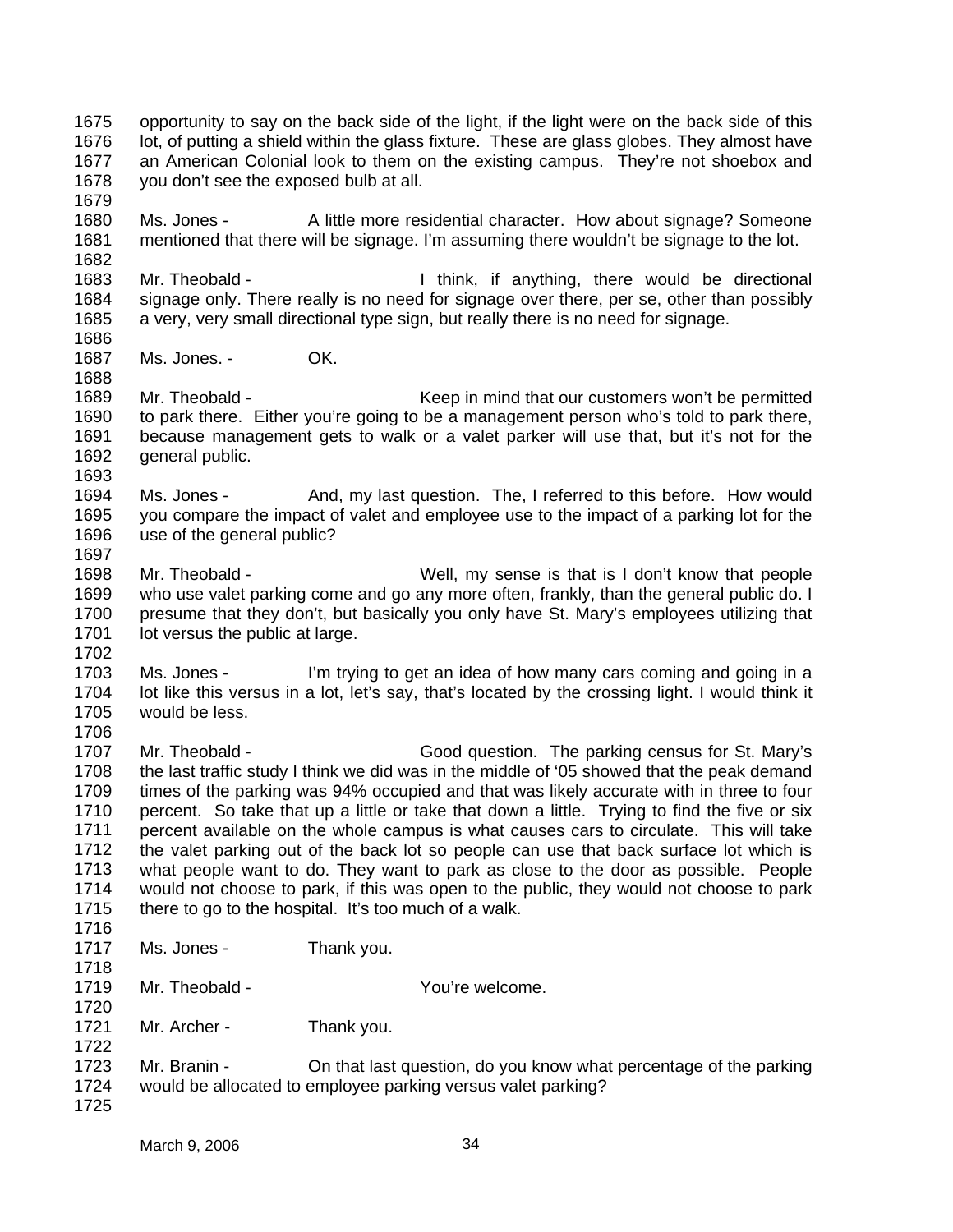1675 opportunity to say on the back side of the light, if the light were on the back side of this
1676 lot, of putting a shield within the glass fixture. These are glass globes. They almost have
1677 an American Colonial look to them on the existing campus. They're not shoebox and
1678 you don't see the exposed bulb at all.
1679
1680 Ms. Jones - A little more residential character. How about signage? Someone
1681 mentioned that there will be signage. I'm assuming there wouldn't be signage to the lot.
1682
1683 Mr. Theobald - I think, if anything, there would be directional
1684 signage only. There really is no need for signage over there, per se, other than possibly
1685 a very, very small directional type sign, but really there is no need for signage.
1686
1687 Ms. Jones. - OK.
1688
1689 Mr. Theobald - Keep in mind that our customers won't be permitted
1690 to park there. Either you're going to be a management person who's told to park there,
1691 because management gets to walk or a valet parker will use that, but it's not for the
1692 general public.
1693
1694 Ms. Jones - And, my last question. The, I referred to this before. How would
1695 you compare the impact of valet and employee use to the impact of a parking lot for the
1696 use of the general public?
1697
1698 Mr. Theobald - Well, my sense is that is I don't know that people
1699 who use valet parking come and go any more often, frankly, than the general public do. I
1700 presume that they don't, but basically you only have St. Mary's employees utilizing that
1701 lot versus the public at large.
1702
1703 Ms. Jones - I'm trying to get an idea of how many cars coming and going in a
1704 lot like this versus in a lot, let's say, that's located by the crossing light. I would think it
1705 would be less.
1706
1707 Mr. Theobald - Good question. The parking census for St. Mary's
1708 the last traffic study I think we did was in the middle of '05 showed that the peak demand
1709 times of the parking was 94% occupied and that was likely accurate with in three to four
1710 percent. So take that up a little or take that down a little. Trying to find the five or six
1711 percent available on the whole campus is what causes cars to circulate. This will take
1712 the valet parking out of the back lot so people can use that back surface lot which is
1713 what people want to do. They want to park as close to the door as possible. People
1714 would not choose to park, if this was open to the public, they would not choose to park
1715 there to go to the hospital. It's too much of a walk.
1716
1717 Ms. Jones - Thank you.
1718
1719 Mr. Theobald - You're welcome.
1720
1721 Mr. Archer - Thank you.
1722
1723 Mr. Branin - On that last question, do you know what percentage of the parking
1724 would be allocated to employee parking versus valet parking?
1725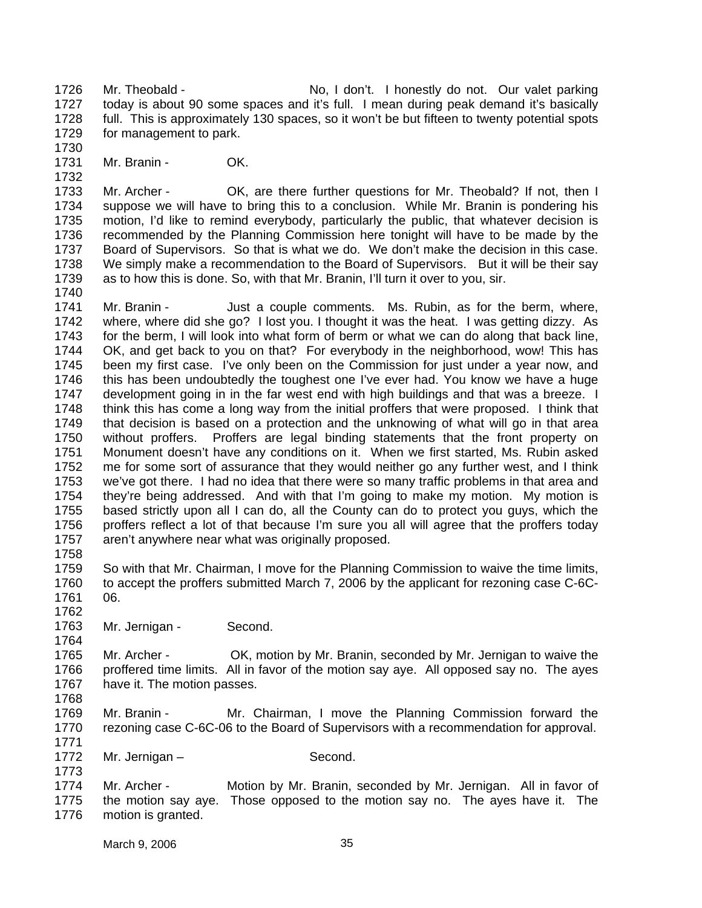Mr. Theobald - No, I don't. I honestly do not. Our valet parking today is about 90 some spaces and it's full. I mean during peak demand it's basically full. This is approximately 130 spaces, so it won't be but fifteen to twenty potential spots for management to park.

Mr. Branin - OK.

Mr. Archer - OK, are there further questions for Mr. Theobald? If not, then I suppose we will have to bring this to a conclusion. While Mr. Branin is pondering his motion, I'd like to remind everybody, particularly the public, that whatever decision is recommended by the Planning Commission here tonight will have to be made by the Board of Supervisors. So that is what we do. We don't make the decision in this case. We simply make a recommendation to the Board of Supervisors. But it will be their say as to how this is done. So, with that Mr. Branin, I'll turn it over to you, sir.

Mr. Branin - Just a couple comments. Ms. Rubin, as for the berm, where, where, where did she go? I lost you. I thought it was the heat. I was getting dizzy. As for the berm, I will look into what form of berm or what we can do along that back line, OK, and get back to you on that? For everybody in the neighborhood, wow! This has been my first case. I've only been on the Commission for just under a year now, and this has been undoubtedly the toughest one I've ever had. You know we have a huge development going in in the far west end with high buildings and that was a breeze. I think this has come a long way from the initial proffers that were proposed. I think that that decision is based on a protection and the unknowing of what will go in that area without proffers. Proffers are legal binding statements that the front property on Monument doesn't have any conditions on it. When we first started, Ms. Rubin asked me for some sort of assurance that they would neither go any further west, and I think we've got there. I had no idea that there were so many traffic problems in that area and they're being addressed. And with that I'm going to make my motion. My motion is based strictly upon all I can do, all the County can do to protect you guys, which the proffers reflect a lot of that because I'm sure you all will agree that the proffers today aren't anywhere near what was originally proposed.

So with that Mr. Chairman, I move for the Planning Commission to waive the time limits, to accept the proffers submitted March 7, 2006 by the applicant for rezoning case C-6C-06.

Mr. Jernigan - Second.

Mr. Archer - OK, motion by Mr. Branin, seconded by Mr. Jernigan to waive the proffered time limits. All in favor of the motion say aye. All opposed say no. The ayes have it. The motion passes.

Mr. Branin - Mr. Chairman, I move the Planning Commission forward the rezoning case C-6C-06 to the Board of Supervisors with a recommendation for approval.

Mr. Jernigan – Second.

Mr. Archer - Motion by Mr. Branin, seconded by Mr. Jernigan. All in favor of the motion say aye. Those opposed to the motion say no. The ayes have it. The motion is granted.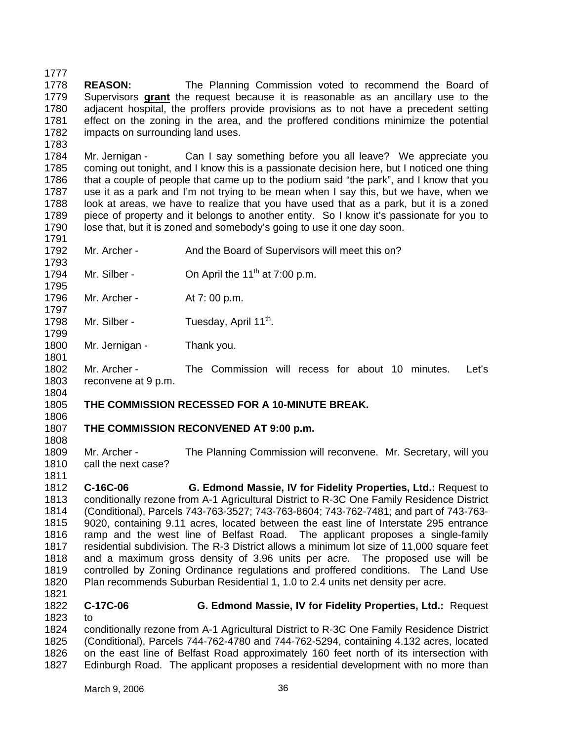**REASON:** The Planning Commission voted to recommend the Board of Supervisors **grant** the request because it is reasonable as an ancillary use to the adjacent hospital, the proffers provide provisions as to not have a precedent setting effect on the zoning in the area, and the proffered conditions minimize the potential impacts on surrounding land uses.

Mr. Jernigan - Can I say something before you all leave? We appreciate you coming out tonight, and I know this is a passionate decision here, but I noticed one thing that a couple of people that came up to the podium said "the park", and I know that you use it as a park and I'm not trying to be mean when I say this, but we have, when we look at areas, we have to realize that you have used that as a park, but it is a zoned piece of property and it belongs to another entity. So I know it's passionate for you to lose that, but it is zoned and somebody's going to use it one day soon.

Mr. Archer - And the Board of Supervisors will meet this on?

Mr. Silber - On April the 11th at 7:00 p.m.

Mr. Archer - At 7: 00 p.m.

Mr. Silber - Tuesday, April 11th.

Mr. Jernigan - Thank you.

Mr. Archer - The Commission will recess for about 10 minutes. Let's reconvene at 9 p.m.

**THE COMMISSION RECESSED FOR A 10-MINUTE BREAK.**

**THE COMMISSION RECONVENED AT 9:00 p.m.**

Mr. Archer - The Planning Commission will reconvene. Mr. Secretary, will you call the next case?

**C-16C-06 G. Edmond Massie, IV for Fidelity Properties, Ltd.:** Request to conditionally rezone from A-1 Agricultural District to R-3C One Family Residence District (Conditional), Parcels 743-763-3527; 743-763-8604; 743-762-7481; and part of 743-763-9020, containing 9.11 acres, located between the east line of Interstate 295 entrance ramp and the west line of Belfast Road. The applicant proposes a single-family residential subdivision. The R-3 District allows a minimum lot size of 11,000 square feet and a maximum gross density of 3.96 units per acre. The proposed use will be controlled by Zoning Ordinance regulations and proffered conditions. The Land Use Plan recommends Suburban Residential 1, 1.0 to 2.4 units net density per acre.

**C-17C-06 G. Edmond Massie, IV for Fidelity Properties, Ltd.:** Request to conditionally rezone from A-1 Agricultural District to R-3C One Family Residence District (Conditional), Parcels 744-762-4780 and 744-762-5294, containing 4.132 acres, located on the east line of Belfast Road approximately 160 feet north of its intersection with Edinburgh Road. The applicant proposes a residential development with no more than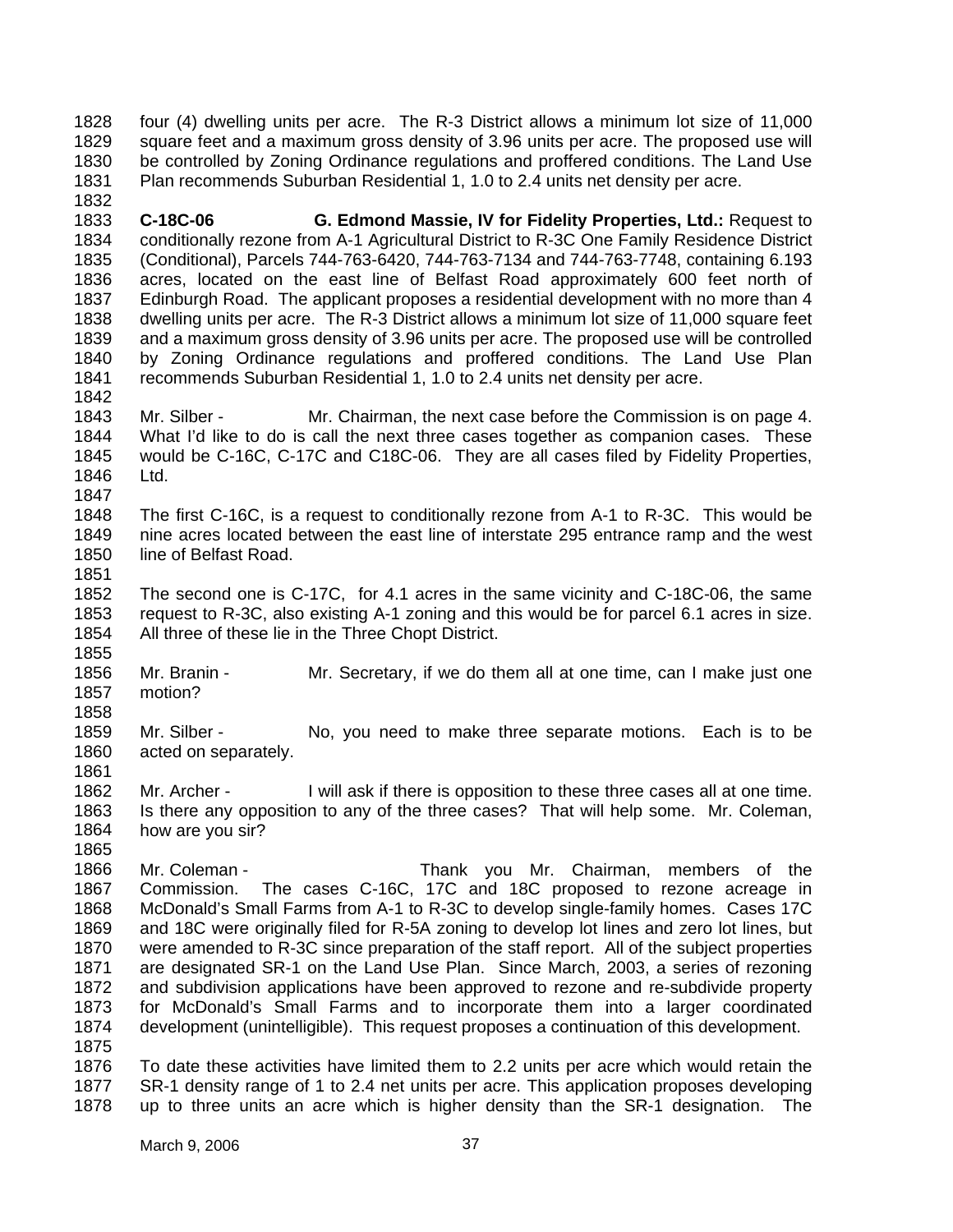four (4) dwelling units per acre. The R-3 District allows a minimum lot size of 11,000 square feet and a maximum gross density of 3.96 units per acre. The proposed use will be controlled by Zoning Ordinance regulations and proffered conditions. The Land Use Plan recommends Suburban Residential 1, 1.0 to 2.4 units net density per acre.

**C-18C-06 G. Edmond Massie, IV for Fidelity Properties, Ltd.:** Request to conditionally rezone from A-1 Agricultural District to R-3C One Family Residence District (Conditional), Parcels 744-763-6420, 744-763-7134 and 744-763-7748, containing 6.193 acres, located on the east line of Belfast Road approximately 600 feet north of Edinburgh Road. The applicant proposes a residential development with no more than 4 dwelling units per acre. The R-3 District allows a minimum lot size of 11,000 square feet and a maximum gross density of 3.96 units per acre. The proposed use will be controlled by Zoning Ordinance regulations and proffered conditions. The Land Use Plan recommends Suburban Residential 1, 1.0 to 2.4 units net density per acre.

Mr. Silber - Mr. Chairman, the next case before the Commission is on page 4. What I'd like to do is call the next three cases together as companion cases. These would be C-16C, C-17C and C18C-06. They are all cases filed by Fidelity Properties, Ltd.

The first C-16C, is a request to conditionally rezone from A-1 to R-3C. This would be nine acres located between the east line of interstate 295 entrance ramp and the west line of Belfast Road.

The second one is C-17C, for 4.1 acres in the same vicinity and C-18C-06, the same request to R-3C, also existing A-1 zoning and this would be for parcel 6.1 acres in size. All three of these lie in the Three Chopt District.

Mr. Branin - Mr. Secretary, if we do them all at one time, can I make just one motion?

Mr. Silber - No, you need to make three separate motions. Each is to be acted on separately.

Mr. Archer - I will ask if there is opposition to these three cases all at one time. Is there any opposition to any of the three cases? That will help some. Mr. Coleman, how are you sir?

Mr. Coleman - Thank you Mr. Chairman, members of the Commission. The cases C-16C, 17C and 18C proposed to rezone acreage in McDonald's Small Farms from A-1 to R-3C to develop single-family homes. Cases 17C and 18C were originally filed for R-5A zoning to develop lot lines and zero lot lines, but were amended to R-3C since preparation of the staff report. All of the subject properties are designated SR-1 on the Land Use Plan. Since March, 2003, a series of rezoning and subdivision applications have been approved to rezone and re-subdivide property for McDonald's Small Farms and to incorporate them into a larger coordinated development (unintelligible). This request proposes a continuation of this development.

To date these activities have limited them to 2.2 units per acre which would retain the SR-1 density range of 1 to 2.4 net units per acre. This application proposes developing up to three units an acre which is higher density than the SR-1 designation. The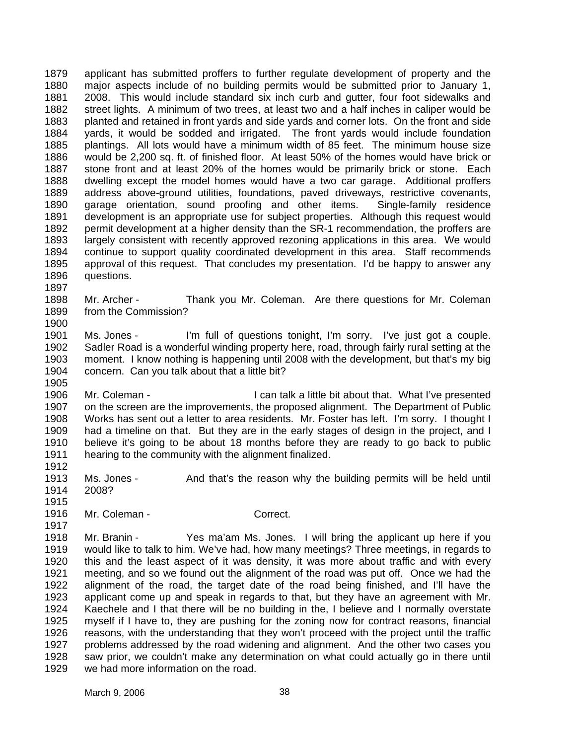applicant has submitted proffers to further regulate development of property and the major aspects include of no building permits would be submitted prior to January 1, 2008. This would include standard six inch curb and gutter, four foot sidewalks and street lights. A minimum of two trees, at least two and a half inches in caliper would be planted and retained in front yards and side yards and corner lots. On the front and side yards, it would be sodded and irrigated. The front yards would include foundation plantings. All lots would have a minimum width of 85 feet. The minimum house size would be 2,200 sq. ft. of finished floor. At least 50% of the homes would have brick or stone front and at least 20% of the homes would be primarily brick or stone. Each dwelling except the model homes would have a two car garage. Additional proffers address above-ground utilities, foundations, paved driveways, restrictive covenants, garage orientation, sound proofing and other items. Single-family residence development is an appropriate use for subject properties. Although this request would permit development at a higher density than the SR-1 recommendation, the proffers are largely consistent with recently approved rezoning applications in this area. We would continue to support quality coordinated development in this area. Staff recommends approval of this request. That concludes my presentation. I'd be happy to answer any questions.

Mr. Archer - Thank you Mr. Coleman. Are there questions for Mr. Coleman from the Commission?

Ms. Jones - I'm full of questions tonight, I'm sorry. I've just got a couple. Sadler Road is a wonderful winding property here, road, through fairly rural setting at the moment. I know nothing is happening until 2008 with the development, but that's my big concern. Can you talk about that a little bit?

Mr. Coleman - I can talk a little bit about that. What I've presented on the screen are the improvements, the proposed alignment. The Department of Public Works has sent out a letter to area residents. Mr. Foster has left. I'm sorry. I thought I had a timeline on that. But they are in the early stages of design in the project, and I believe it's going to be about 18 months before they are ready to go back to public hearing to the community with the alignment finalized.

Ms. Jones - And that's the reason why the building permits will be held until 2008?

Mr. Coleman - Correct.

Mr. Branin - Yes ma'am Ms. Jones. I will bring the applicant up here if you would like to talk to him. We've had, how many meetings? Three meetings, in regards to this and the least aspect of it was density, it was more about traffic and with every meeting, and so we found out the alignment of the road was put off. Once we had the alignment of the road, the target date of the road being finished, and I'll have the applicant come up and speak in regards to that, but they have an agreement with Mr. Kaechele and I that there will be no building in the, I believe and I normally overstate myself if I have to, they are pushing for the zoning now for contract reasons, financial reasons, with the understanding that they won't proceed with the project until the traffic problems addressed by the road widening and alignment. And the other two cases you saw prior, we couldn't make any determination on what could actually go in there until we had more information on the road.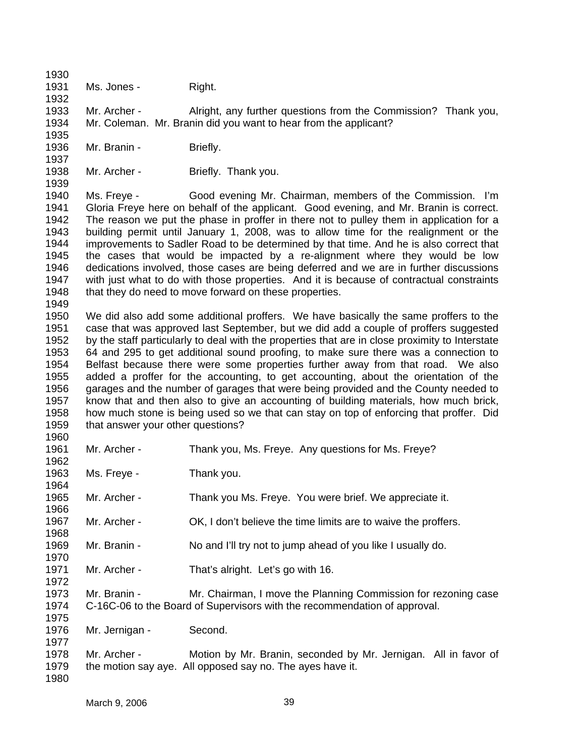Ms. Jones - Right.

Mr. Archer - Alright, any further questions from the Commission? Thank you, Mr. Coleman. Mr. Branin did you want to hear from the applicant?

Mr. Branin - Briefly.

Mr. Archer - Briefly. Thank you.

Ms. Freye - Good evening Mr. Chairman, members of the Commission. I'm Gloria Freye here on behalf of the applicant. Good evening, and Mr. Branin is correct. The reason we put the phase in proffer in there not to pulley them in application for a building permit until January 1, 2008, was to allow time for the realignment or the improvements to Sadler Road to be determined by that time. And he is also correct that the cases that would be impacted by a re-alignment where they would be low dedications involved, those cases are being deferred and we are in further discussions with just what to do with those properties. And it is because of contractual constraints that they do need to move forward on these properties.

We did also add some additional proffers. We have basically the same proffers to the case that was approved last September, but we did add a couple of proffers suggested by the staff particularly to deal with the properties that are in close proximity to Interstate 64 and 295 to get additional sound proofing, to make sure there was a connection to Belfast because there were some properties further away from that road. We also added a proffer for the accounting, to get accounting, about the orientation of the garages and the number of garages that were being provided and the County needed to know that and then also to give an accounting of building materials, how much brick, how much stone is being used so we that can stay on top of enforcing that proffer. Did that answer your other questions?

Mr. Archer - Thank you, Ms. Freye. Any questions for Ms. Freye?

Ms. Freye - Thank you.

Mr. Archer - Thank you Ms. Freye. You were brief. We appreciate it.

Mr. Archer - OK, I don't believe the time limits are to waive the proffers.

Mr. Branin - No and I'll try not to jump ahead of you like I usually do.

Mr. Archer - That's alright. Let's go with 16.

Mr. Branin - Mr. Chairman, I move the Planning Commission for rezoning case C-16C-06 to the Board of Supervisors with the recommendation of approval.

Mr. Jernigan - Second.

Mr. Archer - Motion by Mr. Branin, seconded by Mr. Jernigan. All in favor of the motion say aye. All opposed say no. The ayes have it.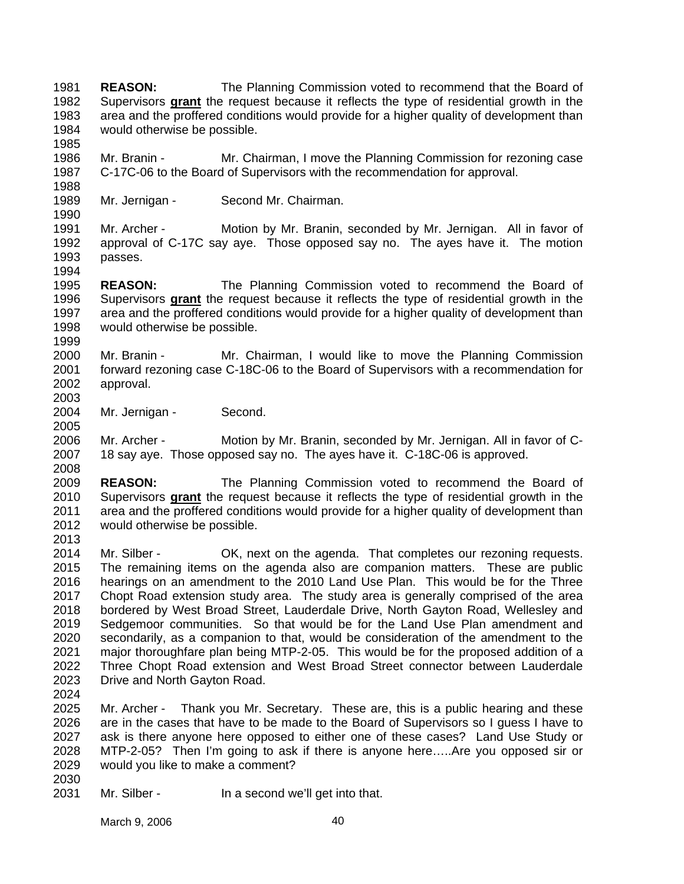1981 **REASON:** The Planning Commission voted to recommend that the Board of
1982 Supervisors **grant** the request because it reflects the type of residential growth in the
1983 area and the proffered conditions would provide for a higher quality of development than
1984 would otherwise be possible.
1985
1986 Mr. Branin - Mr. Chairman, I move the Planning Commission for rezoning case
1987 C-17C-06 to the Board of Supervisors with the recommendation for approval.
1988
1989 Mr. Jernigan - Second Mr. Chairman.
1990
1991 Mr. Archer - Motion by Mr. Branin, seconded by Mr. Jernigan. All in favor of
1992 approval of C-17C say aye. Those opposed say no. The ayes have it. The motion
1993 passes.
1994
1995 **REASON:** The Planning Commission voted to recommend the Board of
1996 Supervisors **grant** the request because it reflects the type of residential growth in the
1997 area and the proffered conditions would provide for a higher quality of development than
1998 would otherwise be possible.
1999
2000 Mr. Branin - Mr. Chairman, I would like to move the Planning Commission
2001 forward rezoning case C-18C-06 to the Board of Supervisors with a recommendation for
2002 approval.
2003
2004 Mr. Jernigan - Second.
2005
2006 Mr. Archer - Motion by Mr. Branin, seconded by Mr. Jernigan. All in favor of C-
2007 18 say aye. Those opposed say no. The ayes have it. C-18C-06 is approved.
2008
2009 **REASON:** The Planning Commission voted to recommend the Board of
2010 Supervisors **grant** the request because it reflects the type of residential growth in the
2011 area and the proffered conditions would provide for a higher quality of development than
2012 would otherwise be possible.
2013
2014 Mr. Silber - OK, next on the agenda. That completes our rezoning requests.
2015 The remaining items on the agenda also are companion matters. These are public
2016 hearings on an amendment to the 2010 Land Use Plan. This would be for the Three
2017 Chopt Road extension study area. The study area is generally comprised of the area
2018 bordered by West Broad Street, Lauderdale Drive, North Gayton Road, Wellesley and
2019 Sedgemoor communities. So that would be for the Land Use Plan amendment and
2020 secondarily, as a companion to that, would be consideration of the amendment to the
2021 major thoroughfare plan being MTP-2-05. This would be for the proposed addition of a
2022 Three Chopt Road extension and West Broad Street connector between Lauderdale
2023 Drive and North Gayton Road.
2024
2025 Mr. Archer - Thank you Mr. Secretary. These are, this is a public hearing and these
2026 are in the cases that have to be made to the Board of Supervisors so I guess I have to
2027 ask is there anyone here opposed to either one of these cases? Land Use Study or
2028 MTP-2-05? Then I'm going to ask if there is anyone here…..Are you opposed sir or
2029 would you like to make a comment?
2030
2031 Mr. Silber - In a second we'll get into that.

March 9, 2006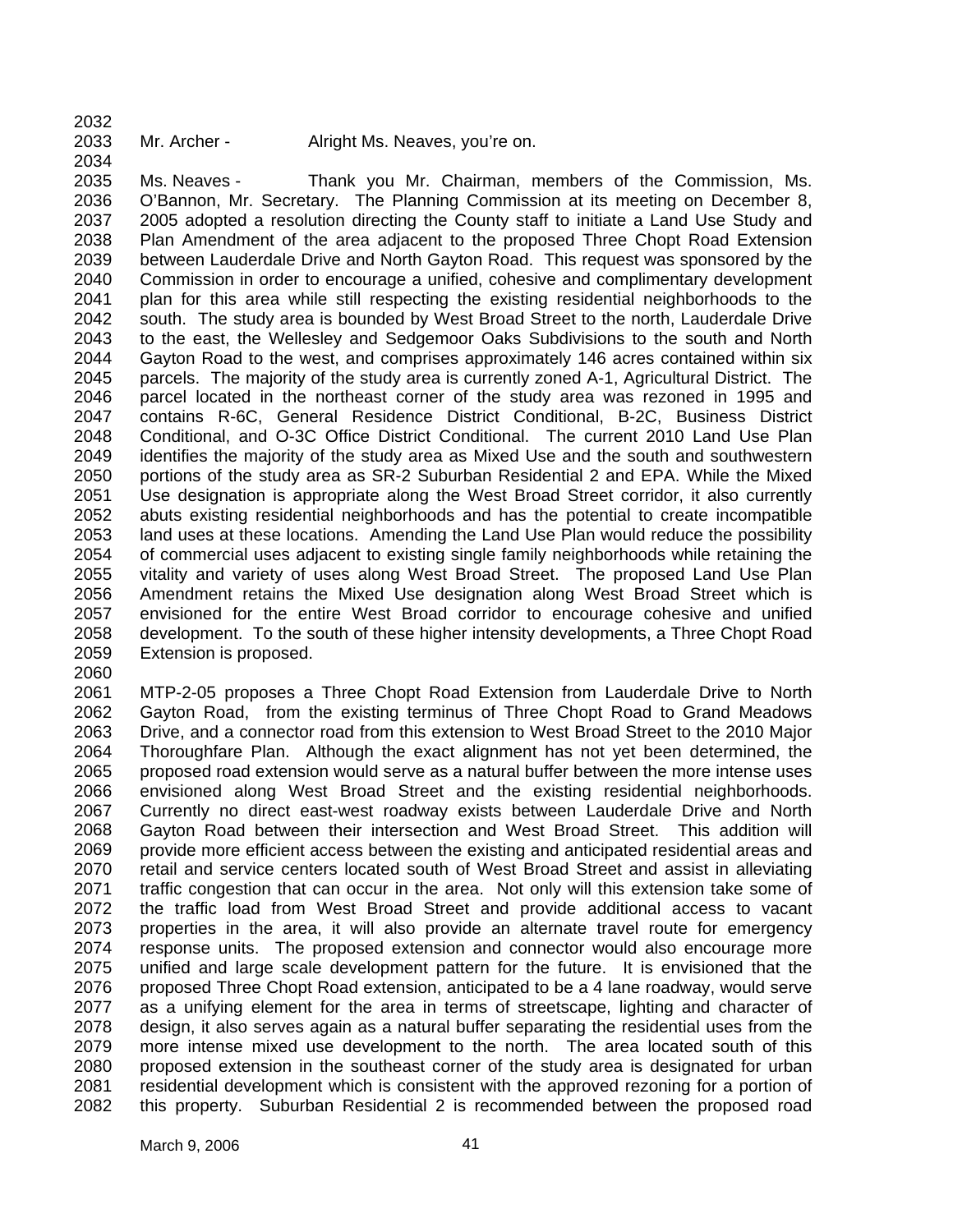Mr. Archer - Alright Ms. Neaves, you're on.

Ms. Neaves - Thank you Mr. Chairman, members of the Commission, Ms. O'Bannon, Mr. Secretary. The Planning Commission at its meeting on December 8, 2005 adopted a resolution directing the County staff to initiate a Land Use Study and Plan Amendment of the area adjacent to the proposed Three Chopt Road Extension between Lauderdale Drive and North Gayton Road. This request was sponsored by the Commission in order to encourage a unified, cohesive and complimentary development plan for this area while still respecting the existing residential neighborhoods to the south. The study area is bounded by West Broad Street to the north, Lauderdale Drive to the east, the Wellesley and Sedgemoor Oaks Subdivisions to the south and North Gayton Road to the west, and comprises approximately 146 acres contained within six parcels. The majority of the study area is currently zoned A-1, Agricultural District. The parcel located in the northeast corner of the study area was rezoned in 1995 and contains R-6C, General Residence District Conditional, B-2C, Business District Conditional, and O-3C Office District Conditional. The current 2010 Land Use Plan identifies the majority of the study area as Mixed Use and the south and southwestern portions of the study area as SR-2 Suburban Residential 2 and EPA. While the Mixed Use designation is appropriate along the West Broad Street corridor, it also currently abuts existing residential neighborhoods and has the potential to create incompatible land uses at these locations. Amending the Land Use Plan would reduce the possibility of commercial uses adjacent to existing single family neighborhoods while retaining the vitality and variety of uses along West Broad Street. The proposed Land Use Plan Amendment retains the Mixed Use designation along West Broad Street which is envisioned for the entire West Broad corridor to encourage cohesive and unified development. To the south of these higher intensity developments, a Three Chopt Road Extension is proposed.

MTP-2-05 proposes a Three Chopt Road Extension from Lauderdale Drive to North Gayton Road, from the existing terminus of Three Chopt Road to Grand Meadows Drive, and a connector road from this extension to West Broad Street to the 2010 Major Thoroughfare Plan. Although the exact alignment has not yet been determined, the proposed road extension would serve as a natural buffer between the more intense uses envisioned along West Broad Street and the existing residential neighborhoods. Currently no direct east-west roadway exists between Lauderdale Drive and North Gayton Road between their intersection and West Broad Street. This addition will provide more efficient access between the existing and anticipated residential areas and retail and service centers located south of West Broad Street and assist in alleviating traffic congestion that can occur in the area. Not only will this extension take some of the traffic load from West Broad Street and provide additional access to vacant properties in the area, it will also provide an alternate travel route for emergency response units. The proposed extension and connector would also encourage more unified and large scale development pattern for the future. It is envisioned that the proposed Three Chopt Road extension, anticipated to be a 4 lane roadway, would serve as a unifying element for the area in terms of streetscape, lighting and character of design, it also serves again as a natural buffer separating the residential uses from the more intense mixed use development to the north. The area located south of this proposed extension in the southeast corner of the study area is designated for urban residential development which is consistent with the approved rezoning for a portion of this property. Suburban Residential 2 is recommended between the proposed road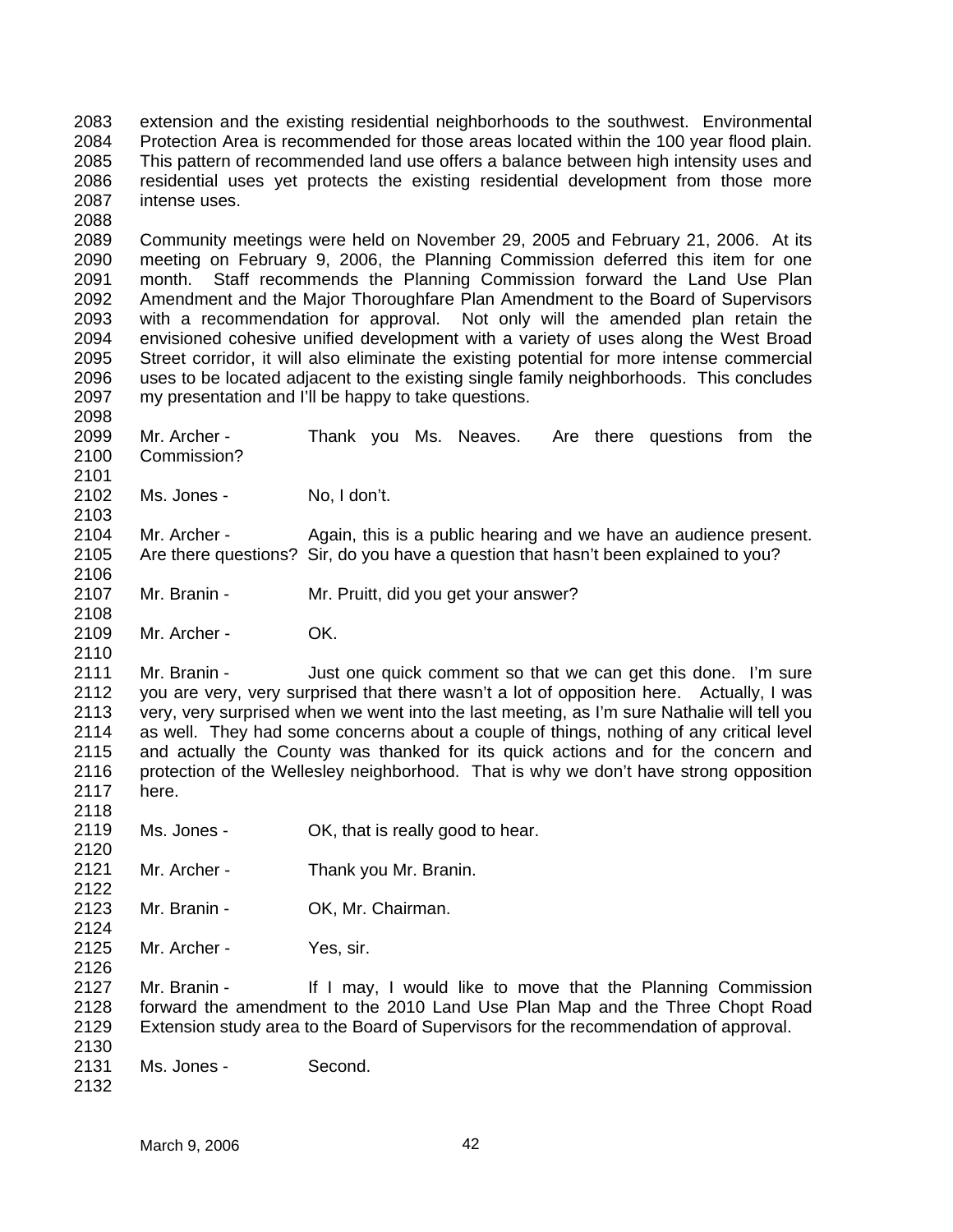extension and the existing residential neighborhoods to the southwest. Environmental Protection Area is recommended for those areas located within the 100 year flood plain. This pattern of recommended land use offers a balance between high intensity uses and residential uses yet protects the existing residential development from those more intense uses.

Community meetings were held on November 29, 2005 and February 21, 2006. At its meeting on February 9, 2006, the Planning Commission deferred this item for one month. Staff recommends the Planning Commission forward the Land Use Plan Amendment and the Major Thoroughfare Plan Amendment to the Board of Supervisors with a recommendation for approval. Not only will the amended plan retain the envisioned cohesive unified development with a variety of uses along the West Broad Street corridor, it will also eliminate the existing potential for more intense commercial uses to be located adjacent to the existing single family neighborhoods. This concludes my presentation and I'll be happy to take questions.

Mr. Archer - Thank you Ms. Neaves. Are there questions from the Commission?

Ms. Jones - No, I don't.

Mr. Archer - Again, this is a public hearing and we have an audience present. Are there questions? Sir, do you have a question that hasn't been explained to you?

Mr. Branin - Mr. Pruitt, did you get your answer?

Mr. Archer - OK.

Mr. Branin - Just one quick comment so that we can get this done. I'm sure you are very, very surprised that there wasn't a lot of opposition here. Actually, I was very, very surprised when we went into the last meeting, as I'm sure Nathalie will tell you as well. They had some concerns about a couple of things, nothing of any critical level and actually the County was thanked for its quick actions and for the concern and protection of the Wellesley neighborhood. That is why we don't have strong opposition here.

Ms. Jones - OK, that is really good to hear.

Mr. Archer - Thank you Mr. Branin.

Mr. Branin - OK, Mr. Chairman.

Mr. Archer - Yes, sir.

Mr. Branin - If I may, I would like to move that the Planning Commission forward the amendment to the 2010 Land Use Plan Map and the Three Chopt Road Extension study area to the Board of Supervisors for the recommendation of approval.

Ms. Jones - Second.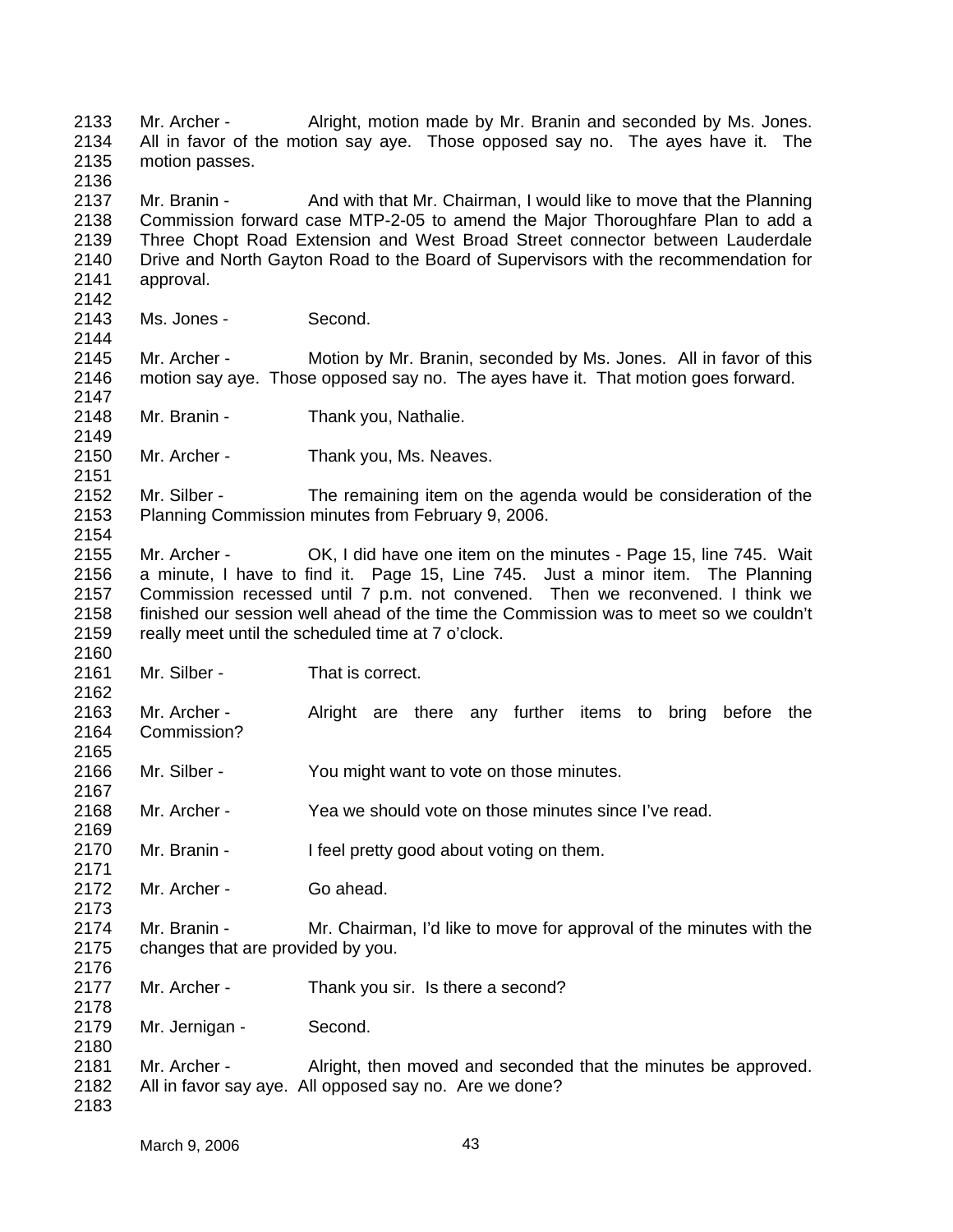2133 Mr. Archer - Alright, motion made by Mr. Branin and seconded by Ms. Jones.
2134 All in favor of the motion say aye. Those opposed say no. The ayes have it. The
2135 motion passes.
2136
2137 Mr. Branin - And with that Mr. Chairman, I would like to move that the Planning
2138 Commission forward case MTP-2-05 to amend the Major Thoroughfare Plan to add a
2139 Three Chopt Road Extension and West Broad Street connector between Lauderdale
2140 Drive and North Gayton Road to the Board of Supervisors with the recommendation for
2141 approval.
2142
2143 Ms. Jones - Second.
2144
2145 Mr. Archer - Motion by Mr. Branin, seconded by Ms. Jones. All in favor of this
2146 motion say aye. Those opposed say no. The ayes have it. That motion goes forward.
2147
2148 Mr. Branin - Thank you, Nathalie.
2149
2150 Mr. Archer - Thank you, Ms. Neaves.
2151
2152 Mr. Silber - The remaining item on the agenda would be consideration of the
2153 Planning Commission minutes from February 9, 2006.
2154
2155 Mr. Archer - OK, I did have one item on the minutes - Page 15, line 745. Wait
2156 a minute, I have to find it. Page 15, Line 745. Just a minor item. The Planning
2157 Commission recessed until 7 p.m. not convened. Then we reconvened. I think we
2158 finished our session well ahead of the time the Commission was to meet so we couldn't
2159 really meet until the scheduled time at 7 o'clock.
2160
2161 Mr. Silber - That is correct.
2162
2163 Mr. Archer - Alright are there any further items to bring before the
2164 Commission?
2165
2166 Mr. Silber - You might want to vote on those minutes.
2167
2168 Mr. Archer - Yea we should vote on those minutes since I've read.
2169
2170 Mr. Branin - I feel pretty good about voting on them.
2171
2172 Mr. Archer - Go ahead.
2173
2174 Mr. Branin - Mr. Chairman, I'd like to move for approval of the minutes with the
2175 changes that are provided by you.
2176
2177 Mr. Archer - Thank you sir. Is there a second?
2178
2179 Mr. Jernigan - Second.
2180
2181 Mr. Archer - Alright, then moved and seconded that the minutes be approved.
2182 All in favor say aye. All opposed say no. Are we done?
2183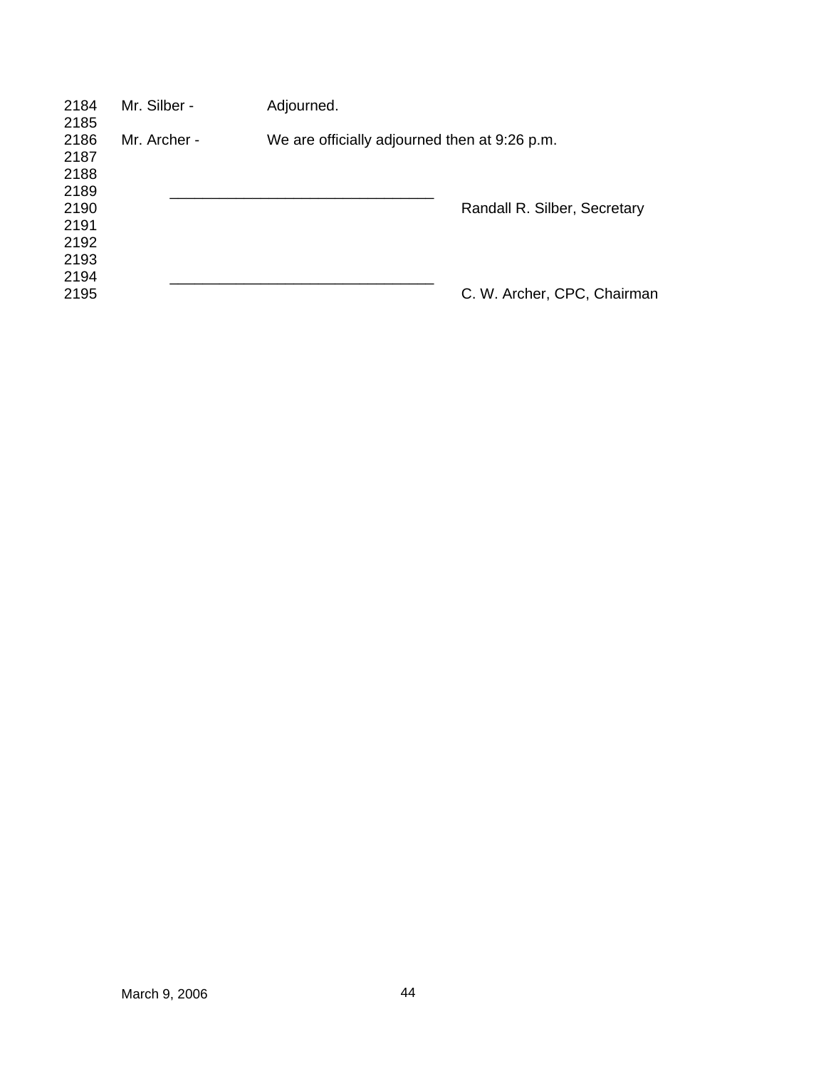2184 Mr. Silber - Adjourned.

2185

2186 Mr. Archer - We are officially adjourned then at 9:26 p.m.

2187

2188

2189 ________________________________

2190 Randall R. Silber, Secretary

2191

2192

2193

2194 ________________________________

2195 C. W. Archer, CPC, Chairman

March 9, 2006